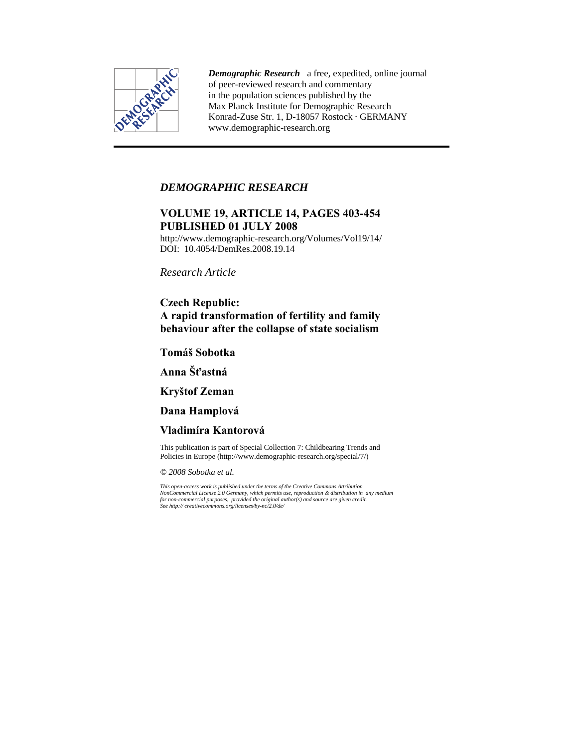***Demographic Research*** a free, expedited, online journal of peer-reviewed research and commentary in the population sciences published by the Max Planck Institute for Demographic Research
Konrad-Zuse Str. 1, D-18057 Rostock · GERMANY
www.demographic-research.org

---

*DEMOGRAPHIC RESEARCH*

**VOLUME 19, ARTICLE 14, PAGES 403-454**
**PUBLISHED 01 JULY 2008**

http://www.demographic-research.org/Volumes/Vol19/14/
DOI: 10.4054/DemRes.2008.19.14

*Research Article*

# Czech Republic: A rapid transformation of fertility and family behaviour after the collapse of state socialism

**Tomáš Sobotka**

**Anna Šťastná**

**Kryštof Zeman**

**Dana Hamplová**

**Vladimíra Kantorová**

This publication is part of Special Collection 7: Childbearing Trends and Policies in Europe (http://www.demographic-research.org/special/7/)

*© 2008 Sobotka et al.*

*This open-access work is published under the terms of the Creative Commons Attribution NonCommercial License 2.0 Germany, which permits use, reproduction & distribution in any medium for non-commercial purposes, provided the original author(s) and source are given credit. See http:// creativecommons.org/licenses/by-nc/2.0/de/*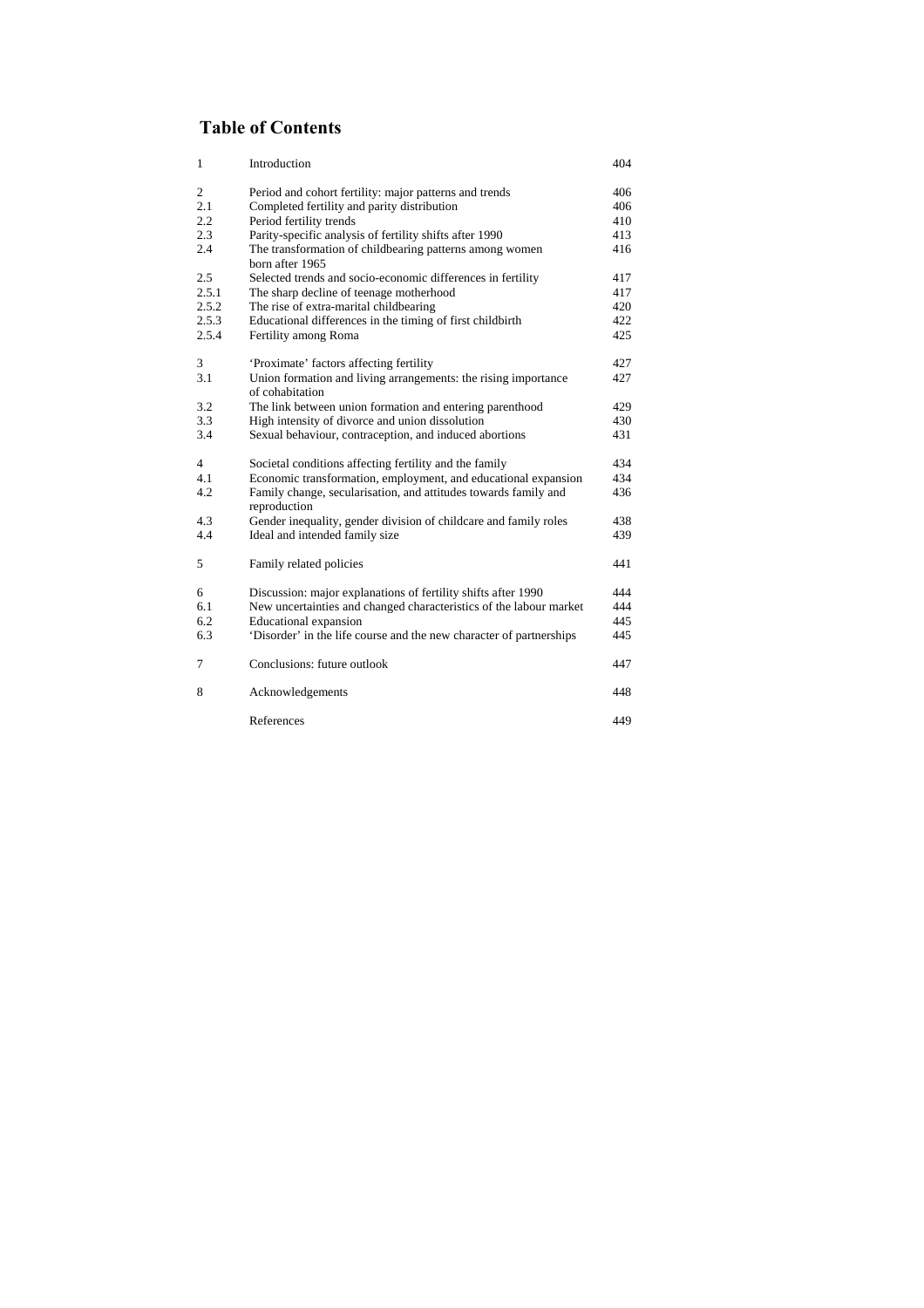## Table of Contents

| | | |
|---|---|---|
| 1 | Introduction | 404 |
| 2 | Period and cohort fertility: major patterns and trends | 406 |
| 2.1 | Completed fertility and parity distribution | 406 |
| 2.2 | Period fertility trends | 410 |
| 2.3 | Parity-specific analysis of fertility shifts after 1990 | 413 |
| 2.4 | The transformation of childbearing patterns among women born after 1965 | 416 |
| 2.5 | Selected trends and socio-economic differences in fertility | 417 |
| 2.5.1 | The sharp decline of teenage motherhood | 417 |
| 2.5.2 | The rise of extra-marital childbearing | 420 |
| 2.5.3 | Educational differences in the timing of first childbirth | 422 |
| 2.5.4 | Fertility among Roma | 425 |
| 3 | 'Proximate' factors affecting fertility | 427 |
| 3.1 | Union formation and living arrangements: the rising importance of cohabitation | 427 |
| 3.2 | The link between union formation and entering parenthood | 429 |
| 3.3 | High intensity of divorce and union dissolution | 430 |
| 3.4 | Sexual behaviour, contraception, and induced abortions | 431 |
| 4 | Societal conditions affecting fertility and the family | 434 |
| 4.1 | Economic transformation, employment, and educational expansion | 434 |
| 4.2 | Family change, secularisation, and attitudes towards family and reproduction | 436 |
| 4.3 | Gender inequality, gender division of childcare and family roles | 438 |
| 4.4 | Ideal and intended family size | 439 |
| 5 | Family related policies | 441 |
| 6 | Discussion: major explanations of fertility shifts after 1990 | 444 |
| 6.1 | New uncertainties and changed characteristics of the labour market | 444 |
| 6.2 | Educational expansion | 445 |
| 6.3 | 'Disorder' in the life course and the new character of partnerships | 445 |
| 7 | Conclusions: future outlook | 447 |
| 8 | Acknowledgements | 448 |
| | References | 449 |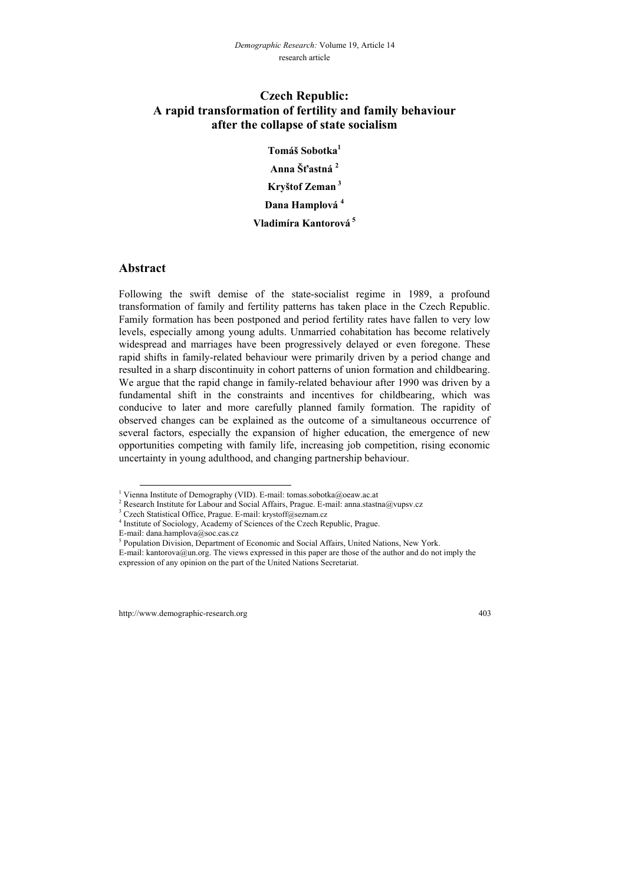# Czech Republic: A rapid transformation of fertility and family behaviour after the collapse of state socialism

**Tomáš Sobotka**[1]

**Anna Šťastná**[2]

**Kryštof Zeman**[3]

**Dana Hamplová**[4]

**Vladimíra Kantorová**[5]

## Abstract

Following the swift demise of the state-socialist regime in 1989, a profound transformation of family and fertility patterns has taken place in the Czech Republic. Family formation has been postponed and period fertility rates have fallen to very low levels, especially among young adults. Unmarried cohabitation has become relatively widespread and marriages have been progressively delayed or even foregone. These rapid shifts in family-related behaviour were primarily driven by a period change and resulted in a sharp discontinuity in cohort patterns of union formation and childbearing. We argue that the rapid change in family-related behaviour after 1990 was driven by a fundamental shift in the constraints and incentives for childbearing, which was conducive to later and more carefully planned family formation. The rapidity of observed changes can be explained as the outcome of a simultaneous occurrence of several factors, especially the expansion of higher education, the emergence of new opportunities competing with family life, increasing job competition, rising economic uncertainty in young adulthood, and changing partnership behaviour.

[1] Vienna Institute of Demography (VID). E-mail: tomas.sobotka@oeaw.ac.at

[2] Research Institute for Labour and Social Affairs, Prague. E-mail: anna.stastna@vupsv.cz

[3] Czech Statistical Office, Prague. E-mail: krystoff@seznam.cz

[4] Institute of Sociology, Academy of Sciences of the Czech Republic, Prague. E-mail: dana.hamplova@soc.cas.cz

[5] Population Division, Department of Economic and Social Affairs, United Nations, New York. E-mail: kantorova@un.org. The views expressed in this paper are those of the author and do not imply the expression of any opinion on the part of the United Nations Secretariat.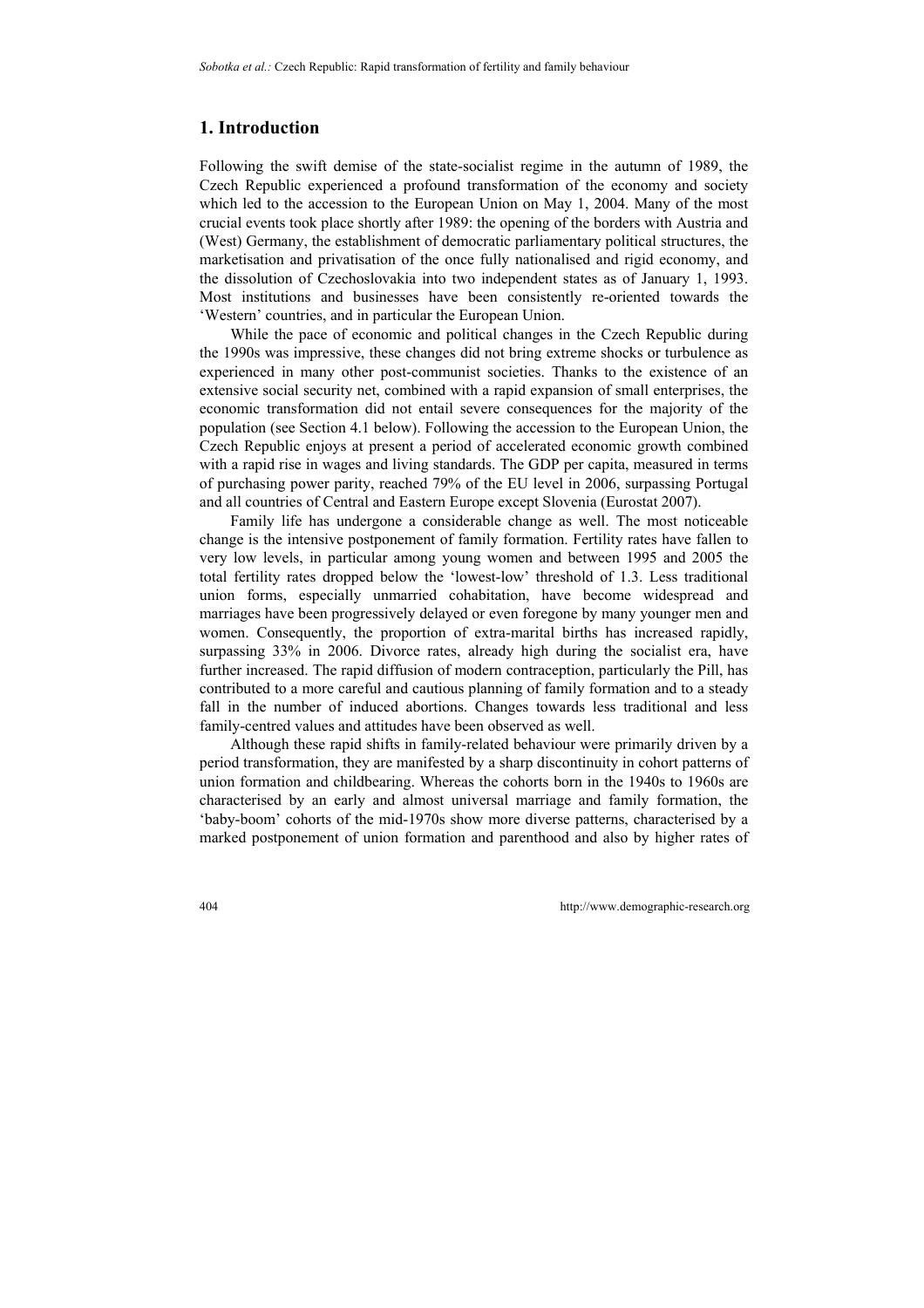## 1. Introduction

Following the swift demise of the state-socialist regime in the autumn of 1989, the Czech Republic experienced a profound transformation of the economy and society which led to the accession to the European Union on May 1, 2004. Many of the most crucial events took place shortly after 1989: the opening of the borders with Austria and (West) Germany, the establishment of democratic parliamentary political structures, the marketisation and privatisation of the once fully nationalised and rigid economy, and the dissolution of Czechoslovakia into two independent states as of January 1, 1993. Most institutions and businesses have been consistently re-oriented towards the 'Western' countries, and in particular the European Union.

While the pace of economic and political changes in the Czech Republic during the 1990s was impressive, these changes did not bring extreme shocks or turbulence as experienced in many other post-communist societies. Thanks to the existence of an extensive social security net, combined with a rapid expansion of small enterprises, the economic transformation did not entail severe consequences for the majority of the population (see Section 4.1 below). Following the accession to the European Union, the Czech Republic enjoys at present a period of accelerated economic growth combined with a rapid rise in wages and living standards. The GDP per capita, measured in terms of purchasing power parity, reached 79% of the EU level in 2006, surpassing Portugal and all countries of Central and Eastern Europe except Slovenia (Eurostat 2007).

Family life has undergone a considerable change as well. The most noticeable change is the intensive postponement of family formation. Fertility rates have fallen to very low levels, in particular among young women and between 1995 and 2005 the total fertility rates dropped below the 'lowest-low' threshold of 1.3. Less traditional union forms, especially unmarried cohabitation, have become widespread and marriages have been progressively delayed or even foregone by many younger men and women. Consequently, the proportion of extra-marital births has increased rapidly, surpassing 33% in 2006. Divorce rates, already high during the socialist era, have further increased. The rapid diffusion of modern contraception, particularly the Pill, has contributed to a more careful and cautious planning of family formation and to a steady fall in the number of induced abortions. Changes towards less traditional and less family-centred values and attitudes have been observed as well.

Although these rapid shifts in family-related behaviour were primarily driven by a period transformation, they are manifested by a sharp discontinuity in cohort patterns of union formation and childbearing. Whereas the cohorts born in the 1940s to 1960s are characterised by an early and almost universal marriage and family formation, the 'baby-boom' cohorts of the mid-1970s show more diverse patterns, characterised by a marked postponement of union formation and parenthood and also by higher rates of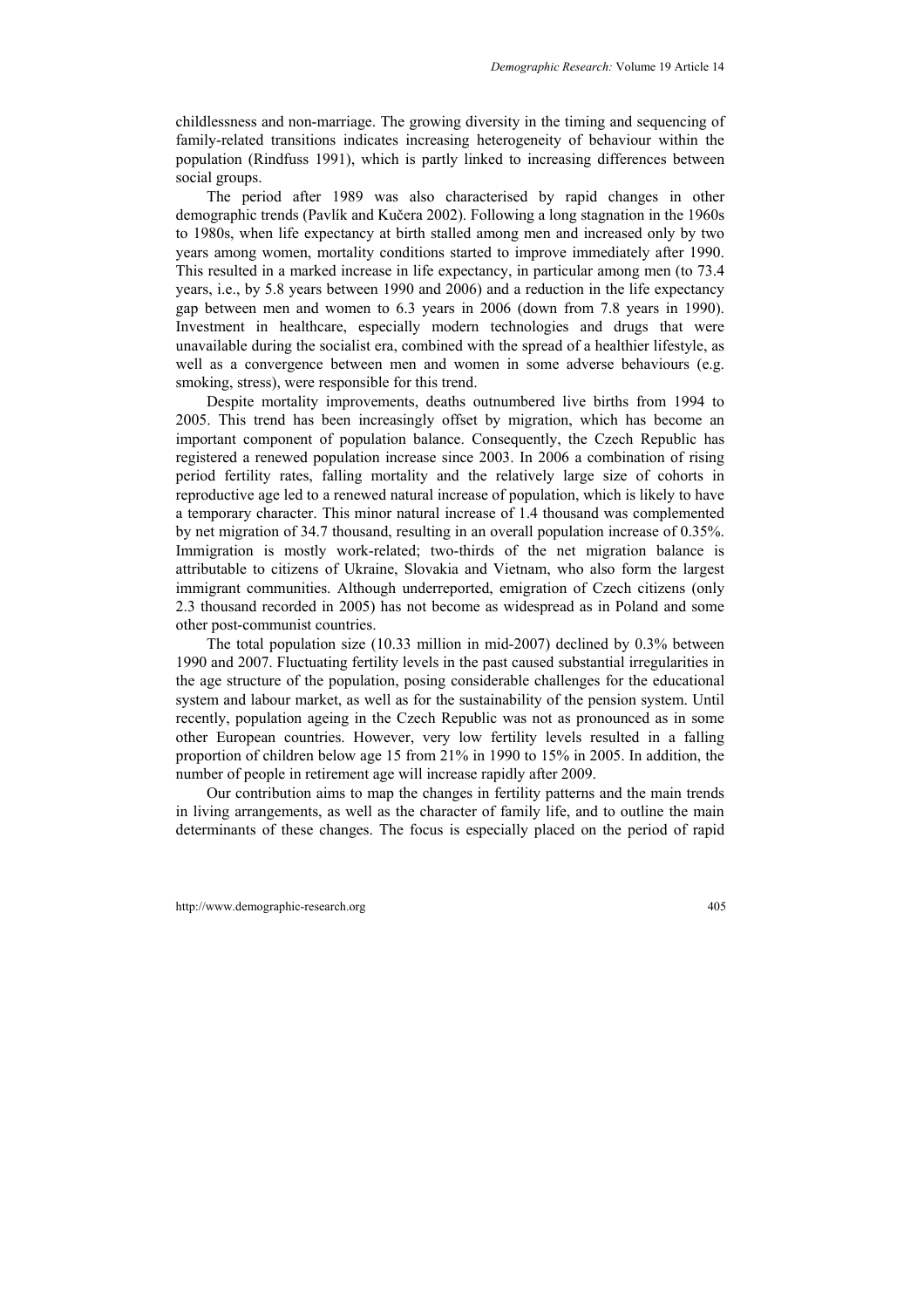childlessness and non-marriage. The growing diversity in the timing and sequencing of family-related transitions indicates increasing heterogeneity of behaviour within the population (Rindfuss 1991), which is partly linked to increasing differences between social groups.

The period after 1989 was also characterised by rapid changes in other demographic trends (Pavlík and Kučera 2002). Following a long stagnation in the 1960s to 1980s, when life expectancy at birth stalled among men and increased only by two years among women, mortality conditions started to improve immediately after 1990. This resulted in a marked increase in life expectancy, in particular among men (to 73.4 years, i.e., by 5.8 years between 1990 and 2006) and a reduction in the life expectancy gap between men and women to 6.3 years in 2006 (down from 7.8 years in 1990). Investment in healthcare, especially modern technologies and drugs that were unavailable during the socialist era, combined with the spread of a healthier lifestyle, as well as a convergence between men and women in some adverse behaviours (e.g. smoking, stress), were responsible for this trend.

Despite mortality improvements, deaths outnumbered live births from 1994 to 2005. This trend has been increasingly offset by migration, which has become an important component of population balance. Consequently, the Czech Republic has registered a renewed population increase since 2003. In 2006 a combination of rising period fertility rates, falling mortality and the relatively large size of cohorts in reproductive age led to a renewed natural increase of population, which is likely to have a temporary character. This minor natural increase of 1.4 thousand was complemented by net migration of 34.7 thousand, resulting in an overall population increase of 0.35%. Immigration is mostly work-related; two-thirds of the net migration balance is attributable to citizens of Ukraine, Slovakia and Vietnam, who also form the largest immigrant communities. Although underreported, emigration of Czech citizens (only 2.3 thousand recorded in 2005) has not become as widespread as in Poland and some other post-communist countries.

The total population size (10.33 million in mid-2007) declined by 0.3% between 1990 and 2007. Fluctuating fertility levels in the past caused substantial irregularities in the age structure of the population, posing considerable challenges for the educational system and labour market, as well as for the sustainability of the pension system. Until recently, population ageing in the Czech Republic was not as pronounced as in some other European countries. However, very low fertility levels resulted in a falling proportion of children below age 15 from 21% in 1990 to 15% in 2005. In addition, the number of people in retirement age will increase rapidly after 2009.

Our contribution aims to map the changes in fertility patterns and the main trends in living arrangements, as well as the character of family life, and to outline the main determinants of these changes. The focus is especially placed on the period of rapid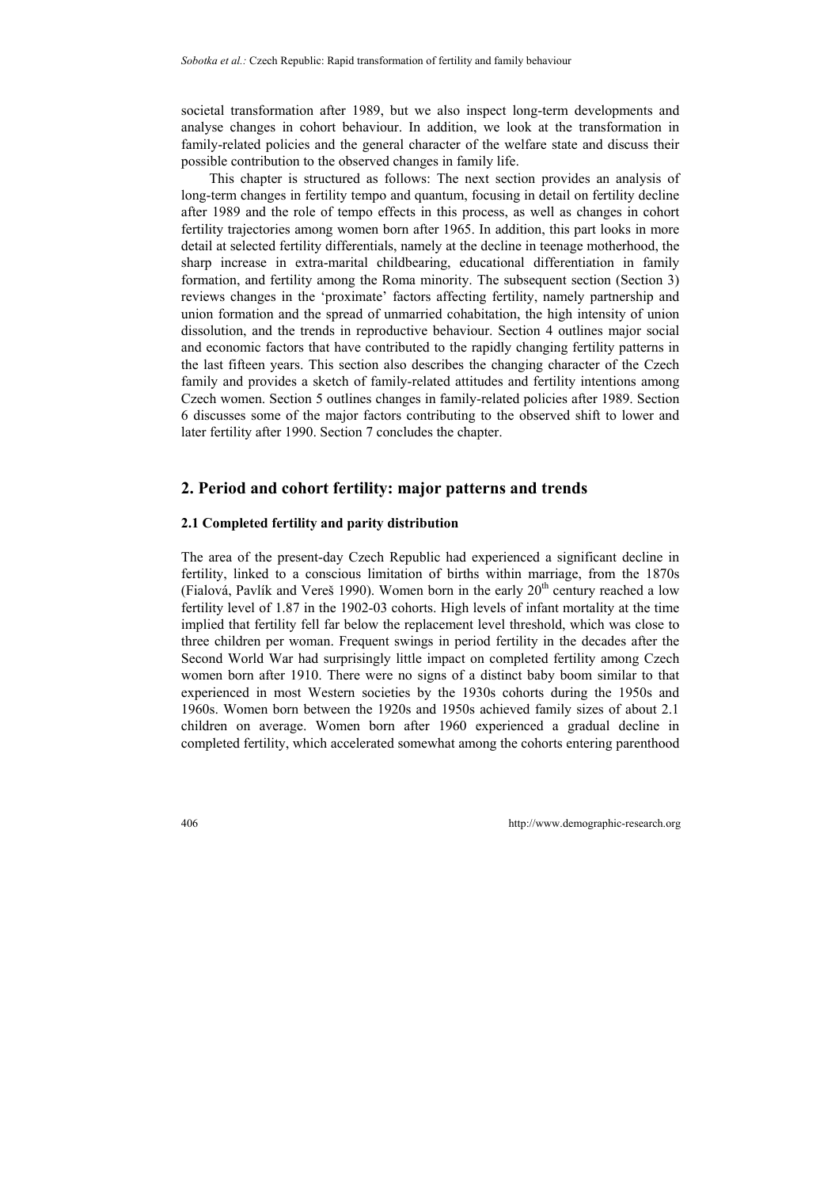societal transformation after 1989, but we also inspect long-term developments and analyse changes in cohort behaviour. In addition, we look at the transformation in family-related policies and the general character of the welfare state and discuss their possible contribution to the observed changes in family life.

This chapter is structured as follows: The next section provides an analysis of long-term changes in fertility tempo and quantum, focusing in detail on fertility decline after 1989 and the role of tempo effects in this process, as well as changes in cohort fertility trajectories among women born after 1965. In addition, this part looks in more detail at selected fertility differentials, namely at the decline in teenage motherhood, the sharp increase in extra-marital childbearing, educational differentiation in family formation, and fertility among the Roma minority. The subsequent section (Section 3) reviews changes in the 'proximate' factors affecting fertility, namely partnership and union formation and the spread of unmarried cohabitation, the high intensity of union dissolution, and the trends in reproductive behaviour. Section 4 outlines major social and economic factors that have contributed to the rapidly changing fertility patterns in the last fifteen years. This section also describes the changing character of the Czech family and provides a sketch of family-related attitudes and fertility intentions among Czech women. Section 5 outlines changes in family-related policies after 1989. Section 6 discusses some of the major factors contributing to the observed shift to lower and later fertility after 1990. Section 7 concludes the chapter.

## 2. Period and cohort fertility: major patterns and trends

### 2.1 Completed fertility and parity distribution

The area of the present-day Czech Republic had experienced a significant decline in fertility, linked to a conscious limitation of births within marriage, from the 1870s (Fialová, Pavlík and Vereš 1990). Women born in the early 20th century reached a low fertility level of 1.87 in the 1902-03 cohorts. High levels of infant mortality at the time implied that fertility fell far below the replacement level threshold, which was close to three children per woman. Frequent swings in period fertility in the decades after the Second World War had surprisingly little impact on completed fertility among Czech women born after 1910. There were no signs of a distinct baby boom similar to that experienced in most Western societies by the 1930s cohorts during the 1950s and 1960s. Women born between the 1920s and 1950s achieved family sizes of about 2.1 children on average. Women born after 1960 experienced a gradual decline in completed fertility, which accelerated somewhat among the cohorts entering parenthood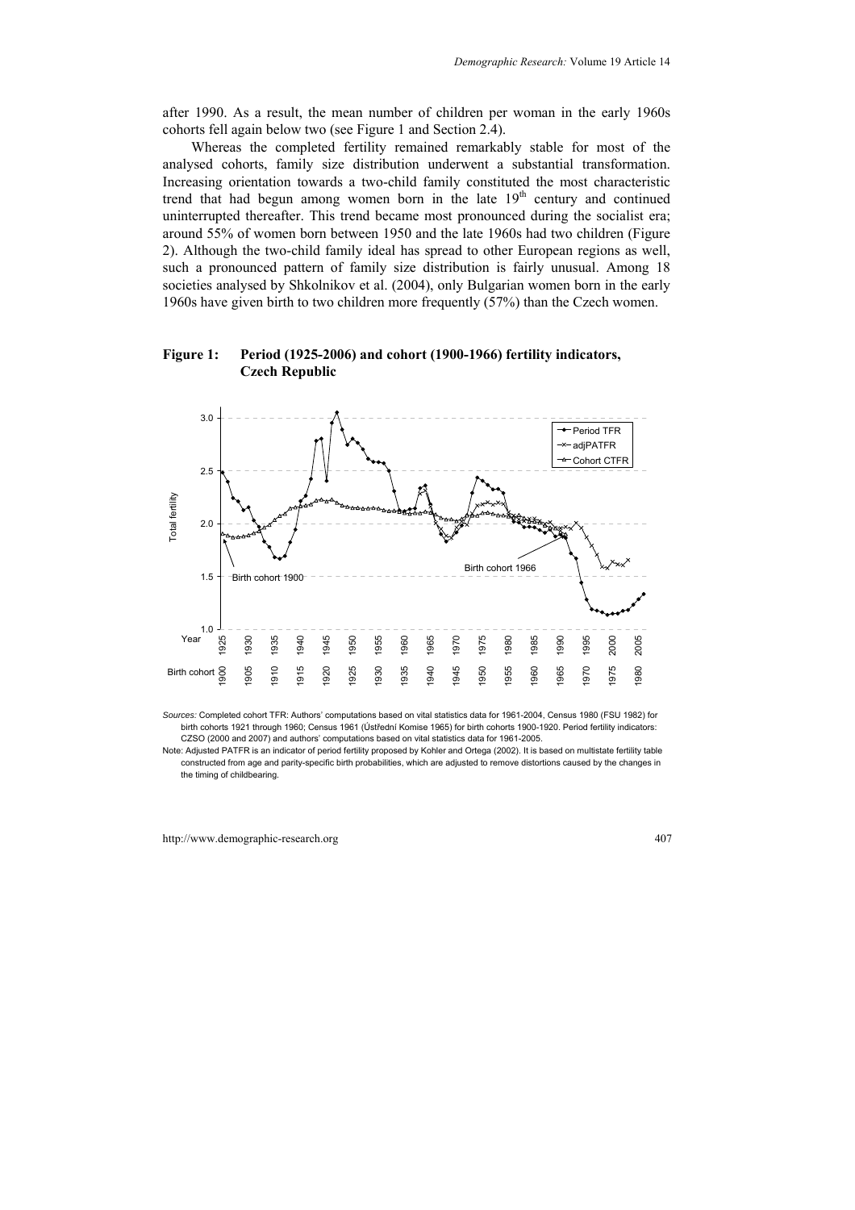after 1990. As a result, the mean number of children per woman in the early 1960s cohorts fell again below two (see Figure 1 and Section 2.4).

Whereas the completed fertility remained remarkably stable for most of the analysed cohorts, family size distribution underwent a substantial transformation. Increasing orientation towards a two-child family constituted the most characteristic trend that had begun among women born in the late 19[th] century and continued uninterrupted thereafter. This trend became most pronounced during the socialist era; around 55% of women born between 1950 and the late 1960s had two children (Figure 2). Although the two-child family ideal has spread to other European regions as well, such a pronounced pattern of family size distribution is fairly unusual. Among 18 societies analysed by Shkolnikov et al. (2004), only Bulgarian women born in the early 1960s have given birth to two children more frequently (57%) than the Czech women.

**Figure 1: Period (1925-2006) and cohort (1900-1966) fertility indicators, Czech Republic**

Total fertility

3.0
2.5
2.0
1.5
1.0

Period TFR
adjPATFR
Cohort CTFR

Birth cohort 1900
Birth cohort 1966

Year 1925 1930 1935 1940 1945 1950 1955 1960 1965 1970 1975 1980 1985 1990 1995 2000 2005

Birth cohort 1900 1905 1910 1915 1920 1925 1930 1935 1940 1945 1950 1955 1960 1965 1970 1975 1980

*Sources:* Completed cohort TFR: Authors' computations based on vital statistics data for 1961-2004, Census 1980 (FSU 1982) for birth cohorts 1921 through 1960; Census 1961 (Ústřední Komise 1965) for birth cohorts 1900-1920. Period fertility indicators: CZSO (2000 and 2007) and authors' computations based on vital statistics data for 1961-2005.

Note: Adjusted PATFR is an indicator of period fertility proposed by Kohler and Ortega (2002). It is based on multistate fertility table constructed from age and parity-specific birth probabilities, which are adjusted to remove distortions caused by the changes in the timing of childbearing.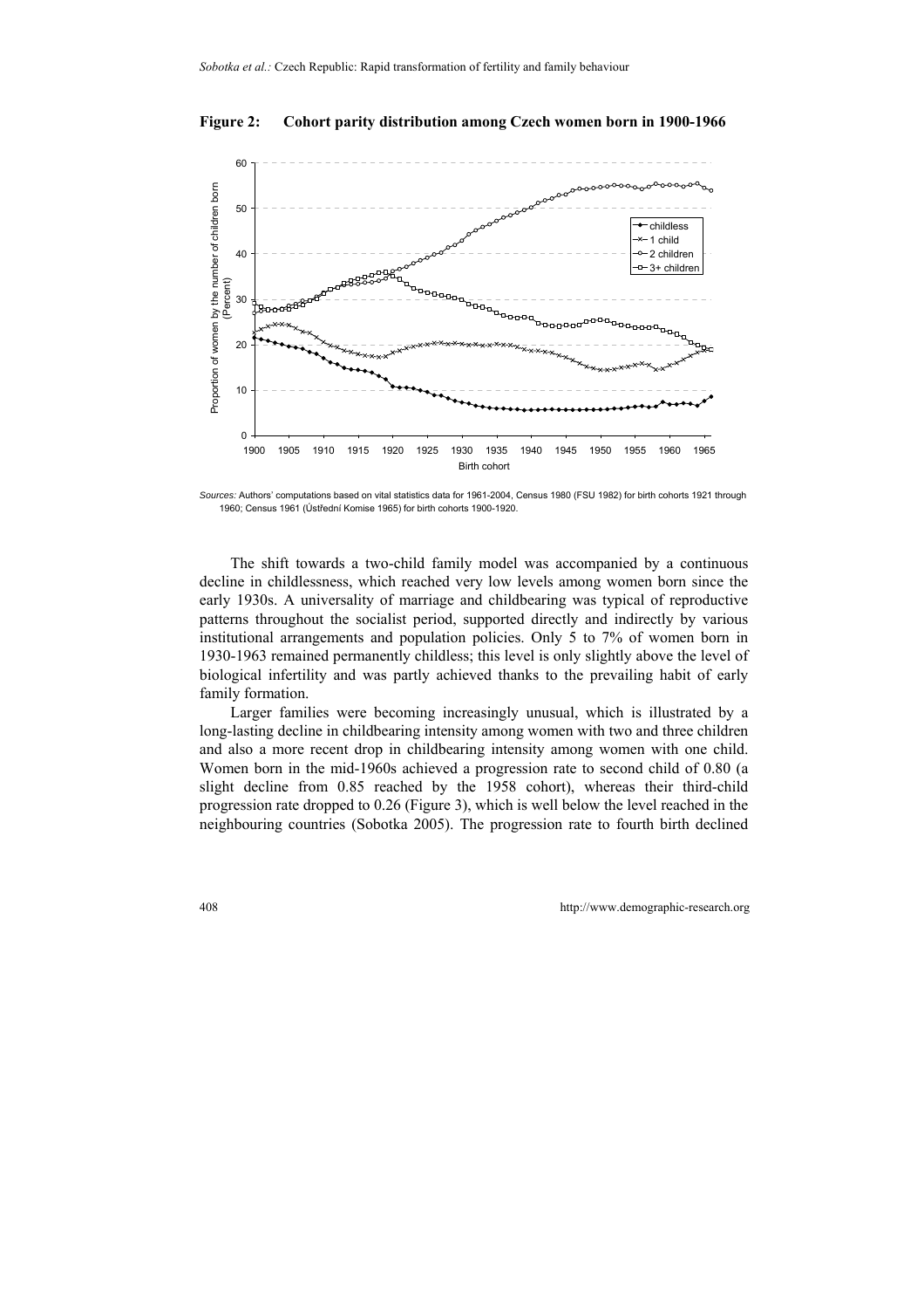**Figure 2: Cohort parity distribution among Czech women born in 1900-1966**

Proportion of women by the number of children born (Percent)

60
50
40
30
20
10
0

1900 1905 1910 1915 1920 1925 1930 1935 1940 1945 1950 1955 1960 1965

Birth cohort

childless
1 child
2 children
3+ children

*Sources:* Authors' computations based on vital statistics data for 1961-2004, Census 1980 (FSU 1982) for birth cohorts 1921 through 1960; Census 1961 (Ústřední Komise 1965) for birth cohorts 1900-1920.

The shift towards a two-child family model was accompanied by a continuous decline in childlessness, which reached very low levels among women born since the early 1930s. A universality of marriage and childbearing was typical of reproductive patterns throughout the socialist period, supported directly and indirectly by various institutional arrangements and population policies. Only 5 to 7% of women born in 1930-1963 remained permanently childless; this level is only slightly above the level of biological infertility and was partly achieved thanks to the prevailing habit of early family formation.

Larger families were becoming increasingly unusual, which is illustrated by a long-lasting decline in childbearing intensity among women with two and three children and also a more recent drop in childbearing intensity among women with one child. Women born in the mid-1960s achieved a progression rate to second child of 0.80 (a slight decline from 0.85 reached by the 1958 cohort), whereas their third-child progression rate dropped to 0.26 (Figure 3), which is well below the level reached in the neighbouring countries (Sobotka 2005). The progression rate to fourth birth declined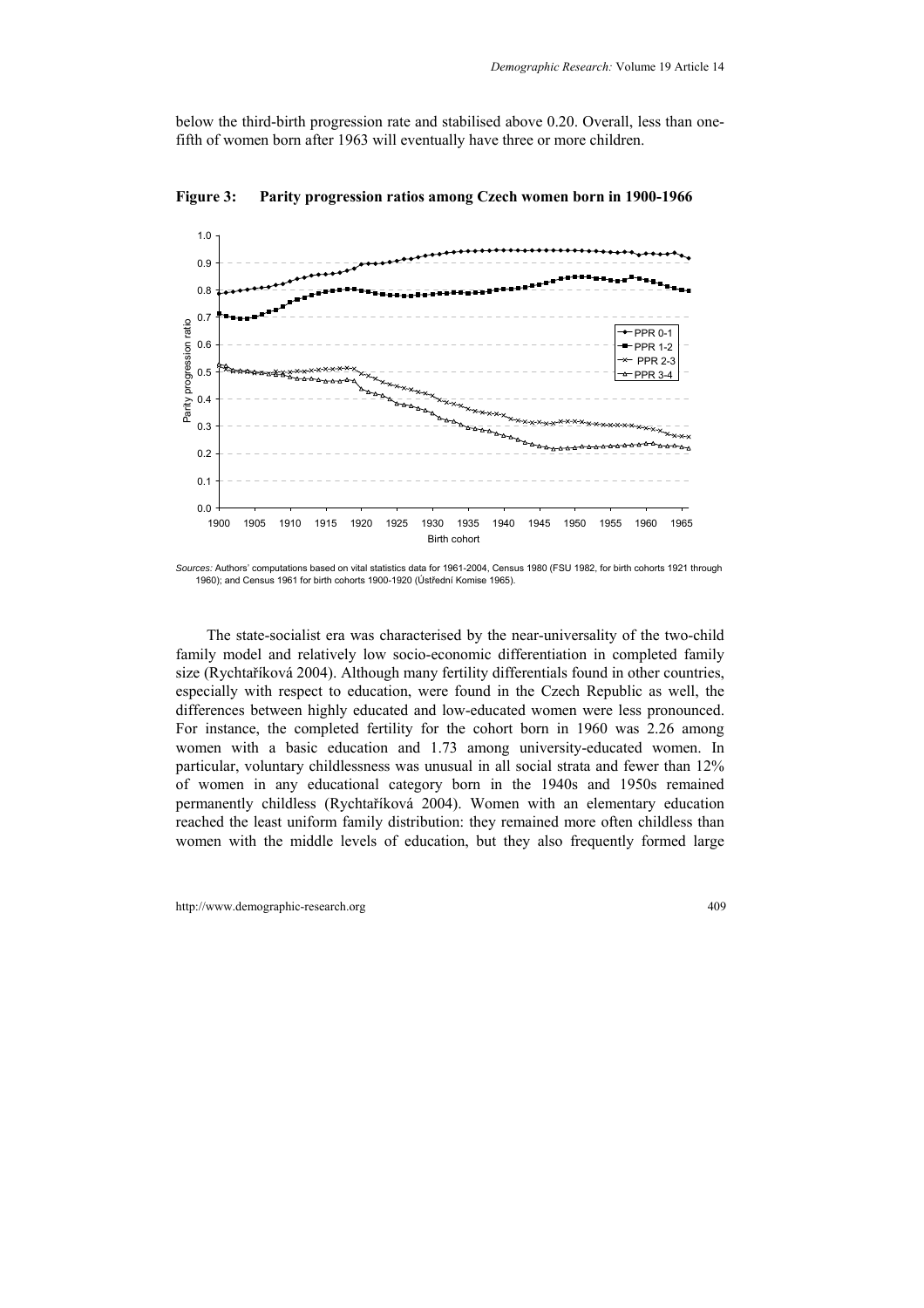below the third-birth progression rate and stabilised above 0.20. Overall, less than one-fifth of women born after 1963 will eventually have three or more children.

**Figure 3: Parity progression ratios among Czech women born in 1900-1966**

Parity progression ratio

1.0
0.9
0.8
0.7
0.6
0.5
0.4
0.3
0.2
0.1
0.0

1900 1905 1910 1915 1920 1925 1930 1935 1940 1945 1950 1955 1960 1965

Birth cohort

PPR 0-1
PPR 1-2
PPR 2-3
PPR 3-4

*Sources:* Authors' computations based on vital statistics data for 1961-2004, Census 1980 (FSU 1982, for birth cohorts 1921 through 1960); and Census 1961 for birth cohorts 1900-1920 (Ústřední Komise 1965).

The state-socialist era was characterised by the near-universality of the two-child family model and relatively low socio-economic differentiation in completed family size (Rychtaříková 2004). Although many fertility differentials found in other countries, especially with respect to education, were found in the Czech Republic as well, the differences between highly educated and low-educated women were less pronounced. For instance, the completed fertility for the cohort born in 1960 was 2.26 among women with a basic education and 1.73 among university-educated women. In particular, voluntary childlessness was unusual in all social strata and fewer than 12% of women in any educational category born in the 1940s and 1950s remained permanently childless (Rychtaříková 2004). Women with an elementary education reached the least uniform family distribution: they remained more often childless than women with the middle levels of education, but they also frequently formed large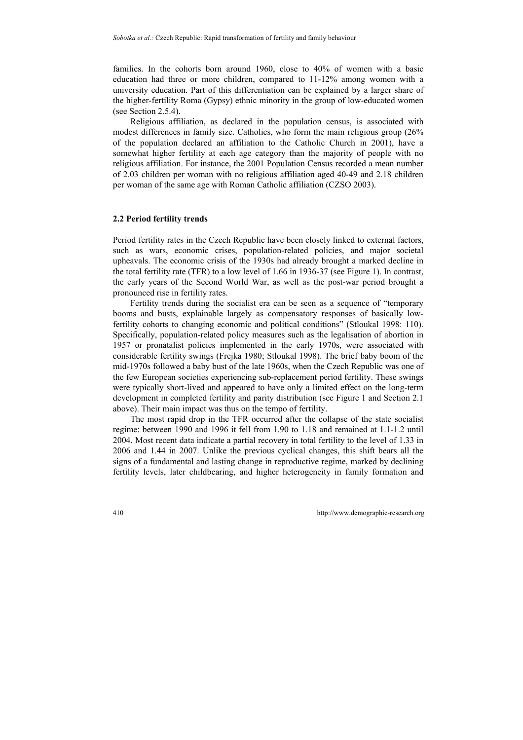families. In the cohorts born around 1960, close to 40% of women with a basic education had three or more children, compared to 11-12% among women with a university education. Part of this differentiation can be explained by a larger share of the higher-fertility Roma (Gypsy) ethnic minority in the group of low-educated women (see Section 2.5.4).

Religious affiliation, as declared in the population census, is associated with modest differences in family size. Catholics, who form the main religious group (26% of the population declared an affiliation to the Catholic Church in 2001), have a somewhat higher fertility at each age category than the majority of people with no religious affiliation. For instance, the 2001 Population Census recorded a mean number of 2.03 children per woman with no religious affiliation aged 40-49 and 2.18 children per woman of the same age with Roman Catholic affiliation (CZSO 2003).

### 2.2 Period fertility trends

Period fertility rates in the Czech Republic have been closely linked to external factors, such as wars, economic crises, population-related policies, and major societal upheavals. The economic crisis of the 1930s had already brought a marked decline in the total fertility rate (TFR) to a low level of 1.66 in 1936-37 (see Figure 1). In contrast, the early years of the Second World War, as well as the post-war period brought a pronounced rise in fertility rates.

Fertility trends during the socialist era can be seen as a sequence of "temporary booms and busts, explainable largely as compensatory responses of basically low-fertility cohorts to changing economic and political conditions" (Stloukal 1998: 110). Specifically, population-related policy measures such as the legalisation of abortion in 1957 or pronatalist policies implemented in the early 1970s, were associated with considerable fertility swings (Frejka 1980; Stloukal 1998). The brief baby boom of the mid-1970s followed a baby bust of the late 1960s, when the Czech Republic was one of the few European societies experiencing sub-replacement period fertility. These swings were typically short-lived and appeared to have only a limited effect on the long-term development in completed fertility and parity distribution (see Figure 1 and Section 2.1 above). Their main impact was thus on the tempo of fertility.

The most rapid drop in the TFR occurred after the collapse of the state socialist regime: between 1990 and 1996 it fell from 1.90 to 1.18 and remained at 1.1-1.2 until 2004. Most recent data indicate a partial recovery in total fertility to the level of 1.33 in 2006 and 1.44 in 2007. Unlike the previous cyclical changes, this shift bears all the signs of a fundamental and lasting change in reproductive regime, marked by declining fertility levels, later childbearing, and higher heterogeneity in family formation and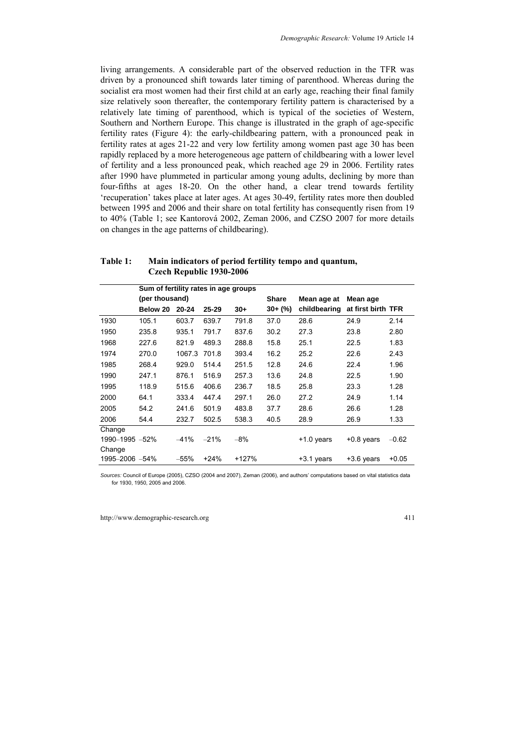living arrangements. A considerable part of the observed reduction in the TFR was driven by a pronounced shift towards later timing of parenthood. Whereas during the socialist era most women had their first child at an early age, reaching their final family size relatively soon thereafter, the contemporary fertility pattern is characterised by a relatively late timing of parenthood, which is typical of the societies of Western, Southern and Northern Europe. This change is illustrated in the graph of age-specific fertility rates (Figure 4): the early-childbearing pattern, with a pronounced peak in fertility rates at ages 21-22 and very low fertility among women past age 30 has been rapidly replaced by a more heterogeneous age pattern of childbearing with a lower level of fertility and a less pronounced peak, which reached age 29 in 2006. Fertility rates after 1990 have plummeted in particular among young adults, declining by more than four-fifths at ages 18-20. On the other hand, a clear trend towards fertility 'recuperation' takes place at later ages. At ages 30-49, fertility rates more then doubled between 1995 and 2006 and their share on total fertility has consequently risen from 19 to 40% (Table 1; see Kantorová 2002, Zeman 2006, and CZSO 2007 for more details on changes in the age patterns of childbearing).

**Table 1: Main indicators of period fertility tempo and quantum, Czech Republic 1930-2006**

| | Sum of fertility rates in age groups (per thousand) | | | | Share | Mean age at | Mean age | |
|---|---|---|---|---|---|---|---|---|
| | Below 20 | 20-24 | 25-29 | 30+ | 30+ (%) | childbearing | at first birth | TFR |
| 1930 | 105.1 | 603.7 | 639.7 | 791.8 | 37.0 | 28.6 | 24.9 | 2.14 |
| 1950 | 235.8 | 935.1 | 791.7 | 837.6 | 30.2 | 27.3 | 23.8 | 2.80 |
| 1968 | 227.6 | 821.9 | 489.3 | 288.8 | 15.8 | 25.1 | 22.5 | 1.83 |
| 1974 | 270.0 | 1067.3 | 701.8 | 393.4 | 16.2 | 25.2 | 22.6 | 2.43 |
| 1985 | 268.4 | 929.0 | 514.4 | 251.5 | 12.8 | 24.6 | 22.4 | 1.96 |
| 1990 | 247.1 | 876.1 | 516.9 | 257.3 | 13.6 | 24.8 | 22.5 | 1.90 |
| 1995 | 118.9 | 515.6 | 406.6 | 236.7 | 18.5 | 25.8 | 23.3 | 1.28 |
| 2000 | 64.1 | 333.4 | 447.4 | 297.1 | 26.0 | 27.2 | 24.9 | 1.14 |
| 2005 | 54.2 | 241.6 | 501.9 | 483.8 | 37.7 | 28.6 | 26.6 | 1.28 |
| 2006 | 54.4 | 232.7 | 502.5 | 538.3 | 40.5 | 28.9 | 26.9 | 1.33 |
| Change 1990–1995 | –52% | –41% | –21% | –8% | | +1.0 years | +0.8 years | –0.62 |
| Change 1995–2006 | –54% | –55% | +24% | +127% | | +3.1 years | +3.6 years | +0.05 |

*Sources:* Council of Europe (2005), CZSO (2004 and 2007), Zeman (2006), and authors' computations based on vital statistics data for 1930, 1950, 2005 and 2006.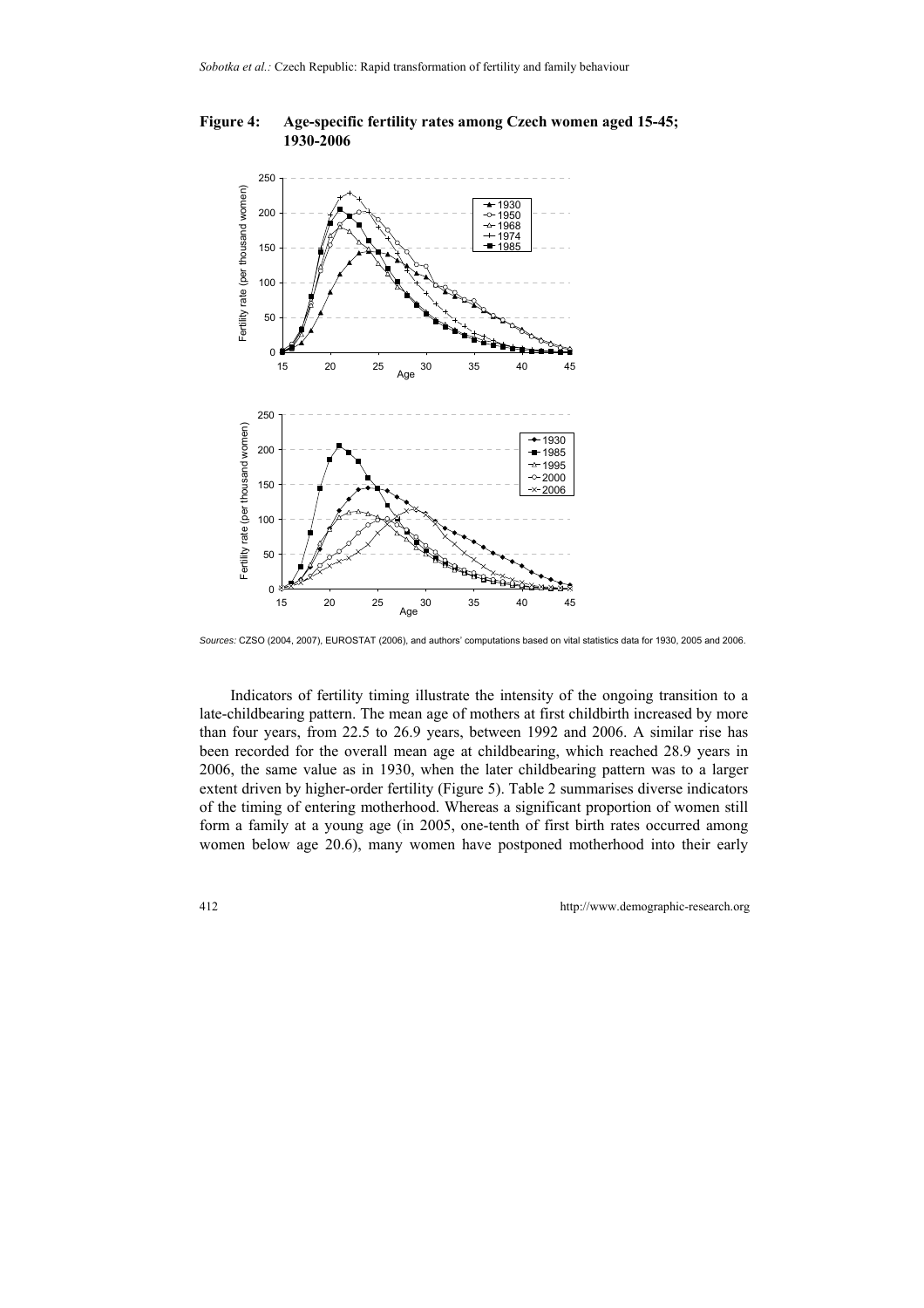**Figure 4: Age-specific fertility rates among Czech women aged 15-45; 1930-2006**

250
200
150
100
50
0
Fertility rate (per thousand women)
15 20 25 30 35 40 45
Age

1930
1950
1968
1974
1985

250
200
150
100
50
0
Fertility rate (per thousand women)
15 20 25 30 35 40 45
Age

1930
1985
1995
2000
2006

*Sources:* CZSO (2004, 2007), EUROSTAT (2006), and authors' computations based on vital statistics data for 1930, 2005 and 2006.

Indicators of fertility timing illustrate the intensity of the ongoing transition to a late-childbearing pattern. The mean age of mothers at first childbirth increased by more than four years, from 22.5 to 26.9 years, between 1992 and 2006. A similar rise has been recorded for the overall mean age at childbearing, which reached 28.9 years in 2006, the same value as in 1930, when the later childbearing pattern was to a larger extent driven by higher-order fertility (Figure 5). Table 2 summarises diverse indicators of the timing of entering motherhood. Whereas a significant proportion of women still form a family at a young age (in 2005, one-tenth of first birth rates occurred among women below age 20.6), many women have postponed motherhood into their early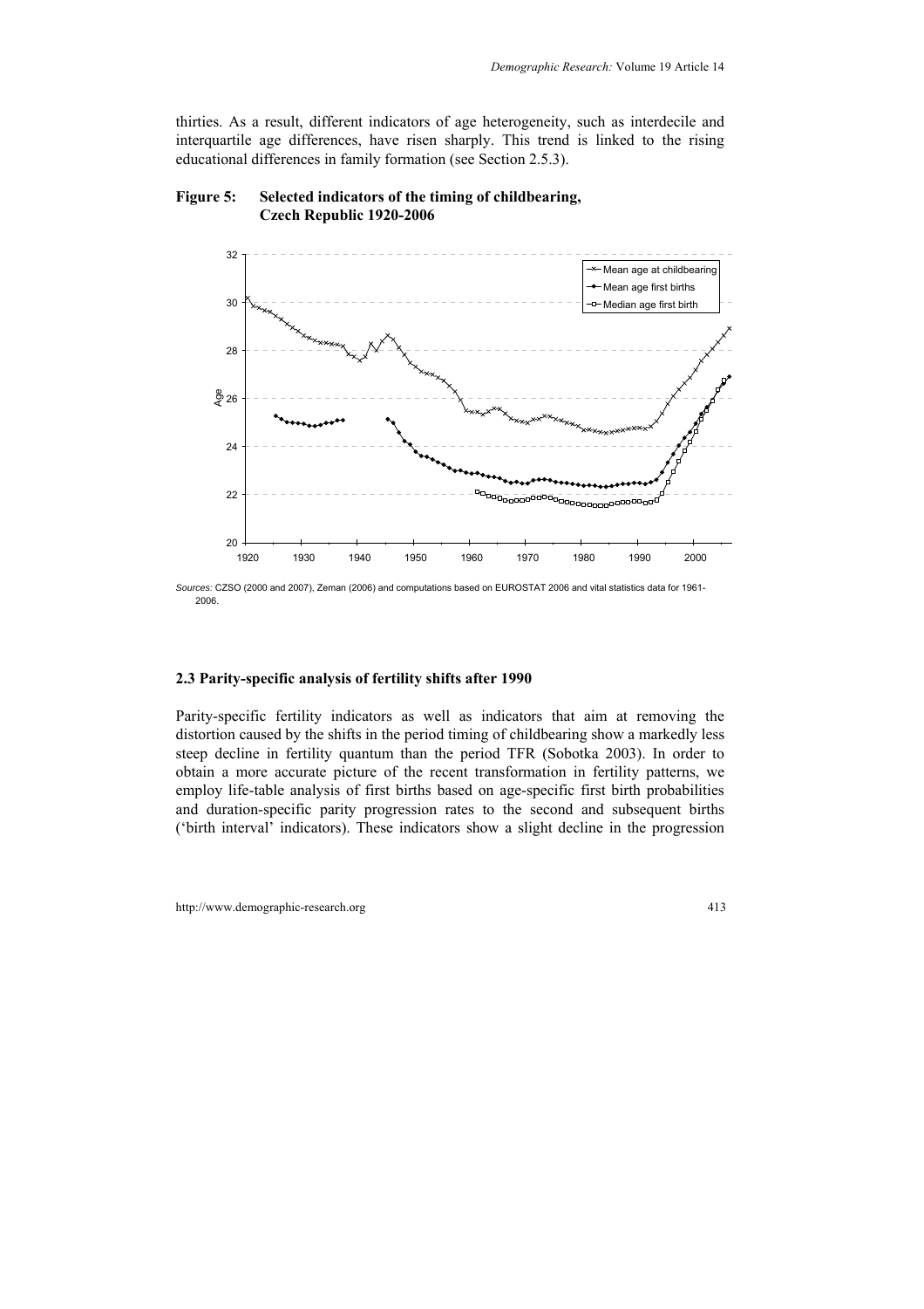thirties. As a result, different indicators of age heterogeneity, such as interdecile and interquartile age differences, have risen sharply. This trend is linked to the rising educational differences in family formation (see Section 2.5.3).

**Figure 5: Selected indicators of the timing of childbearing, Czech Republic 1920-2006**

*Sources:* CZSO (2000 and 2007), Zeman (2006) and computations based on EUROSTAT 2006 and vital statistics data for 1961-2006.

### 2.3 Parity-specific analysis of fertility shifts after 1990

Parity-specific fertility indicators as well as indicators that aim at removing the distortion caused by the shifts in the period timing of childbearing show a markedly less steep decline in fertility quantum than the period TFR (Sobotka 2003). In order to obtain a more accurate picture of the recent transformation in fertility patterns, we employ life-table analysis of first births based on age-specific first birth probabilities and duration-specific parity progression rates to the second and subsequent births ('birth interval' indicators). These indicators show a slight decline in the progression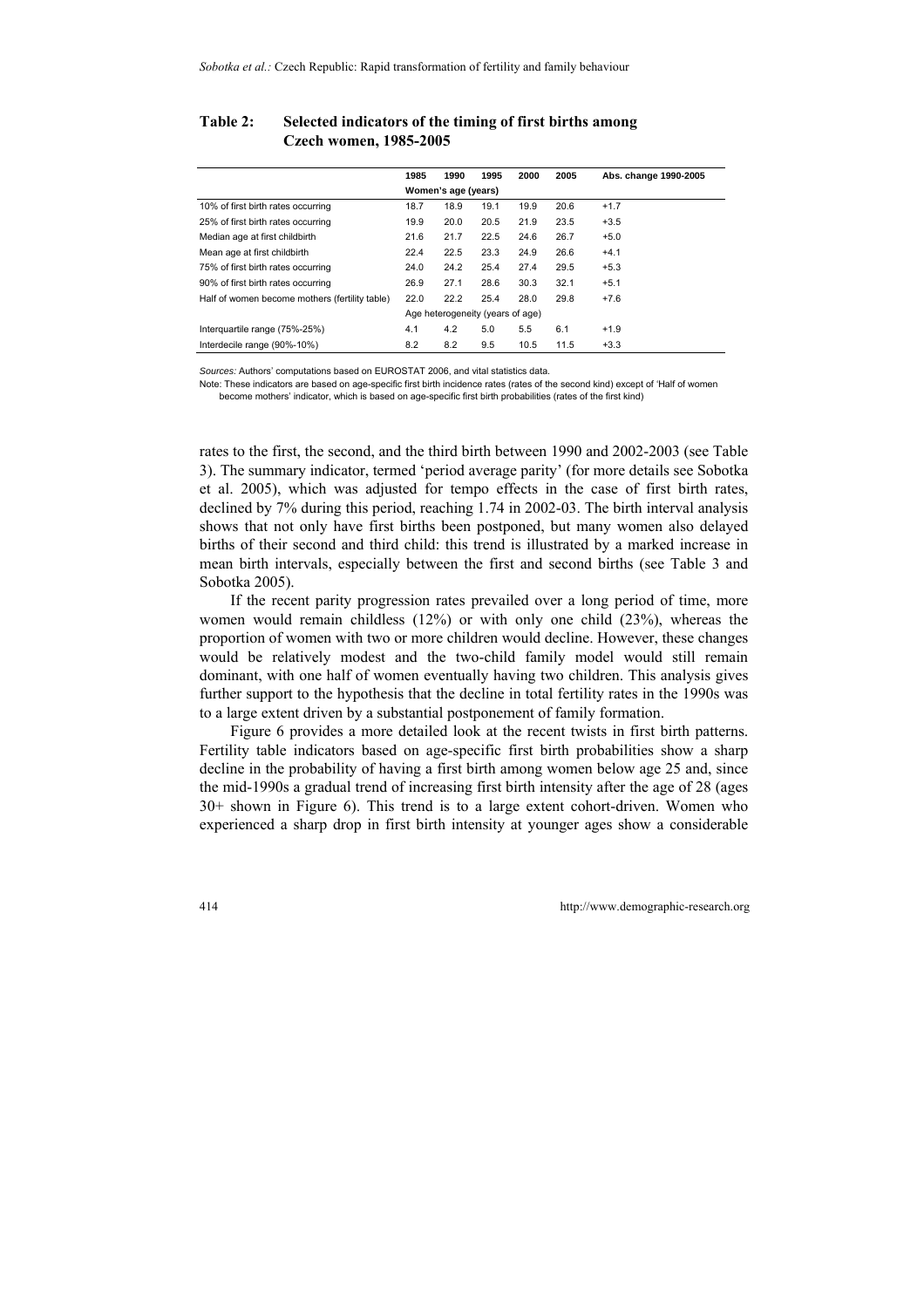**Table 2: Selected indicators of the timing of first births among Czech women, 1985-2005**

| | 1985 | 1990 | 1995 | 2000 | 2005 | Abs. change 1990-2005 |
|---|---|---|---|---|---|---|
| | Women's age (years) | | | | | |
| 10% of first birth rates occurring | 18.7 | 18.9 | 19.1 | 19.9 | 20.6 | +1.7 |
| 25% of first birth rates occurring | 19.9 | 20.0 | 20.5 | 21.9 | 23.5 | +3.5 |
| Median age at first childbirth | 21.6 | 21.7 | 22.5 | 24.6 | 26.7 | +5.0 |
| Mean age at first childbirth | 22.4 | 22.5 | 23.3 | 24.9 | 26.6 | +4.1 |
| 75% of first birth rates occurring | 24.0 | 24.2 | 25.4 | 27.4 | 29.5 | +5.3 |
| 90% of first birth rates occurring | 26.9 | 27.1 | 28.6 | 30.3 | 32.1 | +5.1 |
| Half of women become mothers (fertility table) | 22.0 | 22.2 | 25.4 | 28.0 | 29.8 | +7.6 |
| | Age heterogeneity (years of age) | | | | | |
| Interquartile range (75%-25%) | 4.1 | 4.2 | 5.0 | 5.5 | 6.1 | +1.9 |
| Interdecile range (90%-10%) | 8.2 | 8.2 | 9.5 | 10.5 | 11.5 | +3.3 |

*Sources:* Authors' computations based on EUROSTAT 2006, and vital statistics data.

Note: These indicators are based on age-specific first birth incidence rates (rates of the second kind) except of 'Half of women become mothers' indicator, which is based on age-specific first birth probabilities (rates of the first kind)

rates to the first, the second, and the third birth between 1990 and 2002-2003 (see Table 3). The summary indicator, termed 'period average parity' (for more details see Sobotka et al. 2005), which was adjusted for tempo effects in the case of first birth rates, declined by 7% during this period, reaching 1.74 in 2002-03. The birth interval analysis shows that not only have first births been postponed, but many women also delayed births of their second and third child: this trend is illustrated by a marked increase in mean birth intervals, especially between the first and second births (see Table 3 and Sobotka 2005).

If the recent parity progression rates prevailed over a long period of time, more women would remain childless (12%) or with only one child (23%), whereas the proportion of women with two or more children would decline. However, these changes would be relatively modest and the two-child family model would still remain dominant, with one half of women eventually having two children. This analysis gives further support to the hypothesis that the decline in total fertility rates in the 1990s was to a large extent driven by a substantial postponement of family formation.

Figure 6 provides a more detailed look at the recent twists in first birth patterns. Fertility table indicators based on age-specific first birth probabilities show a sharp decline in the probability of having a first birth among women below age 25 and, since the mid-1990s a gradual trend of increasing first birth intensity after the age of 28 (ages 30+ shown in Figure 6). This trend is to a large extent cohort-driven. Women who experienced a sharp drop in first birth intensity at younger ages show a considerable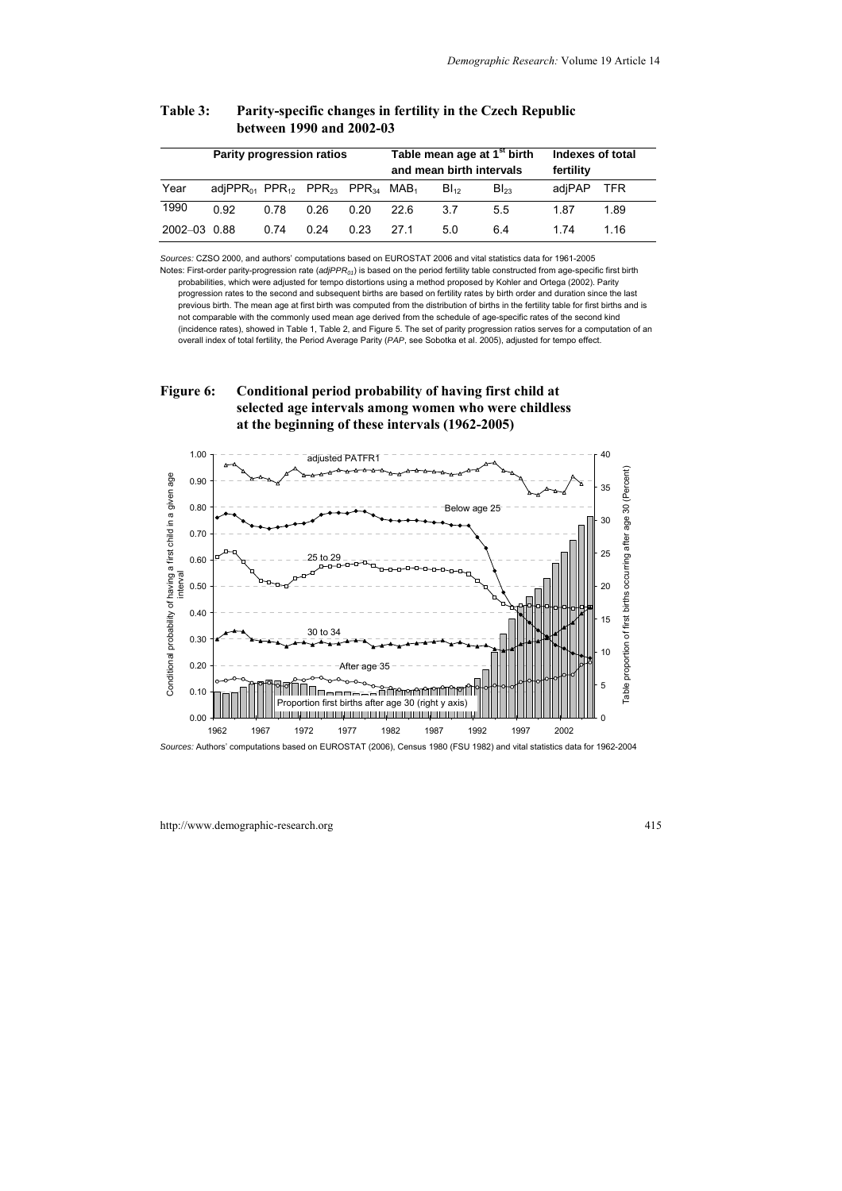**Table 3: Parity-specific changes in fertility in the Czech Republic between 1990 and 2002-03**

| | Parity progression ratios | | | | Table mean age at 1[st] birth and mean birth intervals | | | Indexes of total fertility | |
|---|---|---|---|---|---|---|---|---|---|
| Year | $adjPPR_{01}$ | $PPR_{12}$ | $PPR_{23}$ | $PPR_{34}$ | $MAB_1$ | $BI_{12}$ | $BI_{23}$ | adjPAP | TFR |
| 1990 | 0.92 | 0.78 | 0.26 | 0.20 | 22.6 | 3.7 | 5.5 | 1.87 | 1.89 |
| 2002–03 | 0.88 | 0.74 | 0.24 | 0.23 | 27.1 | 5.0 | 6.4 | 1.74 | 1.16 |

*Sources:* CZSO 2000, and authors' computations based on EUROSTAT 2006 and vital statistics data for 1961-2005

Notes: First-order parity-progression rate (*adjPPR₀₁*) is based on the period fertility table constructed from age-specific first birth probabilities, which were adjusted for tempo distortions using a method proposed by Kohler and Ortega (2002). Parity progression rates to the second and subsequent births are based on fertility rates by birth order and duration since the last previous birth. The mean age at first birth was computed from the distribution of births in the fertility table for first births and is not comparable with the commonly used mean age derived from the schedule of age-specific rates of the second kind (incidence rates), showed in Table 1, Table 2, and Figure 5. The set of parity progression ratios serves for a computation of an overall index of total fertility, the Period Average Parity (*PAP*, see Sobotka et al. 2005), adjusted for tempo effect.

**Figure 6: Conditional period probability of having first child at selected age intervals among women who were childless at the beginning of these intervals (1962-2005)**

Conditional probability of having a first child in a given age interval

Table proportion of first births occurring after age 30 (Percent)

adjusted PATFR1

Below age 25

25 to 29

30 to 34

After age 35

Proportion first births after age 30 (right y axis)

0.00
0.10
0.20
0.30
0.40
0.50
0.60
0.70
0.80
0.90
1.00

0
5
10
15
20
25
30
35
40

1962
1967
1972
1977
1982
1987
1992
1997
2002

*Sources:* Authors' computations based on EUROSTAT (2006), Census 1980 (FSU 1982) and vital statistics data for 1962-2004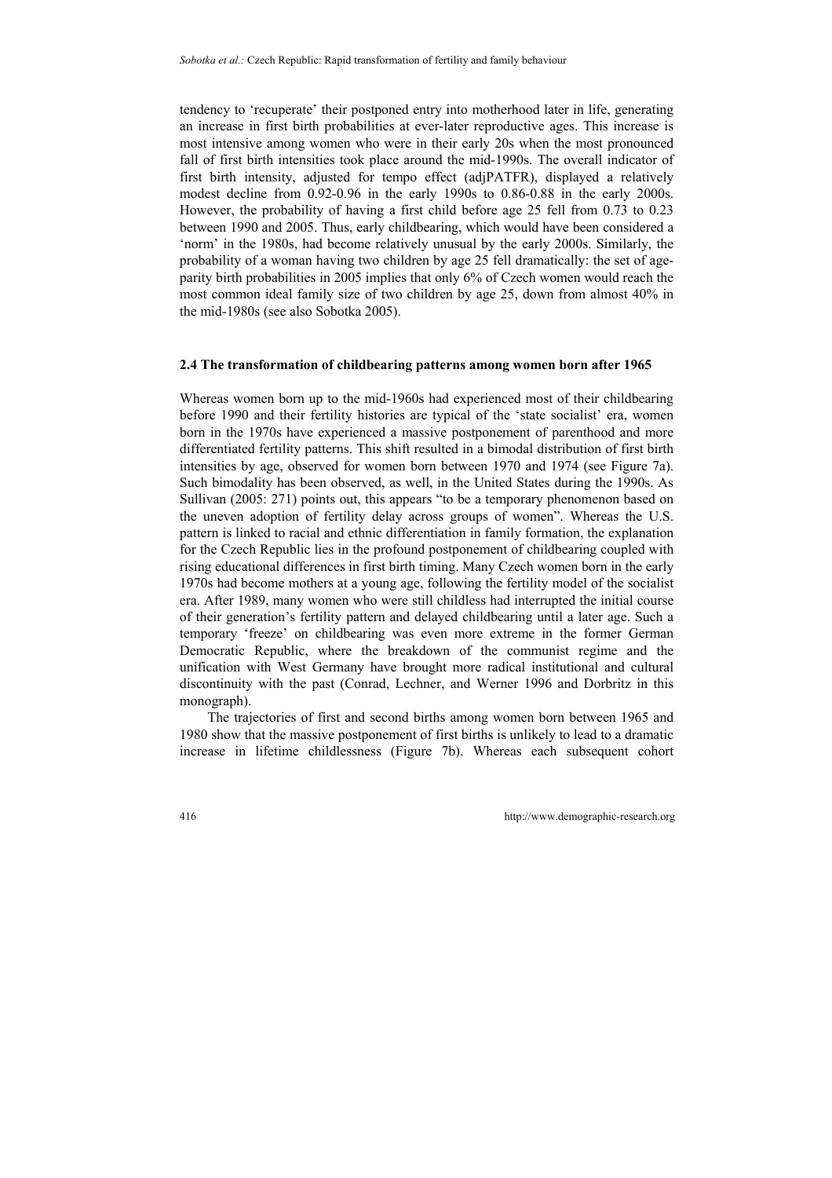tendency to 'recuperate' their postponed entry into motherhood later in life, generating an increase in first birth probabilities at ever-later reproductive ages. This increase is most intensive among women who were in their early 20s when the most pronounced fall of first birth intensities took place around the mid-1990s. The overall indicator of first birth intensity, adjusted for tempo effect (adjPATFR), displayed a relatively modest decline from 0.92-0.96 in the early 1990s to 0.86-0.88 in the early 2000s. However, the probability of having a first child before age 25 fell from 0.73 to 0.23 between 1990 and 2005. Thus, early childbearing, which would have been considered a 'norm' in the 1980s, had become relatively unusual by the early 2000s. Similarly, the probability of a woman having two children by age 25 fell dramatically: the set of age-parity birth probabilities in 2005 implies that only 6% of Czech women would reach the most common ideal family size of two children by age 25, down from almost 40% in the mid-1980s (see also Sobotka 2005).

### 2.4 The transformation of childbearing patterns among women born after 1965

Whereas women born up to the mid-1960s had experienced most of their childbearing before 1990 and their fertility histories are typical of the 'state socialist' era, women born in the 1970s have experienced a massive postponement of parenthood and more differentiated fertility patterns. This shift resulted in a bimodal distribution of first birth intensities by age, observed for women born between 1970 and 1974 (see Figure 7a). Such bimodality has been observed, as well, in the United States during the 1990s. As Sullivan (2005: 271) points out, this appears "to be a temporary phenomenon based on the uneven adoption of fertility delay across groups of women". Whereas the U.S. pattern is linked to racial and ethnic differentiation in family formation, the explanation for the Czech Republic lies in the profound postponement of childbearing coupled with rising educational differences in first birth timing. Many Czech women born in the early 1970s had become mothers at a young age, following the fertility model of the socialist era. After 1989, many women who were still childless had interrupted the initial course of their generation's fertility pattern and delayed childbearing until a later age. Such a temporary 'freeze' on childbearing was even more extreme in the former German Democratic Republic, where the breakdown of the communist regime and the unification with West Germany have brought more radical institutional and cultural discontinuity with the past (Conrad, Lechner, and Werner 1996 and Dorbritz in this monograph).

The trajectories of first and second births among women born between 1965 and 1980 show that the massive postponement of first births is unlikely to lead to a dramatic increase in lifetime childlessness (Figure 7b). Whereas each subsequent cohort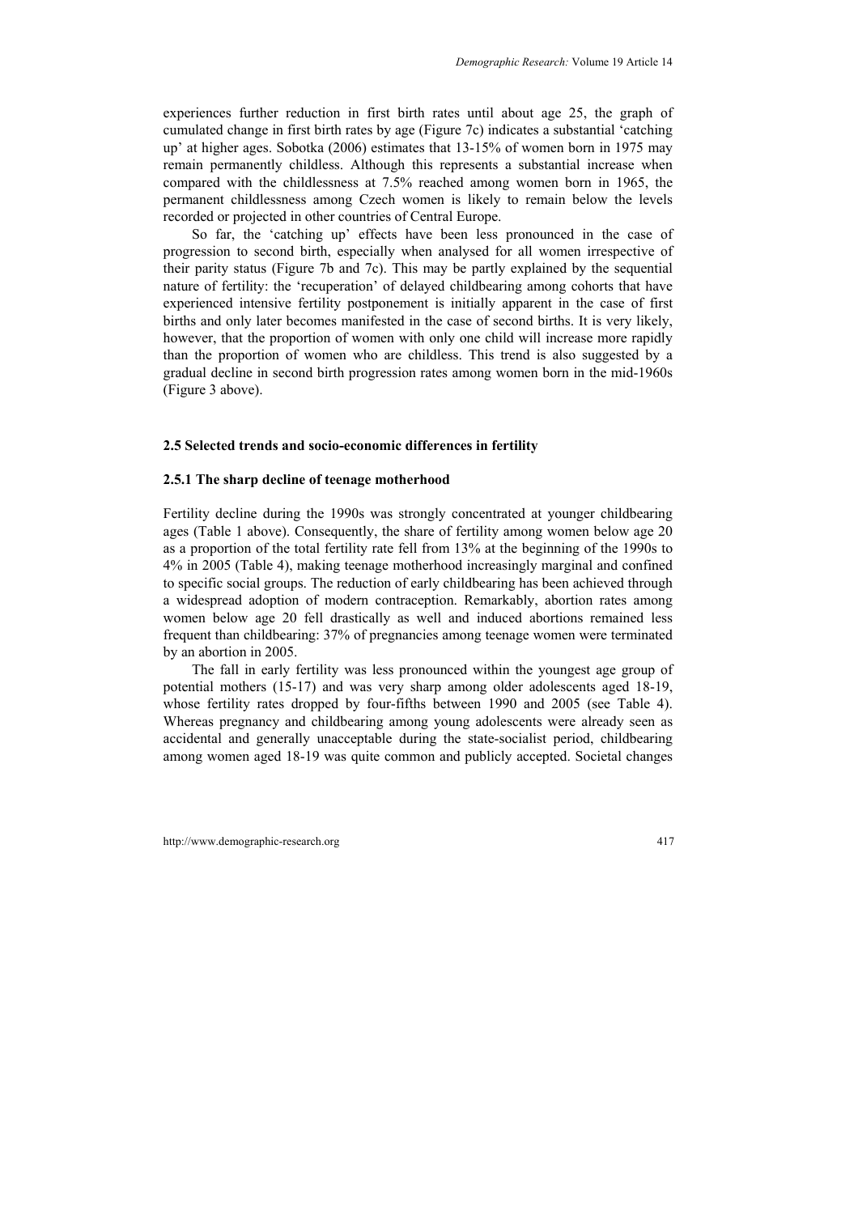experiences further reduction in first birth rates until about age 25, the graph of cumulated change in first birth rates by age (Figure 7c) indicates a substantial 'catching up' at higher ages. Sobotka (2006) estimates that 13-15% of women born in 1975 may remain permanently childless. Although this represents a substantial increase when compared with the childlessness at 7.5% reached among women born in 1965, the permanent childlessness among Czech women is likely to remain below the levels recorded or projected in other countries of Central Europe.

So far, the 'catching up' effects have been less pronounced in the case of progression to second birth, especially when analysed for all women irrespective of their parity status (Figure 7b and 7c). This may be partly explained by the sequential nature of fertility: the 'recuperation' of delayed childbearing among cohorts that have experienced intensive fertility postponement is initially apparent in the case of first births and only later becomes manifested in the case of second births. It is very likely, however, that the proportion of women with only one child will increase more rapidly than the proportion of women who are childless. This trend is also suggested by a gradual decline in second birth progression rates among women born in the mid-1960s (Figure 3 above).

### 2.5 Selected trends and socio-economic differences in fertility

#### 2.5.1 The sharp decline of teenage motherhood

Fertility decline during the 1990s was strongly concentrated at younger childbearing ages (Table 1 above). Consequently, the share of fertility among women below age 20 as a proportion of the total fertility rate fell from 13% at the beginning of the 1990s to 4% in 2005 (Table 4), making teenage motherhood increasingly marginal and confined to specific social groups. The reduction of early childbearing has been achieved through a widespread adoption of modern contraception. Remarkably, abortion rates among women below age 20 fell drastically as well and induced abortions remained less frequent than childbearing: 37% of pregnancies among teenage women were terminated by an abortion in 2005.

The fall in early fertility was less pronounced within the youngest age group of potential mothers (15-17) and was very sharp among older adolescents aged 18-19, whose fertility rates dropped by four-fifths between 1990 and 2005 (see Table 4). Whereas pregnancy and childbearing among young adolescents were already seen as accidental and generally unacceptable during the state-socialist period, childbearing among women aged 18-19 was quite common and publicly accepted. Societal changes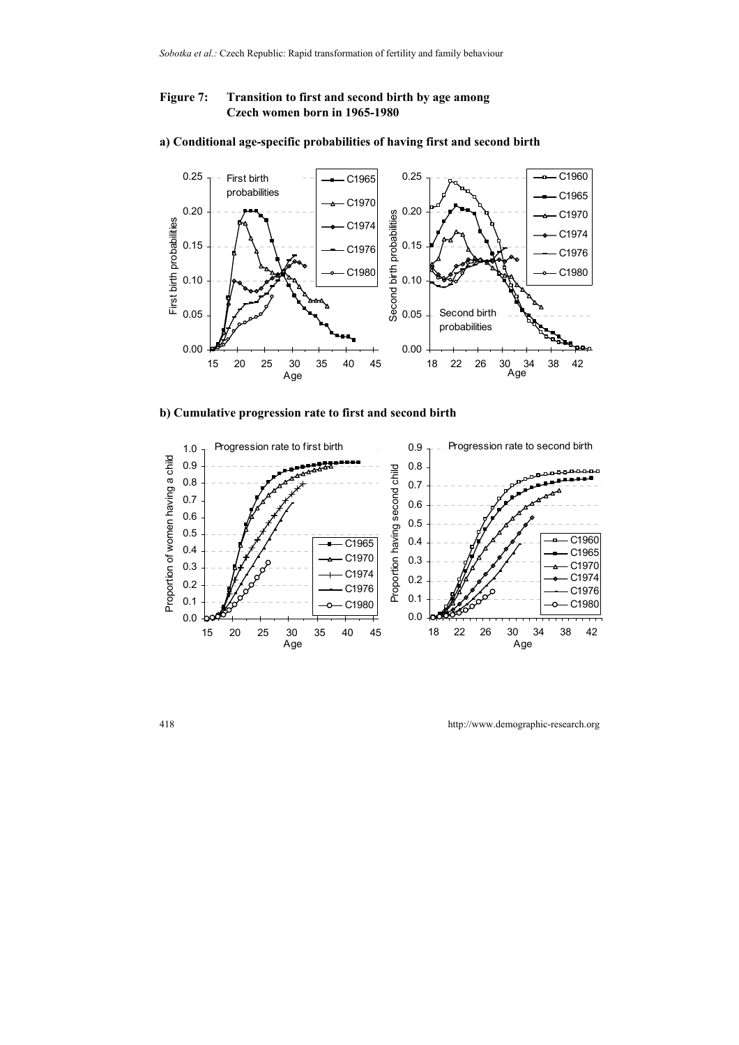**Figure 7: Transition to first and second birth by age among Czech women born in 1965-1980**

**a) Conditional age-specific probabilities of having first and second birth**

First birth probabilities

First birth probabilities

0.25
0.20
0.15
0.10
0.05
0.00

15 20 25 30 35 40 45

Age

C1965
C1970
C1974
C1976
C1980

Second birth probabilities

Second birth probabilities

0.25
0.20
0.15
0.10
0.05
0.00

18 22 26 30 34 38 42

Age

C1960
C1965
C1970
C1974
C1976
C1980

**b) Cumulative progression rate to first and second birth**

Progression rate to first birth

Proportion of women having a child

1.0
0.9
0.8
0.7
0.6
0.5
0.4
0.3
0.2
0.1
0.0

15 20 25 30 35 40 45

Age

C1965
C1970
C1974
C1976
C1980

Progression rate to second birth

Proportion having second child

0.9
0.8
0.7
0.6
0.5
0.4
0.3
0.2
0.1
0.0

18 22 26 30 34 38 42

Age

C1960
C1965
C1970
C1974
C1976
C1980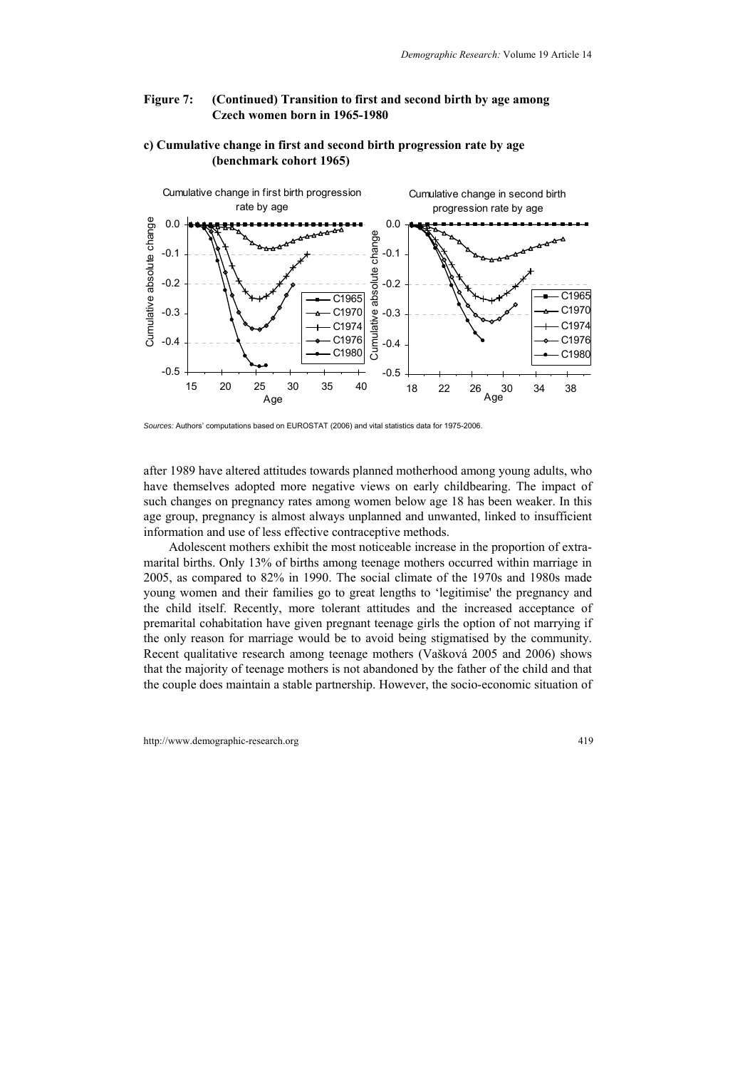**Figure 7: (Continued) Transition to first and second birth by age among Czech women born in 1965-1980**

**c) Cumulative change in first and second birth progression rate by age (benchmark cohort 1965)**

Cumulative change in first birth progression rate by age

Cumulative absolute change

0.0
-0.1
-0.2
-0.3
-0.4
-0.5

15 20 25 30 35 40

Age

C1965
C1970
C1974
C1976
C1980

Cumulative change in second birth progression rate by age

Cumulative absolute change

0.0
-0.1
-0.2
-0.3
-0.4
-0.5

18 22 26 30 34 38

Age

C1965
C1970
C1974
C1976
C1980

*Sources:* Authors' computations based on EUROSTAT (2006) and vital statistics data for 1975-2006.

after 1989 have altered attitudes towards planned motherhood among young adults, who have themselves adopted more negative views on early childbearing. The impact of such changes on pregnancy rates among women below age 18 has been weaker. In this age group, pregnancy is almost always unplanned and unwanted, linked to insufficient information and use of less effective contraceptive methods.

Adolescent mothers exhibit the most noticeable increase in the proportion of extra-marital births. Only 13% of births among teenage mothers occurred within marriage in 2005, as compared to 82% in 1990. The social climate of the 1970s and 1980s made young women and their families go to great lengths to 'legitimise' the pregnancy and the child itself. Recently, more tolerant attitudes and the increased acceptance of premarital cohabitation have given pregnant teenage girls the option of not marrying if the only reason for marriage would be to avoid being stigmatised by the community. Recent qualitative research among teenage mothers (Vašková 2005 and 2006) shows that the majority of teenage mothers is not abandoned by the father of the child and that the couple does maintain a stable partnership. However, the socio-economic situation of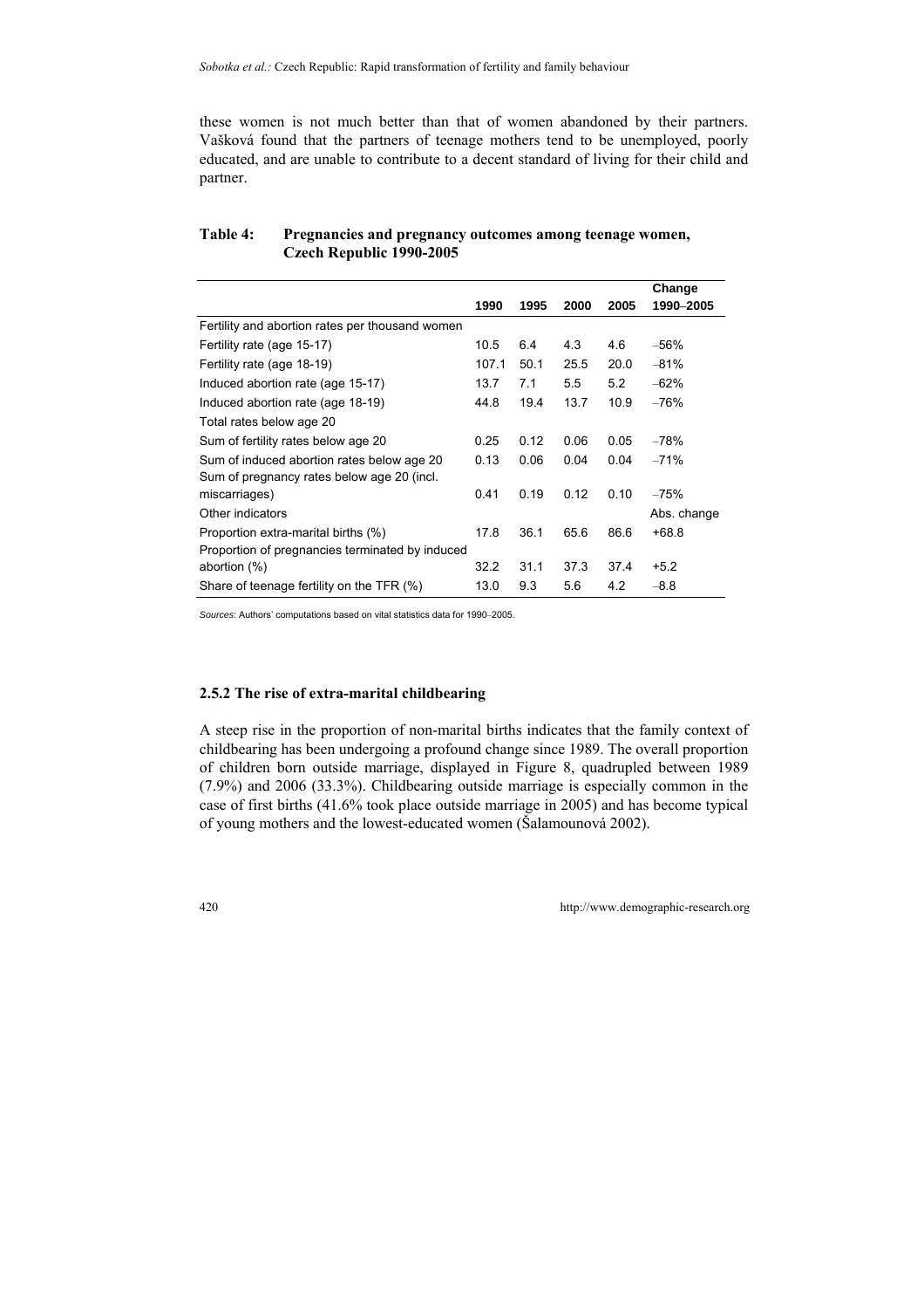these women is not much better than that of women abandoned by their partners. Vašková found that the partners of teenage mothers tend to be unemployed, poorly educated, and are unable to contribute to a decent standard of living for their child and partner.

**Table 4: Pregnancies and pregnancy outcomes among teenage women, Czech Republic 1990-2005**

| | 1990 | 1995 | 2000 | 2005 | Change 1990–2005 |
|---|---|---|---|---|---|
| Fertility and abortion rates per thousand women | | | | | |
| Fertility rate (age 15-17) | 10.5 | 6.4 | 4.3 | 4.6 | –56% |
| Fertility rate (age 18-19) | 107.1 | 50.1 | 25.5 | 20.0 | –81% |
| Induced abortion rate (age 15-17) | 13.7 | 7.1 | 5.5 | 5.2 | –62% |
| Induced abortion rate (age 18-19) | 44.8 | 19.4 | 13.7 | 10.9 | –76% |
| Total rates below age 20 | | | | | |
| Sum of fertility rates below age 20 | 0.25 | 0.12 | 0.06 | 0.05 | –78% |
| Sum of induced abortion rates below age 20 | 0.13 | 0.06 | 0.04 | 0.04 | –71% |
| Sum of pregnancy rates below age 20 (incl. miscarriages) | 0.41 | 0.19 | 0.12 | 0.10 | –75% |
| Other indicators | | | | | Abs. change |
| Proportion extra-marital births (%) | 17.8 | 36.1 | 65.6 | 86.6 | +68.8 |
| Proportion of pregnancies terminated by induced abortion (%) | 32.2 | 31.1 | 37.3 | 37.4 | +5.2 |
| Share of teenage fertility on the TFR (%) | 13.0 | 9.3 | 5.6 | 4.2 | –8.8 |

*Sources*: Authors' computations based on vital statistics data for 1990–2005.

### 2.5.2 The rise of extra-marital childbearing

A steep rise in the proportion of non-marital births indicates that the family context of childbearing has been undergoing a profound change since 1989. The overall proportion of children born outside marriage, displayed in Figure 8, quadrupled between 1989 (7.9%) and 2006 (33.3%). Childbearing outside marriage is especially common in the case of first births (41.6% took place outside marriage in 2005) and has become typical of young mothers and the lowest-educated women (Šalamounová 2002).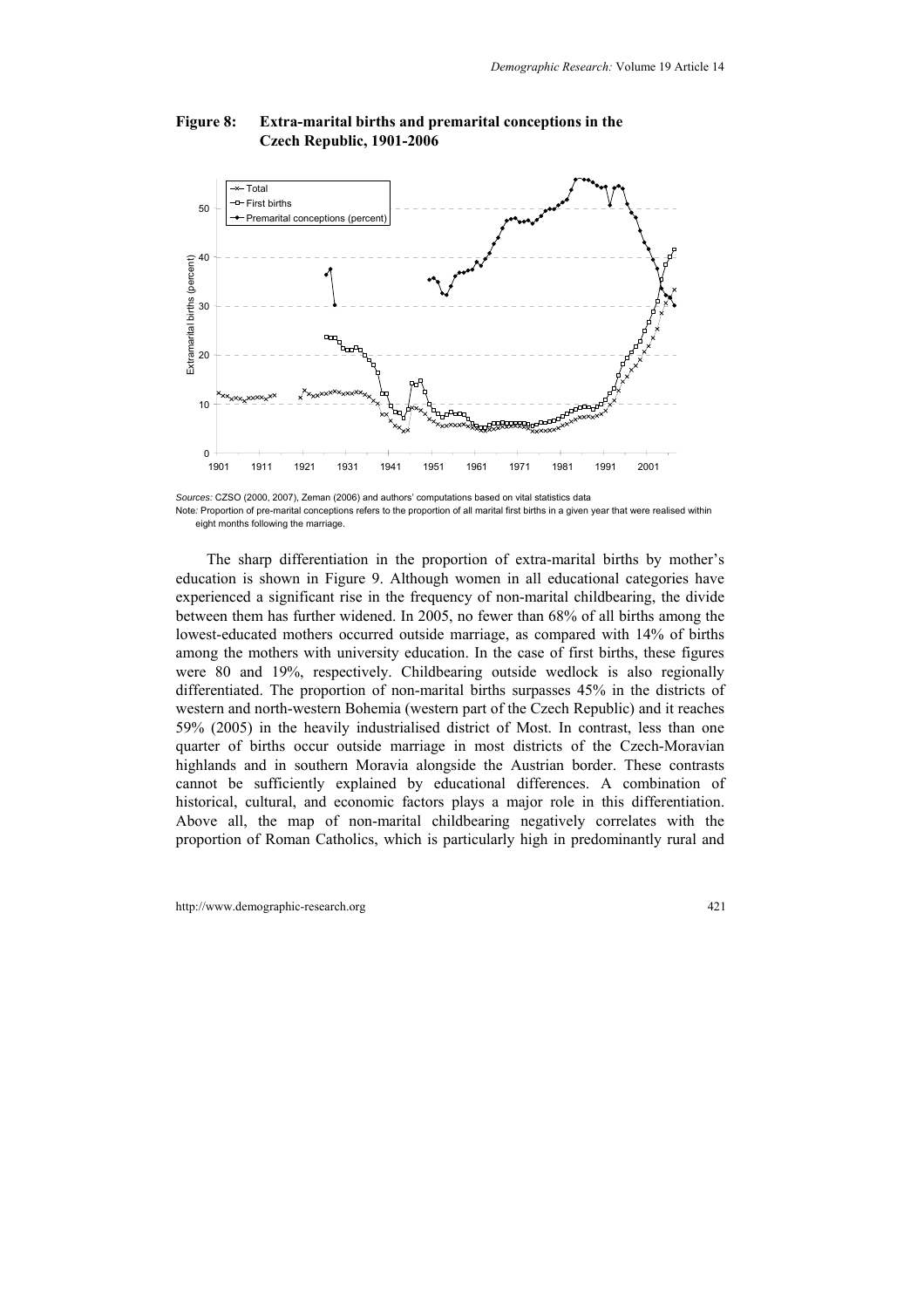**Figure 8: Extra-marital births and premarital conceptions in the Czech Republic, 1901-2006**

Total
First births
Premarital conceptions (percent)

Extramarital births (percent)

0
10
20
30
40
50

1901 1911 1921 1931 1941 1951 1961 1971 1981 1991 2001

*Sources:* CZSO (2000, 2007), Zeman (2006) and authors' computations based on vital statistics data
Note*:* Proportion of pre-marital conceptions refers to the proportion of all marital first births in a given year that were realised within eight months following the marriage.

The sharp differentiation in the proportion of extra-marital births by mother's education is shown in Figure 9. Although women in all educational categories have experienced a significant rise in the frequency of non-marital childbearing, the divide between them has further widened. In 2005, no fewer than 68% of all births among the lowest-educated mothers occurred outside marriage, as compared with 14% of births among the mothers with university education. In the case of first births, these figures were 80 and 19%, respectively. Childbearing outside wedlock is also regionally differentiated. The proportion of non-marital births surpasses 45% in the districts of western and north-western Bohemia (western part of the Czech Republic) and it reaches 59% (2005) in the heavily industrialised district of Most. In contrast, less than one quarter of births occur outside marriage in most districts of the Czech-Moravian highlands and in southern Moravia alongside the Austrian border. These contrasts cannot be sufficiently explained by educational differences. A combination of historical, cultural, and economic factors plays a major role in this differentiation. Above all, the map of non-marital childbearing negatively correlates with the proportion of Roman Catholics, which is particularly high in predominantly rural and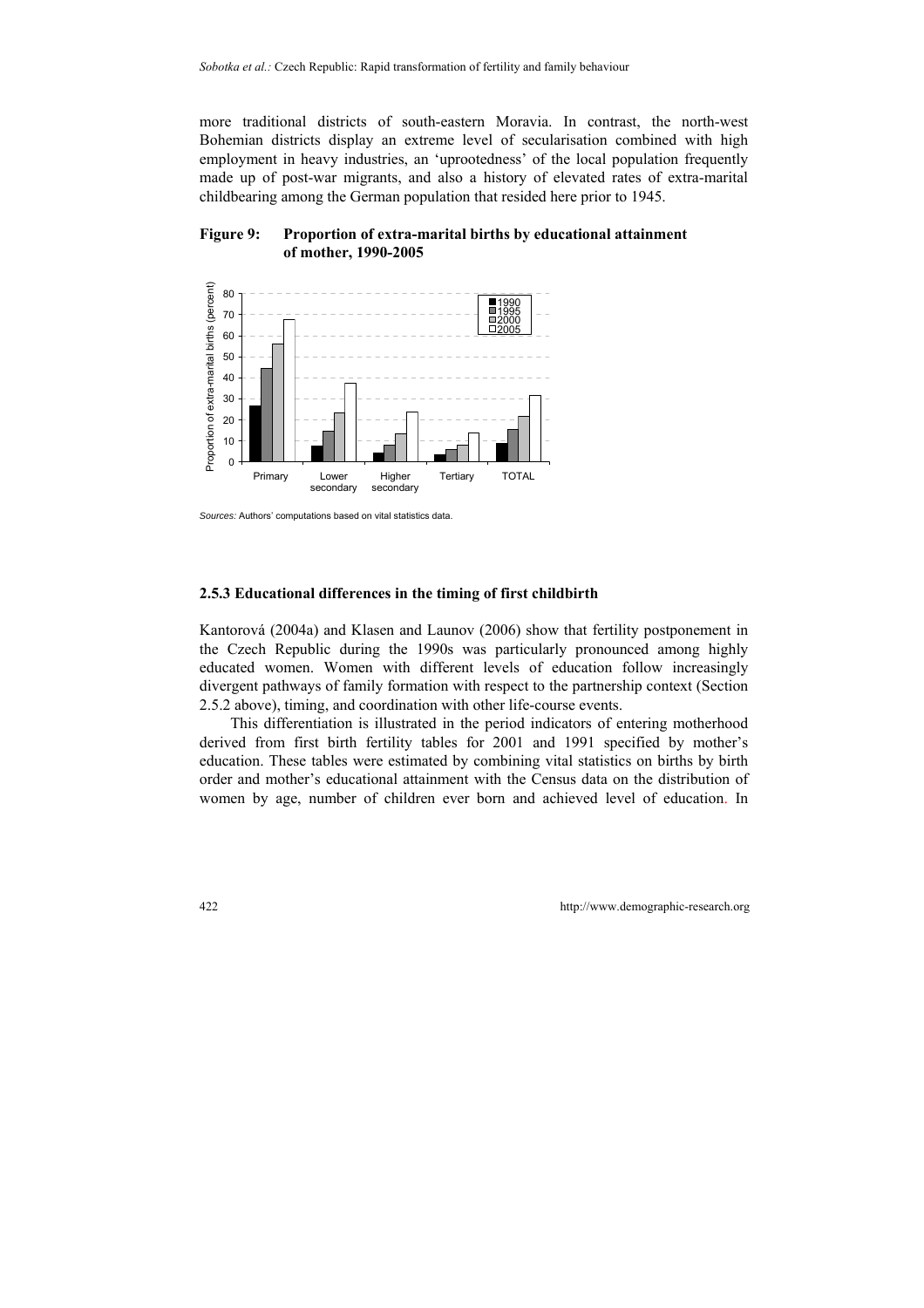more traditional districts of south-eastern Moravia. In contrast, the north-west Bohemian districts display an extreme level of secularisation combined with high employment in heavy industries, an 'uprootedness' of the local population frequently made up of post-war migrants, and also a history of elevated rates of extra-marital childbearing among the German population that resided here prior to 1945.

**Figure 9: Proportion of extra-marital births by educational attainment of mother, 1990-2005**

Proportion of extra-marital births (percent)

80
70
60
50
40
30
20
10
0

1990
1995
2000
2005

Primary
Lower secondary
Higher secondary
Tertiary
TOTAL

*Sources:* Authors' computations based on vital statistics data.

### 2.5.3 Educational differences in the timing of first childbirth

Kantorová (2004a) and Klasen and Launov (2006) show that fertility postponement in the Czech Republic during the 1990s was particularly pronounced among highly educated women. Women with different levels of education follow increasingly divergent pathways of family formation with respect to the partnership context (Section 2.5.2 above), timing, and coordination with other life-course events.

This differentiation is illustrated in the period indicators of entering motherhood derived from first birth fertility tables for 2001 and 1991 specified by mother's education. These tables were estimated by combining vital statistics on births by birth order and mother's educational attainment with the Census data on the distribution of women by age, number of children ever born and achieved level of education. In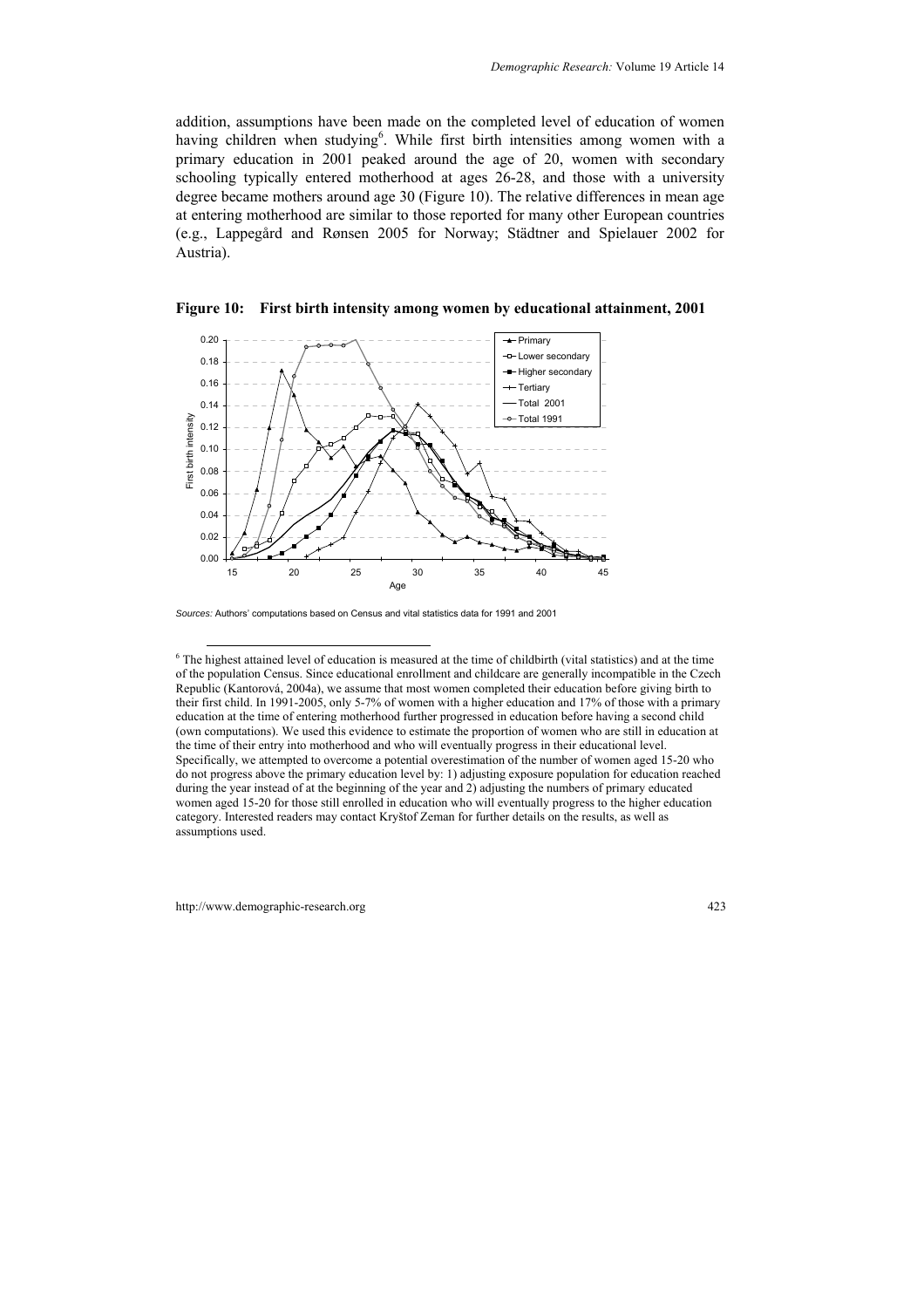addition, assumptions have been made on the completed level of education of women having children when studying[6]. While first birth intensities among women with a primary education in 2001 peaked around the age of 20, women with secondary schooling typically entered motherhood at ages 26-28, and those with a university degree became mothers around age 30 (Figure 10). The relative differences in mean age at entering motherhood are similar to those reported for many other European countries (e.g., Lappegård and Rønsen 2005 for Norway; Städtner and Spielauer 2002 for Austria).

**Figure 10: First birth intensity among women by educational attainment, 2001**

First birth intensity
0.20
0.18
0.16
0.14
0.12
0.10
0.08
0.06
0.04
0.02
0.00
15
20
25
30
35
40
45
Age

Primary
Lower secondary
Higher secondary
Tertiary
Total 2001
Total 1991

*Sources:* Authors' computations based on Census and vital statistics data for 1991 and 2001

[6] The highest attained level of education is measured at the time of childbirth (vital statistics) and at the time of the population Census. Since educational enrollment and childcare are generally incompatible in the Czech Republic (Kantorová, 2004a), we assume that most women completed their education before giving birth to their first child. In 1991-2005, only 5-7% of women with a higher education and 17% of those with a primary education at the time of entering motherhood further progressed in education before having a second child (own computations). We used this evidence to estimate the proportion of women who are still in education at the time of their entry into motherhood and who will eventually progress in their educational level. Specifically, we attempted to overcome a potential overestimation of the number of women aged 15-20 who do not progress above the primary education level by: 1) adjusting exposure population for education reached during the year instead of at the beginning of the year and 2) adjusting the numbers of primary educated women aged 15-20 for those still enrolled in education who will eventually progress to the higher education category. Interested readers may contact Kryštof Zeman for further details on the results, as well as assumptions used.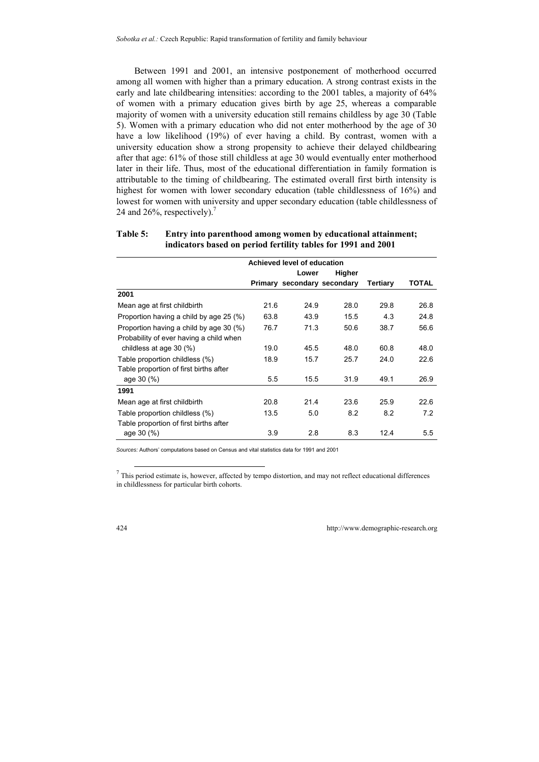Between 1991 and 2001, an intensive postponement of motherhood occurred among all women with higher than a primary education. A strong contrast exists in the early and late childbearing intensities: according to the 2001 tables, a majority of 64% of women with a primary education gives birth by age 25, whereas a comparable majority of women with a university education still remains childless by age 30 (Table 5). Women with a primary education who did not enter motherhood by the age of 30 have a low likelihood (19%) of ever having a child. By contrast, women with a university education show a strong propensity to achieve their delayed childbearing after that age: 61% of those still childless at age 30 would eventually enter motherhood later in their life. Thus, most of the educational differentiation in family formation is attributable to the timing of childbearing. The estimated overall first birth intensity is highest for women with lower secondary education (table childlessness of 16%) and lowest for women with university and upper secondary education (table childlessness of 24 and 26%, respectively).[7]

**Table 5: Entry into parenthood among women by educational attainment; indicators based on period fertility tables for 1991 and 2001**

| | Achieved level of education | | | | |
|---|---|---|---|---|---|
| | **Primary** | **Lower secondary** | **Higher secondary** | **Tertiary** | **TOTAL** |
| **2001** | | | | | |
| Mean age at first childbirth | 21.6 | 24.9 | 28.0 | 29.8 | 26.8 |
| Proportion having a child by age 25 (%) | 63.8 | 43.9 | 15.5 | 4.3 | 24.8 |
| Proportion having a child by age 30 (%) | 76.7 | 71.3 | 50.6 | 38.7 | 56.6 |
| Probability of ever having a child when childless at age 30 (%) | 19.0 | 45.5 | 48.0 | 60.8 | 48.0 |
| Table proportion childless (%) | 18.9 | 15.7 | 25.7 | 24.0 | 22.6 |
| Table proportion of first births after age 30 (%) | 5.5 | 15.5 | 31.9 | 49.1 | 26.9 |
| **1991** | | | | | |
| Mean age at first childbirth | 20.8 | 21.4 | 23.6 | 25.9 | 22.6 |
| Table proportion childless (%) | 13.5 | 5.0 | 8.2 | 8.2 | 7.2 |
| Table proportion of first births after age 30 (%) | 3.9 | 2.8 | 8.3 | 12.4 | 5.5 |

*Sources:* Authors' computations based on Census and vital statistics data for 1991 and 2001

[7] This period estimate is, however, affected by tempo distortion, and may not reflect educational differences in childlessness for particular birth cohorts.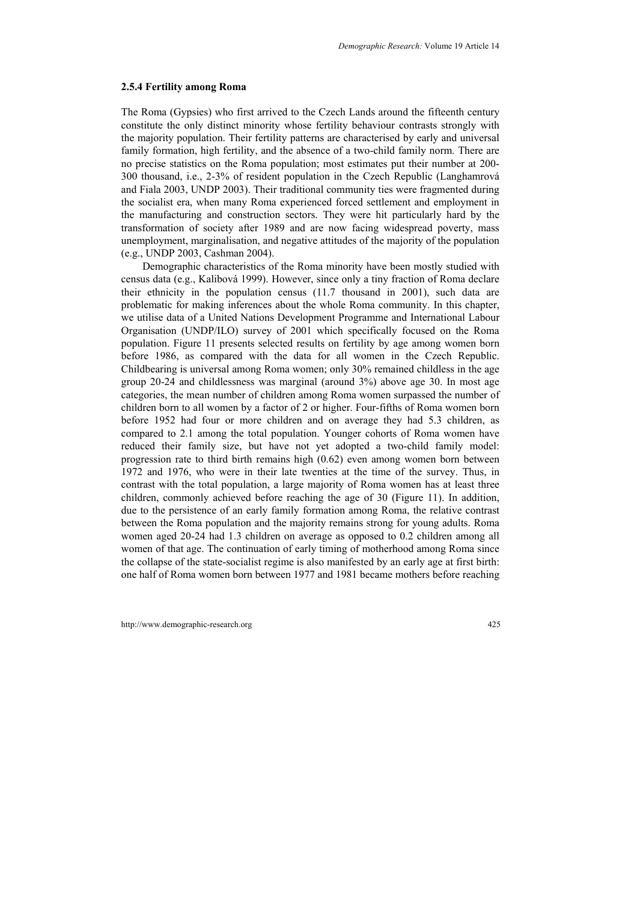### 2.5.4 Fertility among Roma

The Roma (Gypsies) who first arrived to the Czech Lands around the fifteenth century constitute the only distinct minority whose fertility behaviour contrasts strongly with the majority population. Their fertility patterns are characterised by early and universal family formation, high fertility, and the absence of a two-child family norm. There are no precise statistics on the Roma population; most estimates put their number at 200-300 thousand, i.e., 2-3% of resident population in the Czech Republic (Langhamrová and Fiala 2003, UNDP 2003). Their traditional community ties were fragmented during the socialist era, when many Roma experienced forced settlement and employment in the manufacturing and construction sectors. They were hit particularly hard by the transformation of society after 1989 and are now facing widespread poverty, mass unemployment, marginalisation, and negative attitudes of the majority of the population (e.g., UNDP 2003, Cashman 2004).

Demographic characteristics of the Roma minority have been mostly studied with census data (e.g., Kalibová 1999). However, since only a tiny fraction of Roma declare their ethnicity in the population census (11.7 thousand in 2001), such data are problematic for making inferences about the whole Roma community. In this chapter, we utilise data of a United Nations Development Programme and International Labour Organisation (UNDP/ILO) survey of 2001 which specifically focused on the Roma population. Figure 11 presents selected results on fertility by age among women born before 1986, as compared with the data for all women in the Czech Republic. Childbearing is universal among Roma women; only 30% remained childless in the age group 20-24 and childlessness was marginal (around 3%) above age 30. In most age categories, the mean number of children among Roma women surpassed the number of children born to all women by a factor of 2 or higher. Four-fifths of Roma women born before 1952 had four or more children and on average they had 5.3 children, as compared to 2.1 among the total population. Younger cohorts of Roma women have reduced their family size, but have not yet adopted a two-child family model: progression rate to third birth remains high (0.62) even among women born between 1972 and 1976, who were in their late twenties at the time of the survey. Thus, in contrast with the total population, a large majority of Roma women has at least three children, commonly achieved before reaching the age of 30 (Figure 11). In addition, due to the persistence of an early family formation among Roma, the relative contrast between the Roma population and the majority remains strong for young adults. Roma women aged 20-24 had 1.3 children on average as opposed to 0.2 children among all women of that age. The continuation of early timing of motherhood among Roma since the collapse of the state-socialist regime is also manifested by an early age at first birth: one half of Roma women born between 1977 and 1981 became mothers before reaching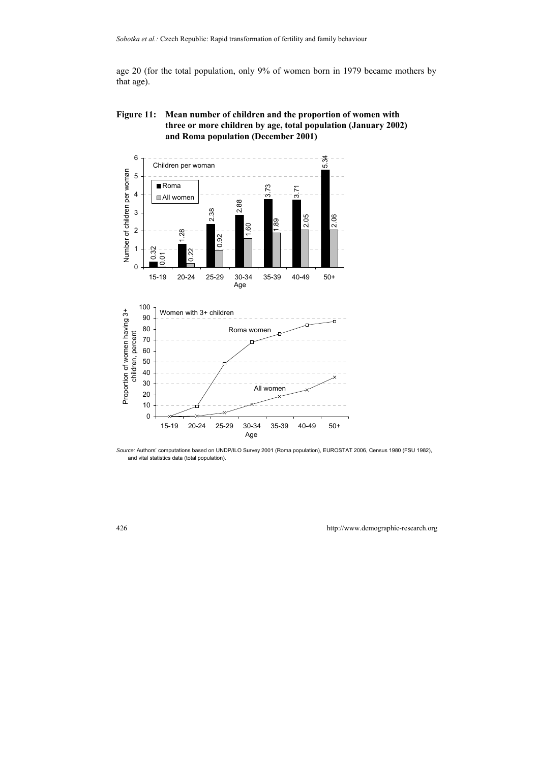age 20 (for the total population, only 9% of women born in 1979 became mothers by that age).

**Figure 11: Mean number of children and the proportion of women with three or more children by age, total population (January 2002) and Roma population (December 2001)**

Children per woman

Number of children per woman

Roma

All women

0.32
0.01
1.28
0.22
2.38
0.92
2.88
1.60
3.73
1.89
3.71
2.05
5.34
2.06

15-19 20-24 25-29 30-34 35-39 40-49 50+

Age

Women with 3+ children

Proportion of women having 3+ children, percent

Roma women

All women

15-19 20-24 25-29 30-34 35-39 40-49 50+

Age

*Source:* Authors' computations based on UNDP/ILO Survey 2001 (Roma population), EUROSTAT 2006, Census 1980 (FSU 1982), and vital statistics data (total population).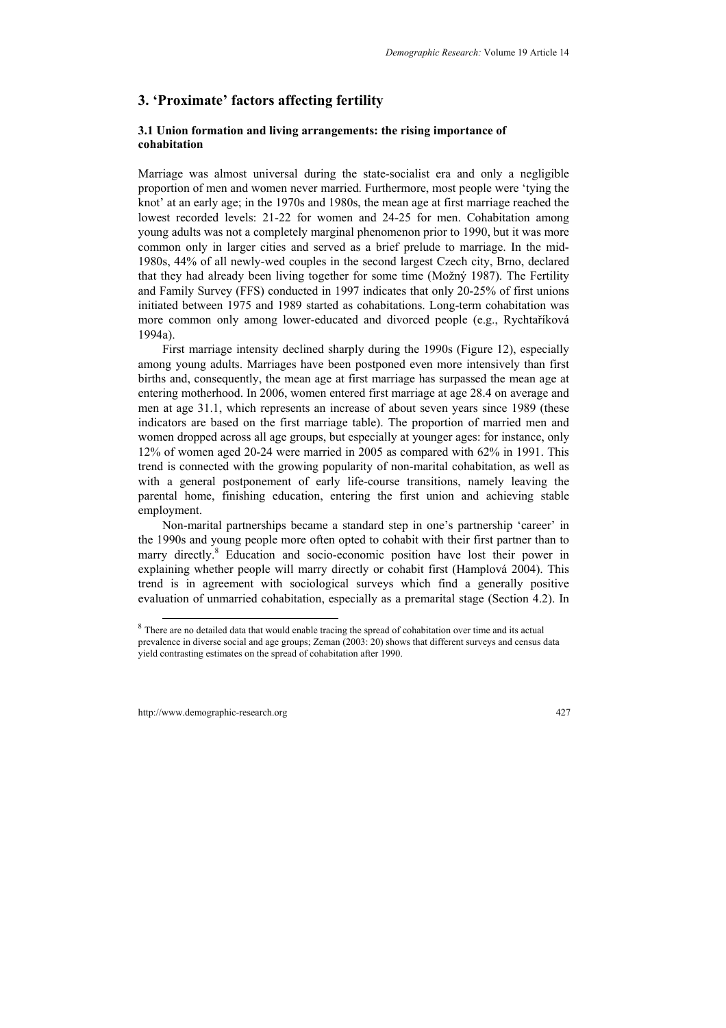## 3. 'Proximate' factors affecting fertility

### 3.1 Union formation and living arrangements: the rising importance of cohabitation

Marriage was almost universal during the state-socialist era and only a negligible proportion of men and women never married. Furthermore, most people were 'tying the knot' at an early age; in the 1970s and 1980s, the mean age at first marriage reached the lowest recorded levels: 21-22 for women and 24-25 for men. Cohabitation among young adults was not a completely marginal phenomenon prior to 1990, but it was more common only in larger cities and served as a brief prelude to marriage. In the mid-1980s, 44% of all newly-wed couples in the second largest Czech city, Brno, declared that they had already been living together for some time (Možný 1987). The Fertility and Family Survey (FFS) conducted in 1997 indicates that only 20-25% of first unions initiated between 1975 and 1989 started as cohabitations. Long-term cohabitation was more common only among lower-educated and divorced people (e.g., Rychtaříková 1994a).

First marriage intensity declined sharply during the 1990s (Figure 12), especially among young adults. Marriages have been postponed even more intensively than first births and, consequently, the mean age at first marriage has surpassed the mean age at entering motherhood. In 2006, women entered first marriage at age 28.4 on average and men at age 31.1, which represents an increase of about seven years since 1989 (these indicators are based on the first marriage table). The proportion of married men and women dropped across all age groups, but especially at younger ages: for instance, only 12% of women aged 20-24 were married in 2005 as compared with 62% in 1991. This trend is connected with the growing popularity of non-marital cohabitation, as well as with a general postponement of early life-course transitions, namely leaving the parental home, finishing education, entering the first union and achieving stable employment.

Non-marital partnerships became a standard step in one's partnership 'career' in the 1990s and young people more often opted to cohabit with their first partner than to marry directly.[8] Education and socio-economic position have lost their power in explaining whether people will marry directly or cohabit first (Hamplová 2004). This trend is in agreement with sociological surveys which find a generally positive evaluation of unmarried cohabitation, especially as a premarital stage (Section 4.2). In

[8] There are no detailed data that would enable tracing the spread of cohabitation over time and its actual prevalence in diverse social and age groups; Zeman (2003: 20) shows that different surveys and census data yield contrasting estimates on the spread of cohabitation after 1990.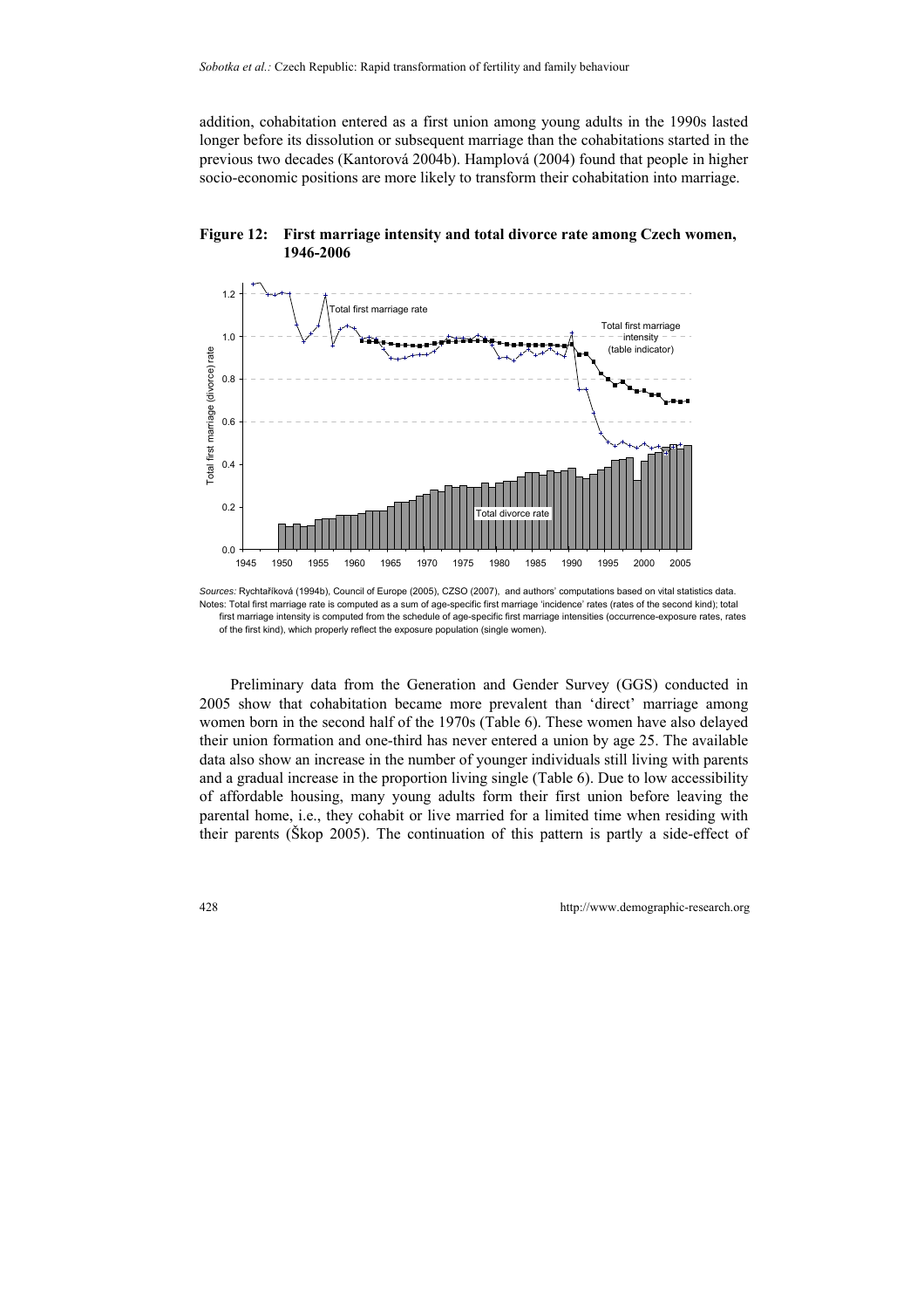addition, cohabitation entered as a first union among young adults in the 1990s lasted longer before its dissolution or subsequent marriage than the cohabitations started in the previous two decades (Kantorová 2004b). Hamplová (2004) found that people in higher socio-economic positions are more likely to transform their cohabitation into marriage.

**Figure 12: First marriage intensity and total divorce rate among Czech women, 1946-2006**

Total first marriage (divorce) rate

1.2
1.0
0.8
0.6
0.4
0.2
0.0

1945 1950 1955 1960 1965 1970 1975 1980 1985 1990 1995 2000 2005

Total first marriage rate

Total first marriage intensity (table indicator)

Total divorce rate

*Sources:* Rychtaříková (1994b), Council of Europe (2005), CZSO (2007), and authors' computations based on vital statistics data.
Notes: Total first marriage rate is computed as a sum of age-specific first marriage 'incidence' rates (rates of the second kind); total first marriage intensity is computed from the schedule of age-specific first marriage intensities (occurrence-exposure rates, rates of the first kind), which properly reflect the exposure population (single women).

Preliminary data from the Generation and Gender Survey (GGS) conducted in 2005 show that cohabitation became more prevalent than 'direct' marriage among women born in the second half of the 1970s (Table 6). These women have also delayed their union formation and one-third has never entered a union by age 25. The available data also show an increase in the number of younger individuals still living with parents and a gradual increase in the proportion living single (Table 6). Due to low accessibility of affordable housing, many young adults form their first union before leaving the parental home, i.e., they cohabit or live married for a limited time when residing with their parents (Škop 2005). The continuation of this pattern is partly a side-effect of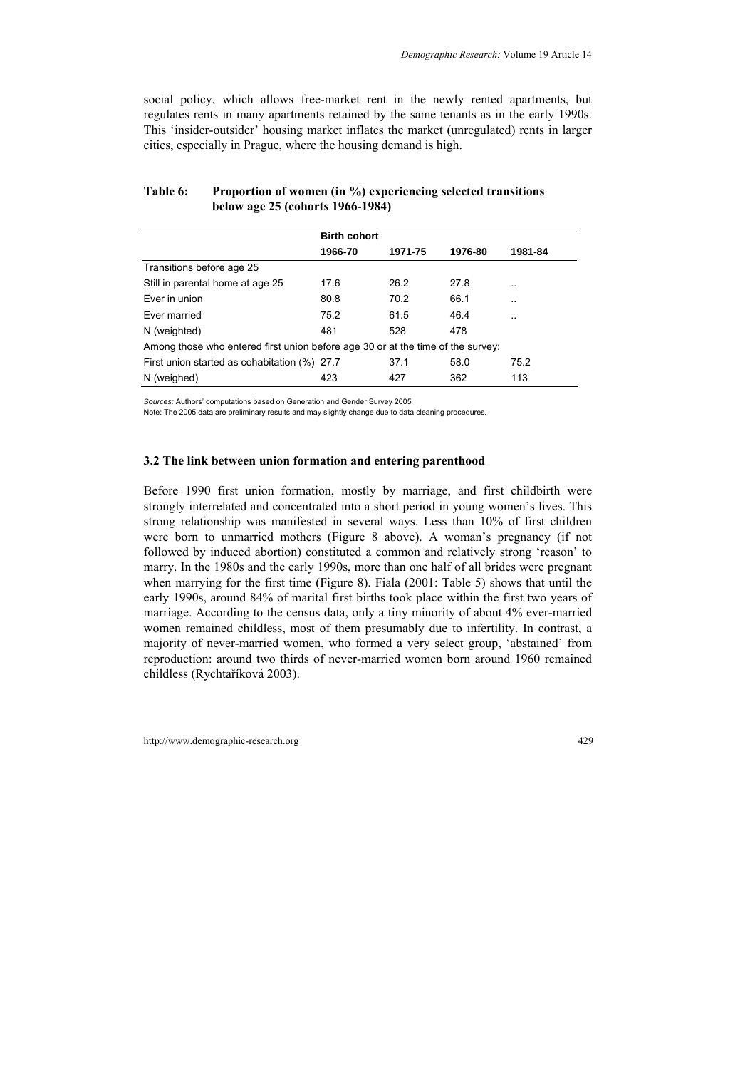social policy, which allows free-market rent in the newly rented apartments, but regulates rents in many apartments retained by the same tenants as in the early 1990s. This 'insider-outsider' housing market inflates the market (unregulated) rents in larger cities, especially in Prague, where the housing demand is high.

**Table 6: Proportion of women (in %) experiencing selected transitions below age 25 (cohorts 1966-1984)**

| | Birth cohort | | | |
|---|---|---|---|---|
| | **1966-70** | **1971-75** | **1976-80** | **1981-84** |
| Transitions before age 25 | | | | |
| Still in parental home at age 25 | 17.6 | 26.2 | 27.8 | .. |
| Ever in union | 80.8 | 70.2 | 66.1 | .. |
| Ever married | 75.2 | 61.5 | 46.4 | .. |
| N (weighted) | 481 | 528 | 478 | |
| Among those who entered first union before age 30 or at the time of the survey: | | | | |
| First union started as cohabitation (%) | 27.7 | 37.1 | 58.0 | 75.2 |
| N (weighed) | 423 | 427 | 362 | 113 |

*Sources:* Authors' computations based on Generation and Gender Survey 2005

Note: The 2005 data are preliminary results and may slightly change due to data cleaning procedures.

### 3.2 The link between union formation and entering parenthood

Before 1990 first union formation, mostly by marriage, and first childbirth were strongly interrelated and concentrated into a short period in young women's lives. This strong relationship was manifested in several ways. Less than 10% of first children were born to unmarried mothers (Figure 8 above). A woman's pregnancy (if not followed by induced abortion) constituted a common and relatively strong 'reason' to marry. In the 1980s and the early 1990s, more than one half of all brides were pregnant when marrying for the first time (Figure 8). Fiala (2001: Table 5) shows that until the early 1990s, around 84% of marital first births took place within the first two years of marriage. According to the census data, only a tiny minority of about 4% ever-married women remained childless, most of them presumably due to infertility. In contrast, a majority of never-married women, who formed a very select group, 'abstained' from reproduction: around two thirds of never-married women born around 1960 remained childless (Rychtaříková 2003).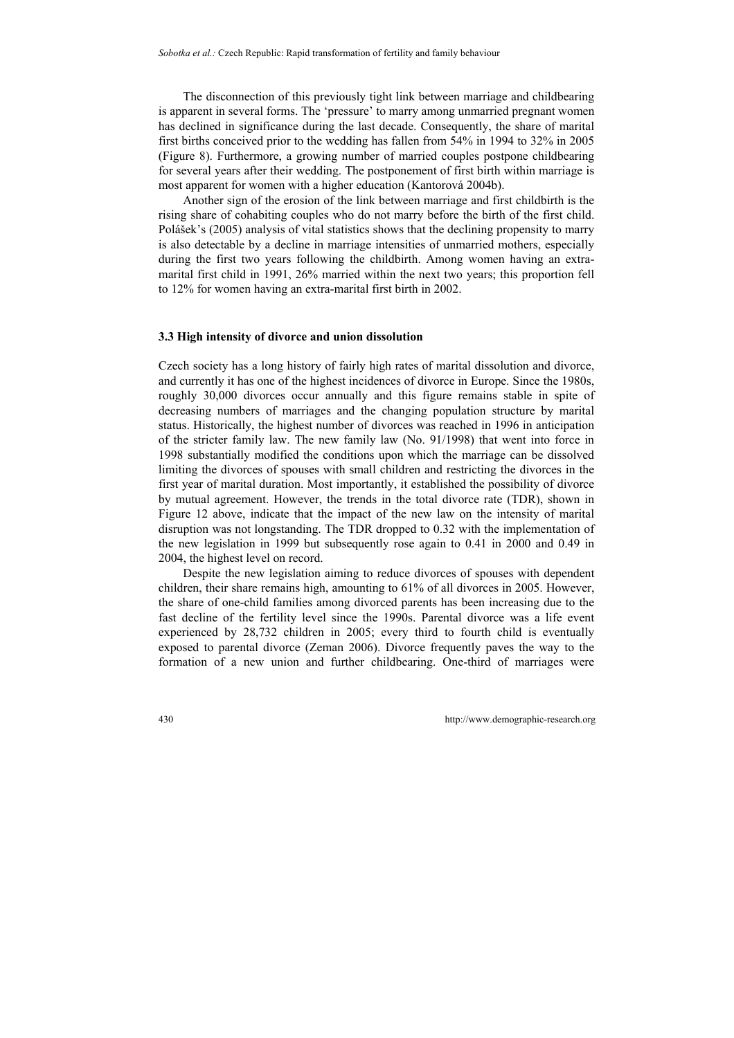The disconnection of this previously tight link between marriage and childbearing is apparent in several forms. The 'pressure' to marry among unmarried pregnant women has declined in significance during the last decade. Consequently, the share of marital first births conceived prior to the wedding has fallen from 54% in 1994 to 32% in 2005 (Figure 8). Furthermore, a growing number of married couples postpone childbearing for several years after their wedding. The postponement of first birth within marriage is most apparent for women with a higher education (Kantorová 2004b).

Another sign of the erosion of the link between marriage and first childbirth is the rising share of cohabiting couples who do not marry before the birth of the first child. Polášek's (2005) analysis of vital statistics shows that the declining propensity to marry is also detectable by a decline in marriage intensities of unmarried mothers, especially during the first two years following the childbirth. Among women having an extra-marital first child in 1991, 26% married within the next two years; this proportion fell to 12% for women having an extra-marital first birth in 2002.

### 3.3 High intensity of divorce and union dissolution

Czech society has a long history of fairly high rates of marital dissolution and divorce, and currently it has one of the highest incidences of divorce in Europe. Since the 1980s, roughly 30,000 divorces occur annually and this figure remains stable in spite of decreasing numbers of marriages and the changing population structure by marital status. Historically, the highest number of divorces was reached in 1996 in anticipation of the stricter family law. The new family law (No. 91/1998) that went into force in 1998 substantially modified the conditions upon which the marriage can be dissolved limiting the divorces of spouses with small children and restricting the divorces in the first year of marital duration. Most importantly, it established the possibility of divorce by mutual agreement. However, the trends in the total divorce rate (TDR), shown in Figure 12 above, indicate that the impact of the new law on the intensity of marital disruption was not longstanding. The TDR dropped to 0.32 with the implementation of the new legislation in 1999 but subsequently rose again to 0.41 in 2000 and 0.49 in 2004, the highest level on record.

Despite the new legislation aiming to reduce divorces of spouses with dependent children, their share remains high, amounting to 61% of all divorces in 2005. However, the share of one-child families among divorced parents has been increasing due to the fast decline of the fertility level since the 1990s. Parental divorce was a life event experienced by 28,732 children in 2005; every third to fourth child is eventually exposed to parental divorce (Zeman 2006). Divorce frequently paves the way to the formation of a new union and further childbearing. One-third of marriages were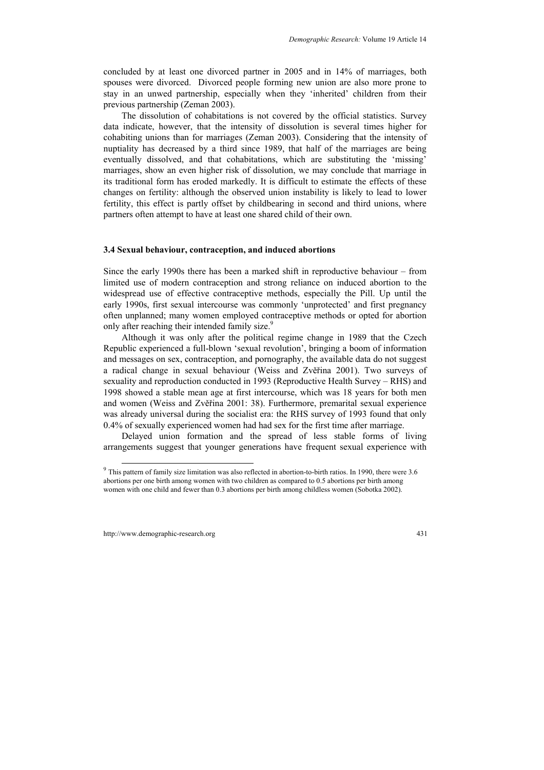concluded by at least one divorced partner in 2005 and in 14% of marriages, both spouses were divorced. Divorced people forming new union are also more prone to stay in an unwed partnership, especially when they 'inherited' children from their previous partnership (Zeman 2003).

The dissolution of cohabitations is not covered by the official statistics. Survey data indicate, however, that the intensity of dissolution is several times higher for cohabiting unions than for marriages (Zeman 2003). Considering that the intensity of nuptiality has decreased by a third since 1989, that half of the marriages are being eventually dissolved, and that cohabitations, which are substituting the 'missing' marriages, show an even higher risk of dissolution, we may conclude that marriage in its traditional form has eroded markedly. It is difficult to estimate the effects of these changes on fertility: although the observed union instability is likely to lead to lower fertility, this effect is partly offset by childbearing in second and third unions, where partners often attempt to have at least one shared child of their own.

### 3.4 Sexual behaviour, contraception, and induced abortions

Since the early 1990s there has been a marked shift in reproductive behaviour – from limited use of modern contraception and strong reliance on induced abortion to the widespread use of effective contraceptive methods, especially the Pill. Up until the early 1990s, first sexual intercourse was commonly 'unprotected' and first pregnancy often unplanned; many women employed contraceptive methods or opted for abortion only after reaching their intended family size.[9]

Although it was only after the political regime change in 1989 that the Czech Republic experienced a full-blown 'sexual revolution', bringing a boom of information and messages on sex, contraception, and pornography, the available data do not suggest a radical change in sexual behaviour (Weiss and Zvěřina 2001). Two surveys of sexuality and reproduction conducted in 1993 (Reproductive Health Survey – RHS) and 1998 showed a stable mean age at first intercourse, which was 18 years for both men and women (Weiss and Zvěřina 2001: 38). Furthermore, premarital sexual experience was already universal during the socialist era: the RHS survey of 1993 found that only 0.4% of sexually experienced women had had sex for the first time after marriage.

Delayed union formation and the spread of less stable forms of living arrangements suggest that younger generations have frequent sexual experience with

[9] This pattern of family size limitation was also reflected in abortion-to-birth ratios. In 1990, there were 3.6 abortions per one birth among women with two children as compared to 0.5 abortions per birth among women with one child and fewer than 0.3 abortions per birth among childless women (Sobotka 2002).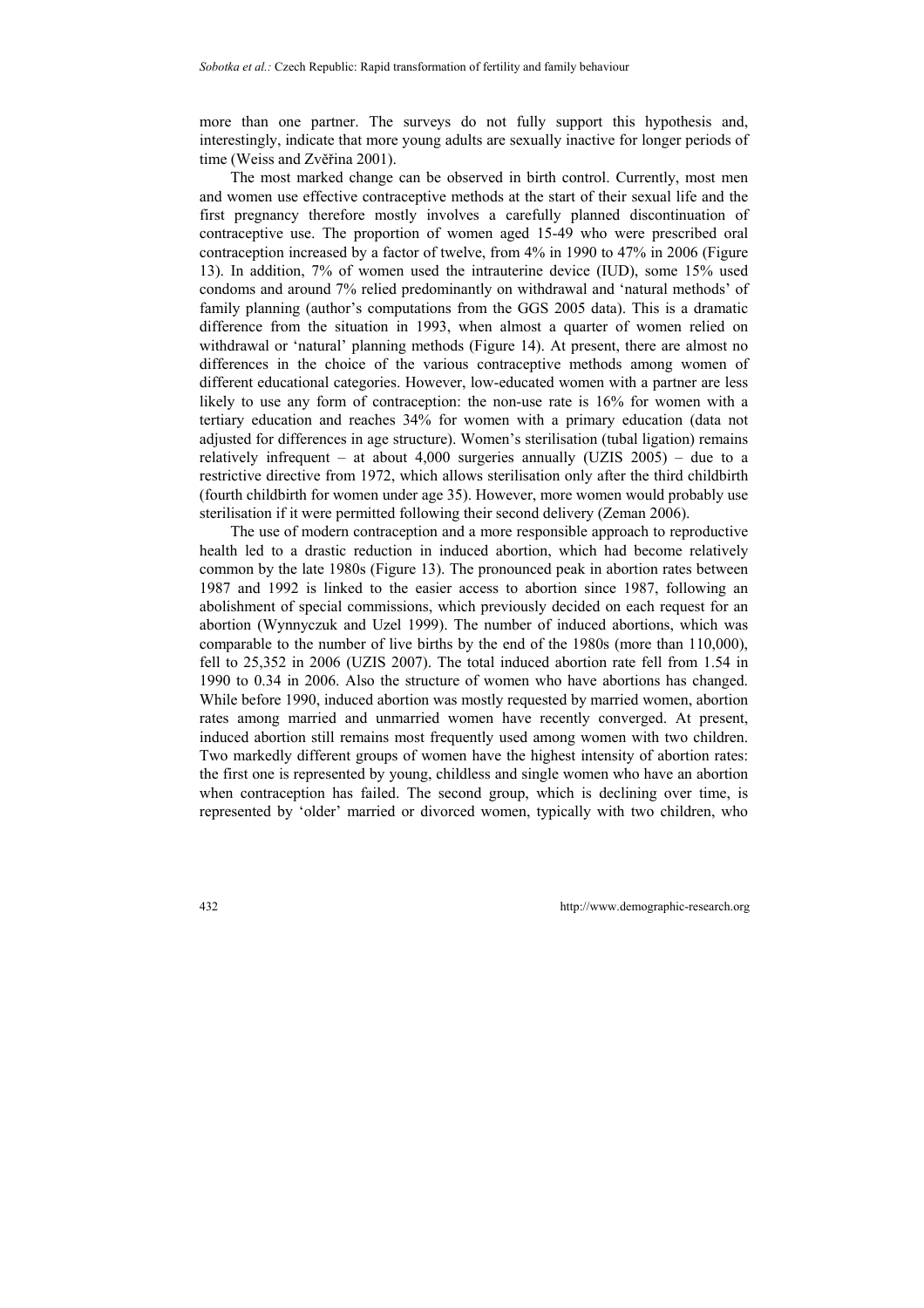more than one partner. The surveys do not fully support this hypothesis and, interestingly, indicate that more young adults are sexually inactive for longer periods of time (Weiss and Zvěřina 2001).

The most marked change can be observed in birth control. Currently, most men and women use effective contraceptive methods at the start of their sexual life and the first pregnancy therefore mostly involves a carefully planned discontinuation of contraceptive use. The proportion of women aged 15-49 who were prescribed oral contraception increased by a factor of twelve, from 4% in 1990 to 47% in 2006 (Figure 13). In addition, 7% of women used the intrauterine device (IUD), some 15% used condoms and around 7% relied predominantly on withdrawal and 'natural methods' of family planning (author's computations from the GGS 2005 data). This is a dramatic difference from the situation in 1993, when almost a quarter of women relied on withdrawal or 'natural' planning methods (Figure 14). At present, there are almost no differences in the choice of the various contraceptive methods among women of different educational categories. However, low-educated women with a partner are less likely to use any form of contraception: the non-use rate is 16% for women with a tertiary education and reaches 34% for women with a primary education (data not adjusted for differences in age structure). Women's sterilisation (tubal ligation) remains relatively infrequent – at about 4,000 surgeries annually (UZIS 2005) – due to a restrictive directive from 1972, which allows sterilisation only after the third childbirth (fourth childbirth for women under age 35). However, more women would probably use sterilisation if it were permitted following their second delivery (Zeman 2006).

The use of modern contraception and a more responsible approach to reproductive health led to a drastic reduction in induced abortion, which had become relatively common by the late 1980s (Figure 13). The pronounced peak in abortion rates between 1987 and 1992 is linked to the easier access to abortion since 1987, following an abolishment of special commissions, which previously decided on each request for an abortion (Wynnyczuk and Uzel 1999). The number of induced abortions, which was comparable to the number of live births by the end of the 1980s (more than 110,000), fell to 25,352 in 2006 (UZIS 2007). The total induced abortion rate fell from 1.54 in 1990 to 0.34 in 2006. Also the structure of women who have abortions has changed. While before 1990, induced abortion was mostly requested by married women, abortion rates among married and unmarried women have recently converged. At present, induced abortion still remains most frequently used among women with two children. Two markedly different groups of women have the highest intensity of abortion rates: the first one is represented by young, childless and single women who have an abortion when contraception has failed. The second group, which is declining over time, is represented by 'older' married or divorced women, typically with two children, who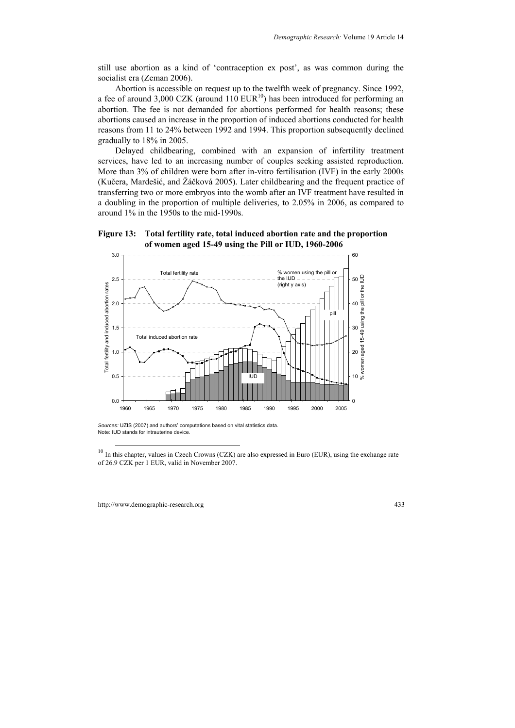still use abortion as a kind of 'contraception ex post', as was common during the socialist era (Zeman 2006).

Abortion is accessible on request up to the twelfth week of pregnancy. Since 1992, a fee of around 3,000 CZK (around 110 EUR[10]) has been introduced for performing an abortion. The fee is not demanded for abortions performed for health reasons; these abortions caused an increase in the proportion of induced abortions conducted for health reasons from 11 to 24% between 1992 and 1994. This proportion subsequently declined gradually to 18% in 2005.

Delayed childbearing, combined with an expansion of infertility treatment services, have led to an increasing number of couples seeking assisted reproduction. More than 3% of children were born after in-vitro fertilisation (IVF) in the early 2000s (Kučera, Mardešić, and Žáčková 2005). Later childbearing and the frequent practice of transferring two or more embryos into the womb after an IVF treatment have resulted in a doubling in the proportion of multiple deliveries, to 2.05% in 2006, as compared to around 1% in the 1950s to the mid-1990s.

**Figure 13: Total fertility rate, total induced abortion rate and the proportion of women aged 15-49 using the Pill or IUD, 1960-2006**

Total fertility rate

% women using the pill or the IUD (right y axis)

Total induced abortion rate

pill

IUD

Total fertility and induced abortion rates

% women aged 15-49 using the pill or the IUD

3.0
2.5
2.0
1.5
1.0
0.5
0.0

60
50
40
30
20
10
0

1960 1965 1970 1975 1980 1985 1990 1995 2000 2005

*Sources:* UZIS (2007) and authors' computations based on vital statistics data.
Note: IUD stands for intrauterine device.

[10] In this chapter, values in Czech Crowns (CZK) are also expressed in Euro (EUR), using the exchange rate of 26.9 CZK per 1 EUR, valid in November 2007.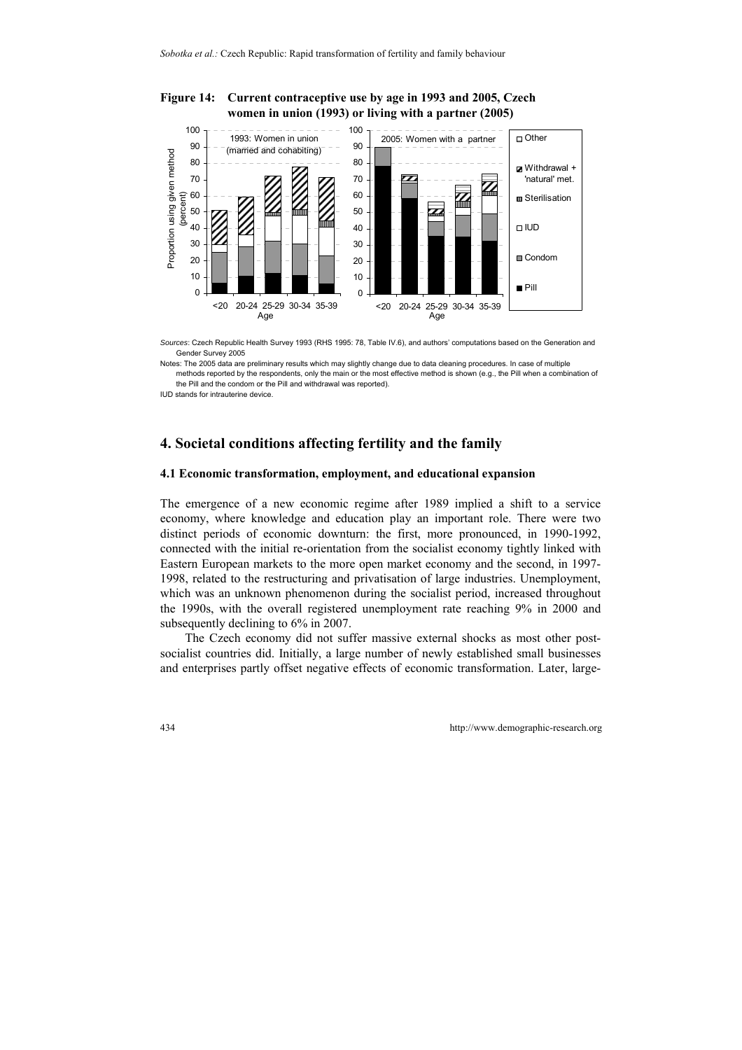**Figure 14: Current contraceptive use by age in 1993 and 2005, Czech women in union (1993) or living with a partner (2005)**

1993: Women in union (married and cohabiting)

2005: Women with a partner

Proportion using given method (percent)

100
90
80
70
60
50
40
30
20
10
0

<20 20-24 25-29 30-34 35-39
Age

Other
Withdrawal + 'natural' met.
Sterilisation
IUD
Condom
Pill

*Sources*: Czech Republic Health Survey 1993 (RHS 1995: 78, Table IV.6), and authors' computations based on the Generation and Gender Survey 2005

Notes: The 2005 data are preliminary results which may slightly change due to data cleaning procedures. In case of multiple methods reported by the respondents, only the main or the most effective method is shown (e.g., the Pill when a combination of the Pill and the condom or the Pill and withdrawal was reported).

IUD stands for intrauterine device.

## 4. Societal conditions affecting fertility and the family

### 4.1 Economic transformation, employment, and educational expansion

The emergence of a new economic regime after 1989 implied a shift to a service economy, where knowledge and education play an important role. There were two distinct periods of economic downturn: the first, more pronounced, in 1990-1992, connected with the initial re-orientation from the socialist economy tightly linked with Eastern European markets to the more open market economy and the second, in 1997-1998, related to the restructuring and privatisation of large industries. Unemployment, which was an unknown phenomenon during the socialist period, increased throughout the 1990s, with the overall registered unemployment rate reaching 9% in 2000 and subsequently declining to 6% in 2007.

The Czech economy did not suffer massive external shocks as most other post-socialist countries did. Initially, a large number of newly established small businesses and enterprises partly offset negative effects of economic transformation. Later, large-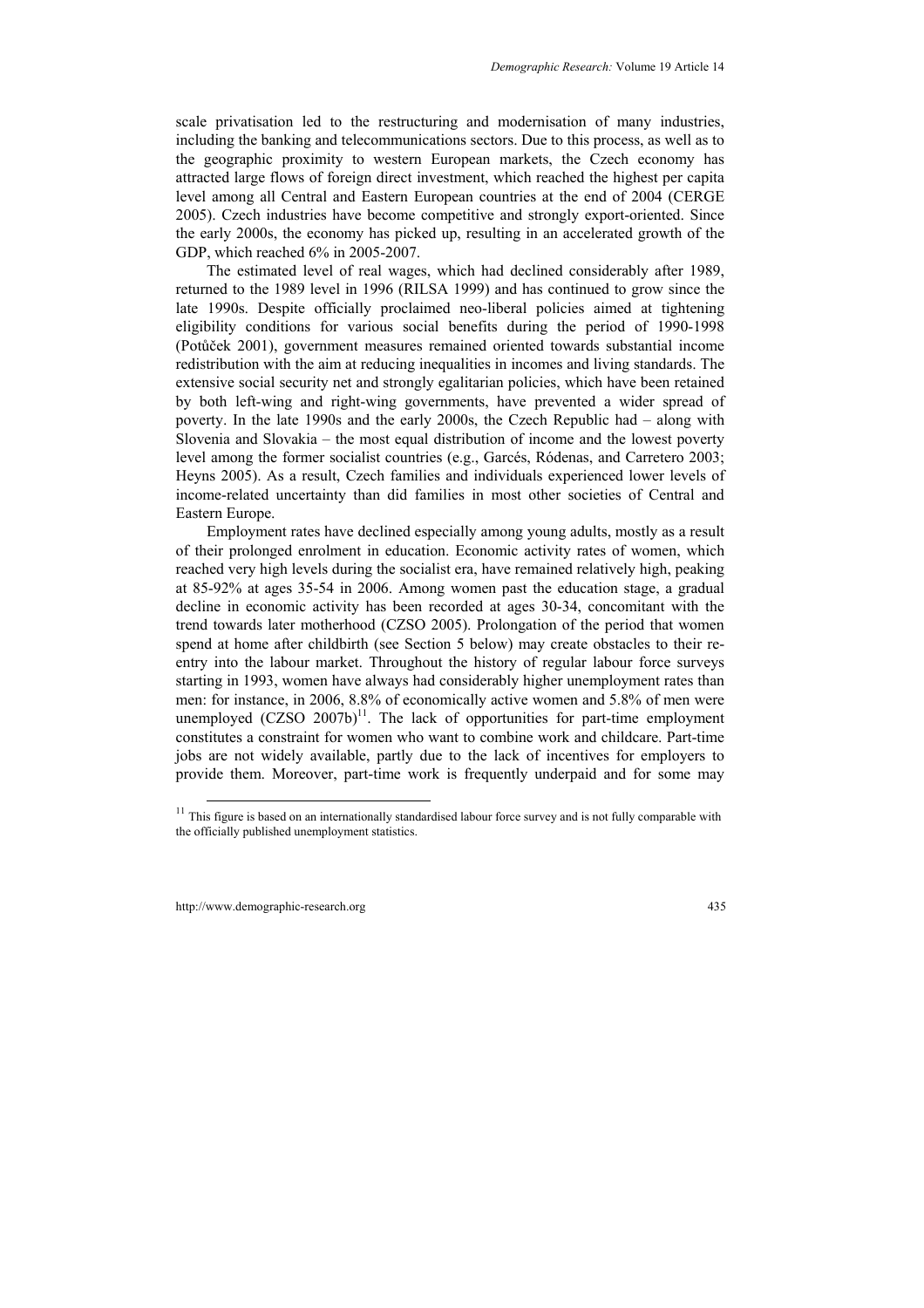scale privatisation led to the restructuring and modernisation of many industries, including the banking and telecommunications sectors. Due to this process, as well as to the geographic proximity to western European markets, the Czech economy has attracted large flows of foreign direct investment, which reached the highest per capita level among all Central and Eastern European countries at the end of 2004 (CERGE 2005). Czech industries have become competitive and strongly export-oriented. Since the early 2000s, the economy has picked up, resulting in an accelerated growth of the GDP, which reached 6% in 2005-2007.

The estimated level of real wages, which had declined considerably after 1989, returned to the 1989 level in 1996 (RILSA 1999) and has continued to grow since the late 1990s. Despite officially proclaimed neo-liberal policies aimed at tightening eligibility conditions for various social benefits during the period of 1990-1998 (Potůček 2001), government measures remained oriented towards substantial income redistribution with the aim at reducing inequalities in incomes and living standards. The extensive social security net and strongly egalitarian policies, which have been retained by both left-wing and right-wing governments, have prevented a wider spread of poverty. In the late 1990s and the early 2000s, the Czech Republic had – along with Slovenia and Slovakia – the most equal distribution of income and the lowest poverty level among the former socialist countries (e.g., Garcés, Ródenas, and Carretero 2003; Heyns 2005). As a result, Czech families and individuals experienced lower levels of income-related uncertainty than did families in most other societies of Central and Eastern Europe.

Employment rates have declined especially among young adults, mostly as a result of their prolonged enrolment in education. Economic activity rates of women, which reached very high levels during the socialist era, have remained relatively high, peaking at 85-92% at ages 35-54 in 2006. Among women past the education stage, a gradual decline in economic activity has been recorded at ages 30-34, concomitant with the trend towards later motherhood (CZSO 2005). Prolongation of the period that women spend at home after childbirth (see Section 5 below) may create obstacles to their re-entry into the labour market. Throughout the history of regular labour force surveys starting in 1993, women have always had considerably higher unemployment rates than men: for instance, in 2006, 8.8% of economically active women and 5.8% of men were unemployed (CZSO 2007b)[11]. The lack of opportunities for part-time employment constitutes a constraint for women who want to combine work and childcare. Part-time jobs are not widely available, partly due to the lack of incentives for employers to provide them. Moreover, part-time work is frequently underpaid and for some may

[11] This figure is based on an internationally standardised labour force survey and is not fully comparable with the officially published unemployment statistics.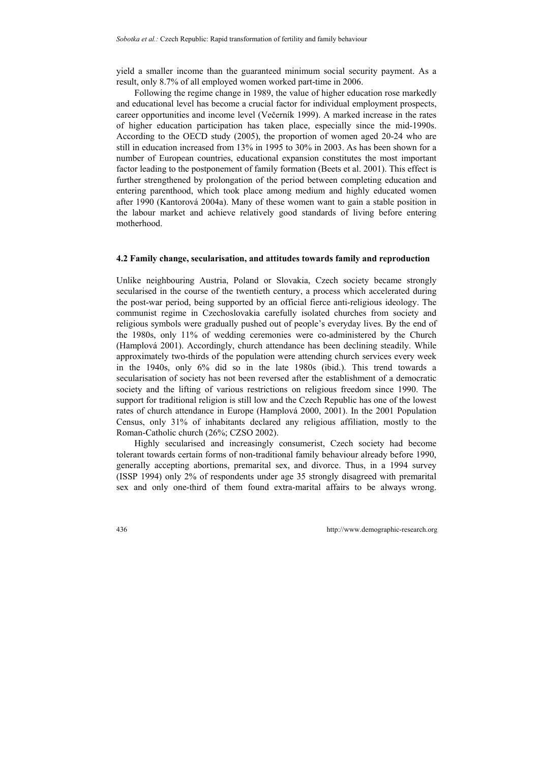yield a smaller income than the guaranteed minimum social security payment. As a result, only 8.7% of all employed women worked part-time in 2006.

Following the regime change in 1989, the value of higher education rose markedly and educational level has become a crucial factor for individual employment prospects, career opportunities and income level (Večerník 1999). A marked increase in the rates of higher education participation has taken place, especially since the mid-1990s. According to the OECD study (2005), the proportion of women aged 20-24 who are still in education increased from 13% in 1995 to 30% in 2003. As has been shown for a number of European countries, educational expansion constitutes the most important factor leading to the postponement of family formation (Beets et al. 2001). This effect is further strengthened by prolongation of the period between completing education and entering parenthood, which took place among medium and highly educated women after 1990 (Kantorová 2004a). Many of these women want to gain a stable position in the labour market and achieve relatively good standards of living before entering motherhood.

### 4.2 Family change, secularisation, and attitudes towards family and reproduction

Unlike neighbouring Austria, Poland or Slovakia, Czech society became strongly secularised in the course of the twentieth century, a process which accelerated during the post-war period, being supported by an official fierce anti-religious ideology. The communist regime in Czechoslovakia carefully isolated churches from society and religious symbols were gradually pushed out of people's everyday lives. By the end of the 1980s, only 11% of wedding ceremonies were co-administered by the Church (Hamplová 2001). Accordingly, church attendance has been declining steadily. While approximately two-thirds of the population were attending church services every week in the 1940s, only 6% did so in the late 1980s (ibid.). This trend towards a secularisation of society has not been reversed after the establishment of a democratic society and the lifting of various restrictions on religious freedom since 1990. The support for traditional religion is still low and the Czech Republic has one of the lowest rates of church attendance in Europe (Hamplová 2000, 2001). In the 2001 Population Census, only 31% of inhabitants declared any religious affiliation, mostly to the Roman-Catholic church (26%; CZSO 2002).

Highly secularised and increasingly consumerist, Czech society had become tolerant towards certain forms of non-traditional family behaviour already before 1990, generally accepting abortions, premarital sex, and divorce. Thus, in a 1994 survey (ISSP 1994) only 2% of respondents under age 35 strongly disagreed with premarital sex and only one-third of them found extra-marital affairs to be always wrong.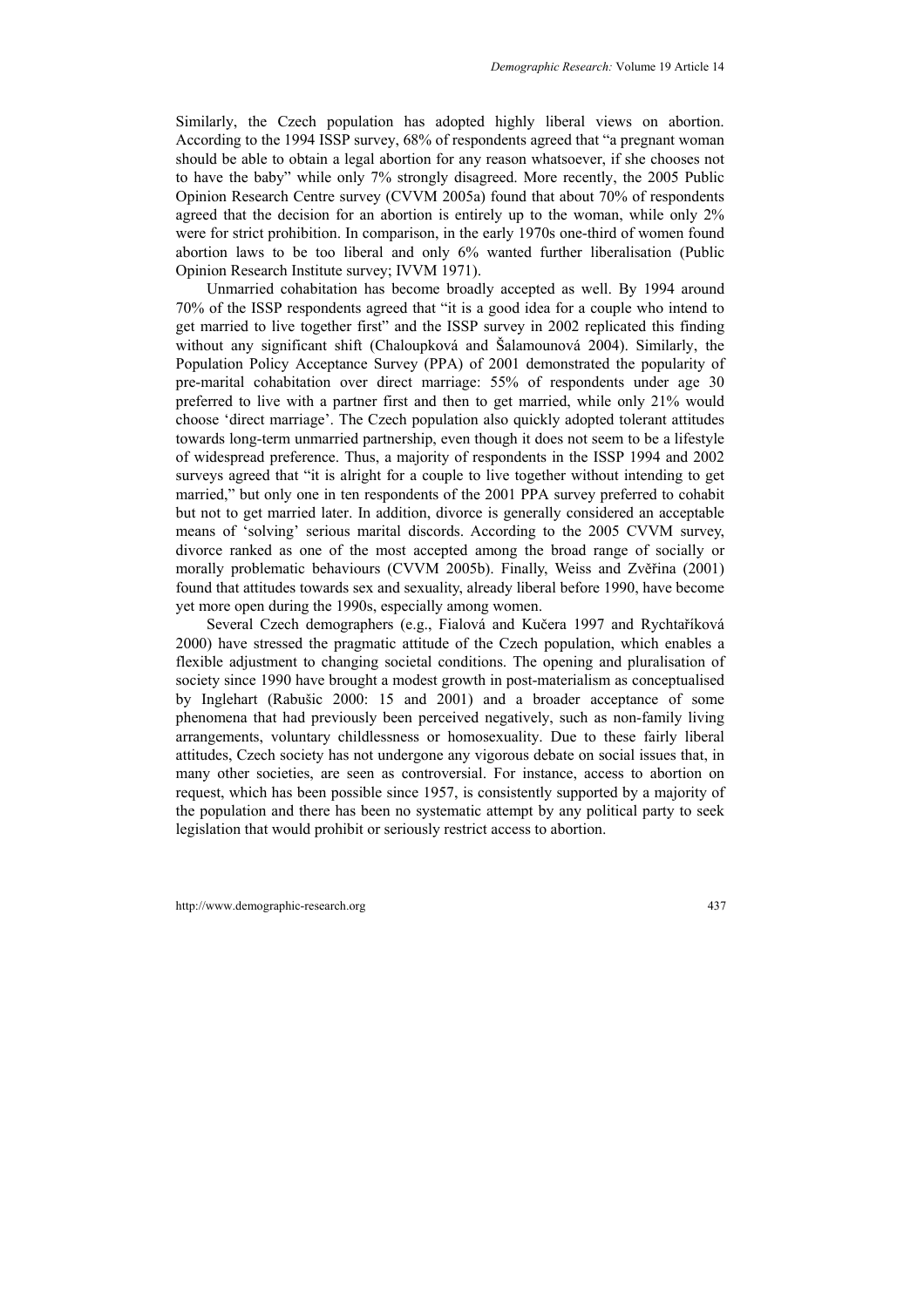Similarly, the Czech population has adopted highly liberal views on abortion. According to the 1994 ISSP survey, 68% of respondents agreed that "a pregnant woman should be able to obtain a legal abortion for any reason whatsoever, if she chooses not to have the baby" while only 7% strongly disagreed. More recently, the 2005 Public Opinion Research Centre survey (CVVM 2005a) found that about 70% of respondents agreed that the decision for an abortion is entirely up to the woman, while only 2% were for strict prohibition. In comparison, in the early 1970s one-third of women found abortion laws to be too liberal and only 6% wanted further liberalisation (Public Opinion Research Institute survey; IVVM 1971).

Unmarried cohabitation has become broadly accepted as well. By 1994 around 70% of the ISSP respondents agreed that "it is a good idea for a couple who intend to get married to live together first" and the ISSP survey in 2002 replicated this finding without any significant shift (Chaloupková and Šalamounová 2004). Similarly, the Population Policy Acceptance Survey (PPA) of 2001 demonstrated the popularity of pre-marital cohabitation over direct marriage: 55% of respondents under age 30 preferred to live with a partner first and then to get married, while only 21% would choose 'direct marriage'. The Czech population also quickly adopted tolerant attitudes towards long-term unmarried partnership, even though it does not seem to be a lifestyle of widespread preference. Thus, a majority of respondents in the ISSP 1994 and 2002 surveys agreed that "it is alright for a couple to live together without intending to get married," but only one in ten respondents of the 2001 PPA survey preferred to cohabit but not to get married later. In addition, divorce is generally considered an acceptable means of 'solving' serious marital discords. According to the 2005 CVVM survey, divorce ranked as one of the most accepted among the broad range of socially or morally problematic behaviours (CVVM 2005b). Finally, Weiss and Zvěřina (2001) found that attitudes towards sex and sexuality, already liberal before 1990, have become yet more open during the 1990s, especially among women.

Several Czech demographers (e.g., Fialová and Kučera 1997 and Rychtaříková 2000) have stressed the pragmatic attitude of the Czech population, which enables a flexible adjustment to changing societal conditions. The opening and pluralisation of society since 1990 have brought a modest growth in post-materialism as conceptualised by Inglehart (Rabušic 2000: 15 and 2001) and a broader acceptance of some phenomena that had previously been perceived negatively, such as non-family living arrangements, voluntary childlessness or homosexuality. Due to these fairly liberal attitudes, Czech society has not undergone any vigorous debate on social issues that, in many other societies, are seen as controversial. For instance, access to abortion on request, which has been possible since 1957, is consistently supported by a majority of the population and there has been no systematic attempt by any political party to seek legislation that would prohibit or seriously restrict access to abortion.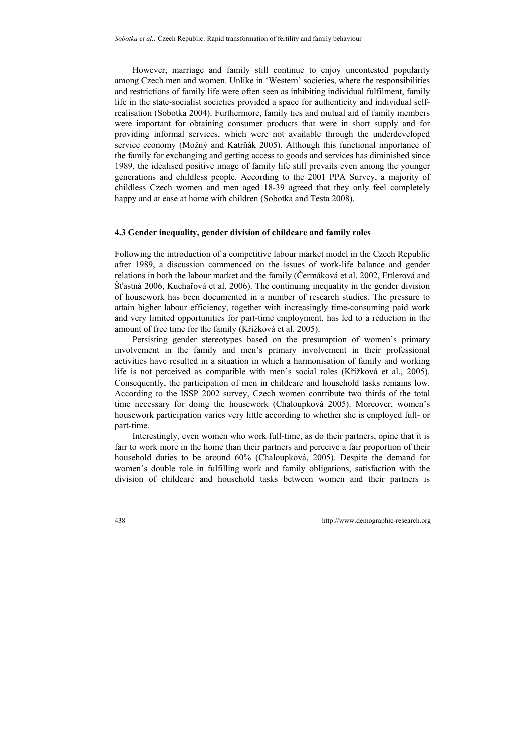However, marriage and family still continue to enjoy uncontested popularity among Czech men and women. Unlike in 'Western' societies, where the responsibilities and restrictions of family life were often seen as inhibiting individual fulfilment, family life in the state-socialist societies provided a space for authenticity and individual self-realisation (Sobotka 2004). Furthermore, family ties and mutual aid of family members were important for obtaining consumer products that were in short supply and for providing informal services, which were not available through the underdeveloped service economy (Možný and Katrňák 2005). Although this functional importance of the family for exchanging and getting access to goods and services has diminished since 1989, the idealised positive image of family life still prevails even among the younger generations and childless people. According to the 2001 PPA Survey, a majority of childless Czech women and men aged 18-39 agreed that they only feel completely happy and at ease at home with children (Sobotka and Testa 2008).

### 4.3 Gender inequality, gender division of childcare and family roles

Following the introduction of a competitive labour market model in the Czech Republic after 1989, a discussion commenced on the issues of work-life balance and gender relations in both the labour market and the family (Čermáková et al. 2002, Ettlerová and Šťastná 2006, Kuchařová et al. 2006). The continuing inequality in the gender division of housework has been documented in a number of research studies. The pressure to attain higher labour efficiency, together with increasingly time-consuming paid work and very limited opportunities for part-time employment, has led to a reduction in the amount of free time for the family (Křížková et al. 2005).

Persisting gender stereotypes based on the presumption of women's primary involvement in the family and men's primary involvement in their professional activities have resulted in a situation in which a harmonisation of family and working life is not perceived as compatible with men's social roles (Křížková et al., 2005). Consequently, the participation of men in childcare and household tasks remains low. According to the ISSP 2002 survey, Czech women contribute two thirds of the total time necessary for doing the housework (Chaloupková 2005). Moreover, women's housework participation varies very little according to whether she is employed full- or part-time.

Interestingly, even women who work full-time, as do their partners, opine that it is fair to work more in the home than their partners and perceive a fair proportion of their household duties to be around 60% (Chaloupková, 2005). Despite the demand for women's double role in fulfilling work and family obligations, satisfaction with the division of childcare and household tasks between women and their partners is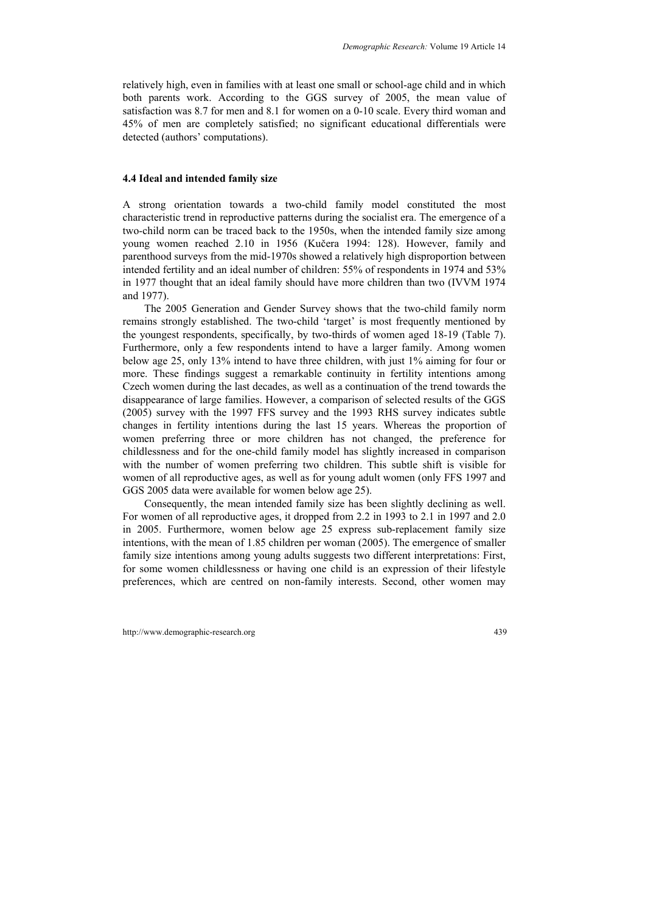relatively high, even in families with at least one small or school-age child and in which both parents work. According to the GGS survey of 2005, the mean value of satisfaction was 8.7 for men and 8.1 for women on a 0-10 scale. Every third woman and 45% of men are completely satisfied; no significant educational differentials were detected (authors' computations).

### 4.4 Ideal and intended family size

A strong orientation towards a two-child family model constituted the most characteristic trend in reproductive patterns during the socialist era. The emergence of a two-child norm can be traced back to the 1950s, when the intended family size among young women reached 2.10 in 1956 (Kučera 1994: 128). However, family and parenthood surveys from the mid-1970s showed a relatively high disproportion between intended fertility and an ideal number of children: 55% of respondents in 1974 and 53% in 1977 thought that an ideal family should have more children than two (IVVM 1974 and 1977).

The 2005 Generation and Gender Survey shows that the two-child family norm remains strongly established. The two-child 'target' is most frequently mentioned by the youngest respondents, specifically, by two-thirds of women aged 18-19 (Table 7). Furthermore, only a few respondents intend to have a larger family. Among women below age 25, only 13% intend to have three children, with just 1% aiming for four or more. These findings suggest a remarkable continuity in fertility intentions among Czech women during the last decades, as well as a continuation of the trend towards the disappearance of large families. However, a comparison of selected results of the GGS (2005) survey with the 1997 FFS survey and the 1993 RHS survey indicates subtle changes in fertility intentions during the last 15 years. Whereas the proportion of women preferring three or more children has not changed, the preference for childlessness and for the one-child family model has slightly increased in comparison with the number of women preferring two children. This subtle shift is visible for women of all reproductive ages, as well as for young adult women (only FFS 1997 and GGS 2005 data were available for women below age 25).

Consequently, the mean intended family size has been slightly declining as well. For women of all reproductive ages, it dropped from 2.2 in 1993 to 2.1 in 1997 and 2.0 in 2005. Furthermore, women below age 25 express sub-replacement family size intentions, with the mean of 1.85 children per woman (2005). The emergence of smaller family size intentions among young adults suggests two different interpretations: First, for some women childlessness or having one child is an expression of their lifestyle preferences, which are centred on non-family interests. Second, other women may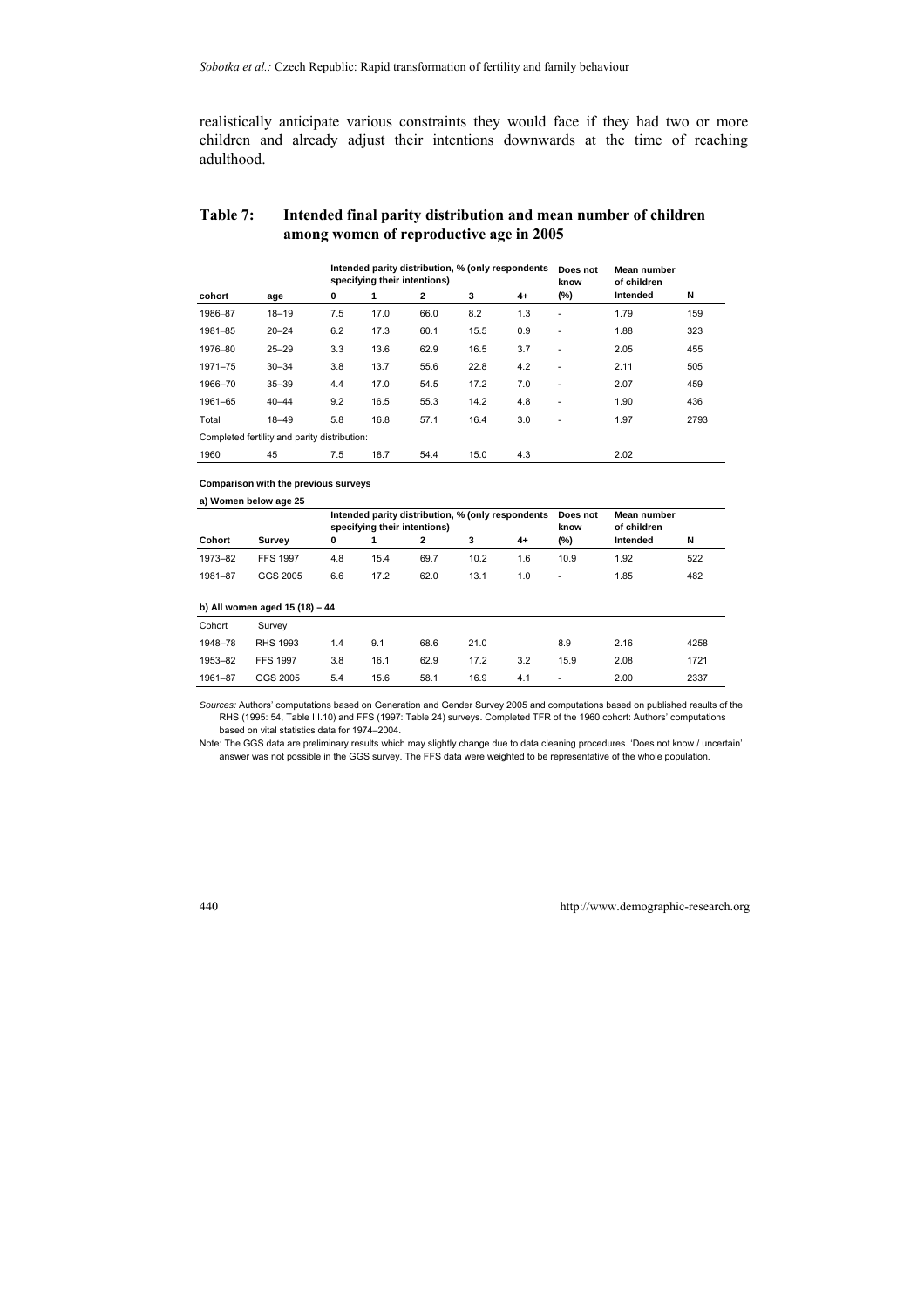realistically anticipate various constraints they would face if they had two or more children and already adjust their intentions downwards at the time of reaching adulthood.

**Table 7: Intended final parity distribution and mean number of children among women of reproductive age in 2005**

| | | Intended parity distribution, % (only respondents specifying their intentions) | | | | | Does not know | Mean number of children | |
|---|---|---|---|---|---|---|---|---|---|
| cohort | age | 0 | 1 | 2 | 3 | 4+ | (%) | Intended | N |
| 1986–87 | 18–19 | 7.5 | 17.0 | 66.0 | 8.2 | 1.3 | - | 1.79 | 159 |
| 1981–85 | 20–24 | 6.2 | 17.3 | 60.1 | 15.5 | 0.9 | - | 1.88 | 323 |
| 1976–80 | 25–29 | 3.3 | 13.6 | 62.9 | 16.5 | 3.7 | - | 2.05 | 455 |
| 1971–75 | 30–34 | 3.8 | 13.7 | 55.6 | 22.8 | 4.2 | - | 2.11 | 505 |
| 1966–70 | 35–39 | 4.4 | 17.0 | 54.5 | 17.2 | 7.0 | - | 2.07 | 459 |
| 1961–65 | 40–44 | 9.2 | 16.5 | 55.3 | 14.2 | 4.8 | - | 1.90 | 436 |
| Total | 18–49 | 5.8 | 16.8 | 57.1 | 16.4 | 3.0 | - | 1.97 | 2793 |
| Completed fertility and parity distribution: | | | | | | | | | |
| 1960 | 45 | 7.5 | 18.7 | 54.4 | 15.0 | 4.3 | | 2.02 | |

**Comparison with the previous surveys**

**a) Women below age 25**

| | | Intended parity distribution, % (only respondents specifying their intentions) | | | | | Does not know | Mean number of children | |
|---|---|---|---|---|---|---|---|---|---|
| Cohort | Survey | 0 | 1 | 2 | 3 | 4+ | (%) | Intended | N |
| 1973–82 | FFS 1997 | 4.8 | 15.4 | 69.7 | 10.2 | 1.6 | 10.9 | 1.92 | 522 |
| 1981–87 | GGS 2005 | 6.6 | 17.2 | 62.0 | 13.1 | 1.0 | - | 1.85 | 482 |

**b) All women aged 15 (18) – 44**

| Cohort | Survey | 0 | 1 | 2 | 3 | 4+ | (%) | Intended | N |
|---|---|---|---|---|---|---|---|---|---|
| 1948–78 | RHS 1993 | 1.4 | 9.1 | 68.6 | 21.0 | | 8.9 | 2.16 | 4258 |
| 1953–82 | FFS 1997 | 3.8 | 16.1 | 62.9 | 17.2 | 3.2 | 15.9 | 2.08 | 1721 |
| 1961–87 | GGS 2005 | 5.4 | 15.6 | 58.1 | 16.9 | 4.1 | - | 2.00 | 2337 |

*Sources:* Authors' computations based on Generation and Gender Survey 2005 and computations based on published results of the RHS (1995: 54, Table III.10) and FFS (1997: Table 24) surveys. Completed TFR of the 1960 cohort: Authors' computations based on vital statistics data for 1974–2004.

Note: The GGS data are preliminary results which may slightly change due to data cleaning procedures. 'Does not know / uncertain' answer was not possible in the GGS survey. The FFS data were weighted to be representative of the whole population.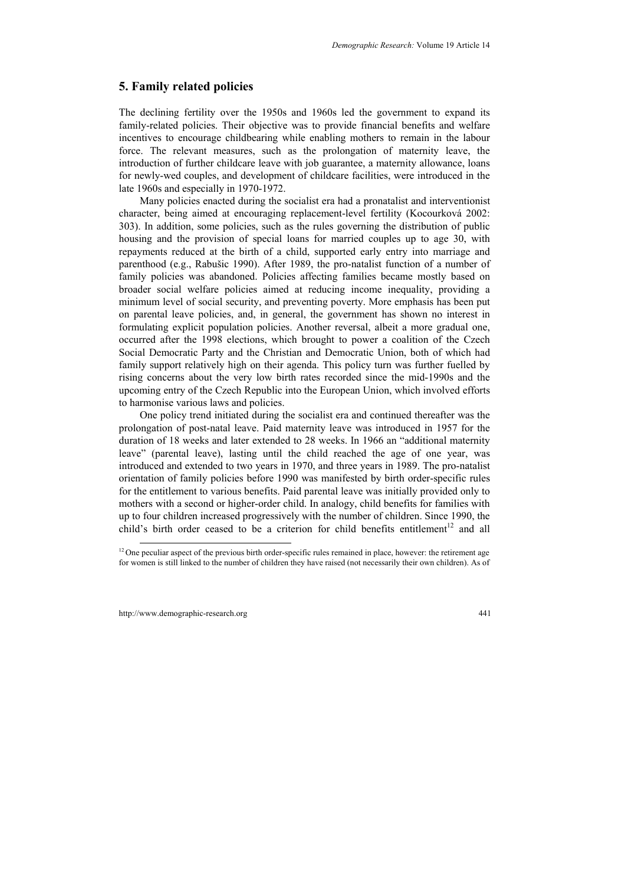## 5. Family related policies

The declining fertility over the 1950s and 1960s led the government to expand its family-related policies. Their objective was to provide financial benefits and welfare incentives to encourage childbearing while enabling mothers to remain in the labour force. The relevant measures, such as the prolongation of maternity leave, the introduction of further childcare leave with job guarantee, a maternity allowance, loans for newly-wed couples, and development of childcare facilities, were introduced in the late 1960s and especially in 1970-1972.

Many policies enacted during the socialist era had a pronatalist and interventionist character, being aimed at encouraging replacement-level fertility (Kocourková 2002: 303). In addition, some policies, such as the rules governing the distribution of public housing and the provision of special loans for married couples up to age 30, with repayments reduced at the birth of a child, supported early entry into marriage and parenthood (e.g., Rabušic 1990). After 1989, the pro-natalist function of a number of family policies was abandoned. Policies affecting families became mostly based on broader social welfare policies aimed at reducing income inequality, providing a minimum level of social security, and preventing poverty. More emphasis has been put on parental leave policies, and, in general, the government has shown no interest in formulating explicit population policies. Another reversal, albeit a more gradual one, occurred after the 1998 elections, which brought to power a coalition of the Czech Social Democratic Party and the Christian and Democratic Union, both of which had family support relatively high on their agenda. This policy turn was further fuelled by rising concerns about the very low birth rates recorded since the mid-1990s and the upcoming entry of the Czech Republic into the European Union, which involved efforts to harmonise various laws and policies.

One policy trend initiated during the socialist era and continued thereafter was the prolongation of post-natal leave. Paid maternity leave was introduced in 1957 for the duration of 18 weeks and later extended to 28 weeks. In 1966 an "additional maternity leave" (parental leave), lasting until the child reached the age of one year, was introduced and extended to two years in 1970, and three years in 1989. The pro-natalist orientation of family policies before 1990 was manifested by birth order-specific rules for the entitlement to various benefits. Paid parental leave was initially provided only to mothers with a second or higher-order child. In analogy, child benefits for families with up to four children increased progressively with the number of children. Since 1990, the child's birth order ceased to be a criterion for child benefits entitlement[12] and all

[12] One peculiar aspect of the previous birth order-specific rules remained in place, however: the retirement age for women is still linked to the number of children they have raised (not necessarily their own children). As of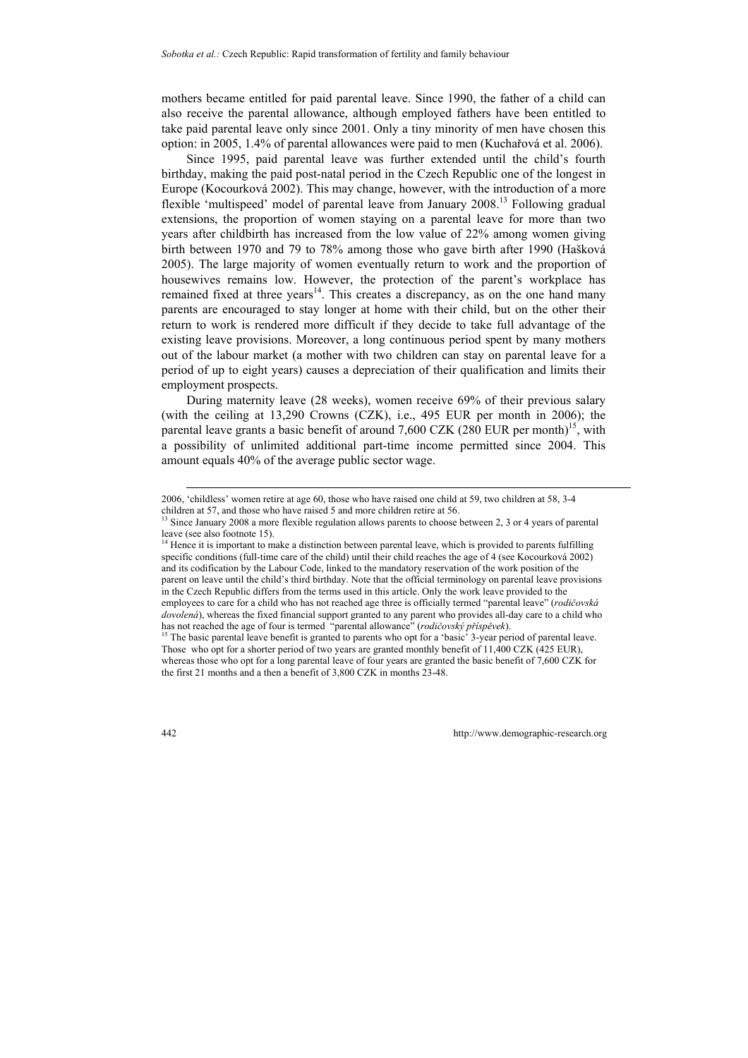mothers became entitled for paid parental leave. Since 1990, the father of a child can also receive the parental allowance, although employed fathers have been entitled to take paid parental leave only since 2001. Only a tiny minority of men have chosen this option: in 2005, 1.4% of parental allowances were paid to men (Kuchařová et al. 2006).

Since 1995, paid parental leave was further extended until the child's fourth birthday, making the paid post-natal period in the Czech Republic one of the longest in Europe (Kocourková 2002). This may change, however, with the introduction of a more flexible 'multispeed' model of parental leave from January 2008.[13] Following gradual extensions, the proportion of women staying on a parental leave for more than two years after childbirth has increased from the low value of 22% among women giving birth between 1970 and 79 to 78% among those who gave birth after 1990 (Hašková 2005). The large majority of women eventually return to work and the proportion of housewives remains low. However, the protection of the parent's workplace has remained fixed at three years[14]. This creates a discrepancy, as on the one hand many parents are encouraged to stay longer at home with their child, but on the other their return to work is rendered more difficult if they decide to take full advantage of the existing leave provisions. Moreover, a long continuous period spent by many mothers out of the labour market (a mother with two children can stay on parental leave for a period of up to eight years) causes a depreciation of their qualification and limits their employment prospects.

During maternity leave (28 weeks), women receive 69% of their previous salary (with the ceiling at 13,290 Crowns (CZK), i.e., 495 EUR per month in 2006); the parental leave grants a basic benefit of around 7,600 CZK (280 EUR per month)[15], with a possibility of unlimited additional part-time income permitted since 2004. This amount equals 40% of the average public sector wage.

---

2006, 'childless' women retire at age 60, those who have raised one child at 59, two children at 58, 3-4 children at 57, and those who have raised 5 and more children retire at 56.

[13] Since January 2008 a more flexible regulation allows parents to choose between 2, 3 or 4 years of parental leave (see also footnote 15).

[14] Hence it is important to make a distinction between parental leave, which is provided to parents fulfilling specific conditions (full-time care of the child) until their child reaches the age of 4 (see Kocourková 2002) and its codification by the Labour Code, linked to the mandatory reservation of the work position of the parent on leave until the child's third birthday. Note that the official terminology on parental leave provisions in the Czech Republic differs from the terms used in this article. Only the work leave provided to the employees to care for a child who has not reached age three is officially termed "parental leave" (*rodičovská dovolená*), whereas the fixed financial support granted to any parent who provides all-day care to a child who has not reached the age of four is termed "parental allowance" (*rodičovský příspěvek*).

[15] The basic parental leave benefit is granted to parents who opt for a 'basic' 3-year period of parental leave. Those who opt for a shorter period of two years are granted monthly benefit of 11,400 CZK (425 EUR), whereas those who opt for a long parental leave of four years are granted the basic benefit of 7,600 CZK for the first 21 months and a then a benefit of 3,800 CZK in months 23-48.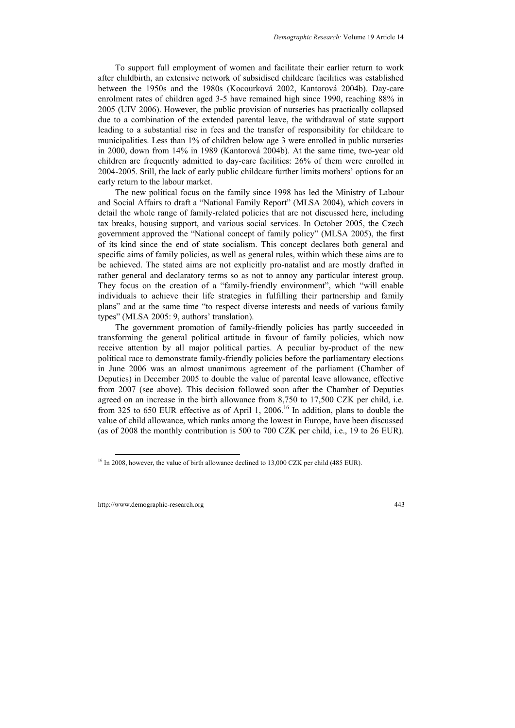To support full employment of women and facilitate their earlier return to work after childbirth, an extensive network of subsidised childcare facilities was established between the 1950s and the 1980s (Kocourková 2002, Kantorová 2004b). Day-care enrolment rates of children aged 3-5 have remained high since 1990, reaching 88% in 2005 (UIV 2006). However, the public provision of nurseries has practically collapsed due to a combination of the extended parental leave, the withdrawal of state support leading to a substantial rise in fees and the transfer of responsibility for childcare to municipalities. Less than 1% of children below age 3 were enrolled in public nurseries in 2000, down from 14% in 1989 (Kantorová 2004b). At the same time, two-year old children are frequently admitted to day-care facilities: 26% of them were enrolled in 2004-2005. Still, the lack of early public childcare further limits mothers' options for an early return to the labour market.

The new political focus on the family since 1998 has led the Ministry of Labour and Social Affairs to draft a "National Family Report" (MLSA 2004), which covers in detail the whole range of family-related policies that are not discussed here, including tax breaks, housing support, and various social services. In October 2005, the Czech government approved the "National concept of family policy" (MLSA 2005), the first of its kind since the end of state socialism. This concept declares both general and specific aims of family policies, as well as general rules, within which these aims are to be achieved. The stated aims are not explicitly pro-natalist and are mostly drafted in rather general and declaratory terms so as not to annoy any particular interest group. They focus on the creation of a "family-friendly environment", which "will enable individuals to achieve their life strategies in fulfilling their partnership and family plans" and at the same time "to respect diverse interests and needs of various family types" (MLSA 2005: 9, authors' translation).

The government promotion of family-friendly policies has partly succeeded in transforming the general political attitude in favour of family policies, which now receive attention by all major political parties. A peculiar by-product of the new political race to demonstrate family-friendly policies before the parliamentary elections in June 2006 was an almost unanimous agreement of the parliament (Chamber of Deputies) in December 2005 to double the value of parental leave allowance, effective from 2007 (see above). This decision followed soon after the Chamber of Deputies agreed on an increase in the birth allowance from 8,750 to 17,500 CZK per child, i.e. from 325 to 650 EUR effective as of April 1, 2006.[16] In addition, plans to double the value of child allowance, which ranks among the lowest in Europe, have been discussed (as of 2008 the monthly contribution is 500 to 700 CZK per child, i.e., 19 to 26 EUR).

[16] In 2008, however, the value of birth allowance declined to 13,000 CZK per child (485 EUR).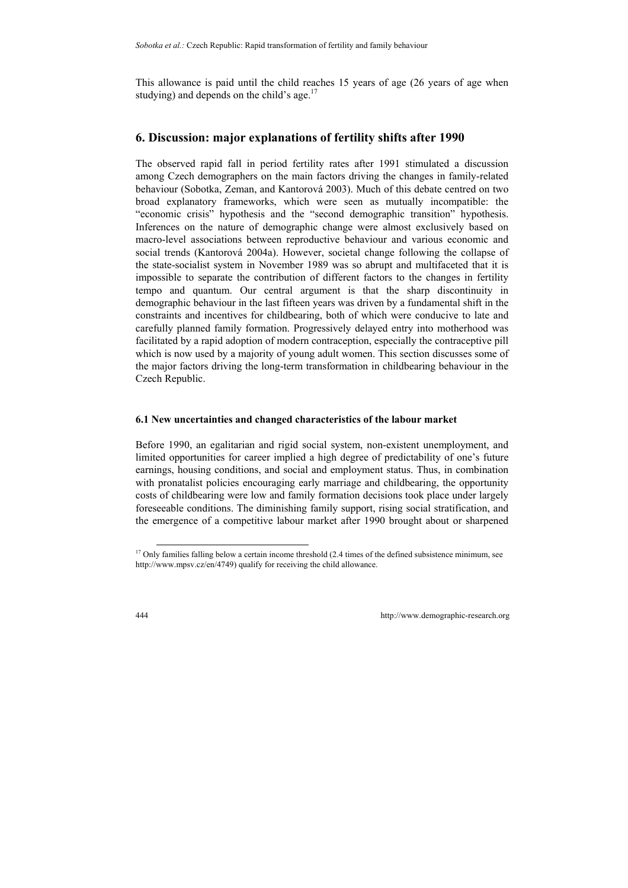This allowance is paid until the child reaches 15 years of age (26 years of age when studying) and depends on the child's age.[17]

## 6. Discussion: major explanations of fertility shifts after 1990

The observed rapid fall in period fertility rates after 1991 stimulated a discussion among Czech demographers on the main factors driving the changes in family-related behaviour (Sobotka, Zeman, and Kantorová 2003). Much of this debate centred on two broad explanatory frameworks, which were seen as mutually incompatible: the "economic crisis" hypothesis and the "second demographic transition" hypothesis. Inferences on the nature of demographic change were almost exclusively based on macro-level associations between reproductive behaviour and various economic and social trends (Kantorová 2004a). However, societal change following the collapse of the state-socialist system in November 1989 was so abrupt and multifaceted that it is impossible to separate the contribution of different factors to the changes in fertility tempo and quantum. Our central argument is that the sharp discontinuity in demographic behaviour in the last fifteen years was driven by a fundamental shift in the constraints and incentives for childbearing, both of which were conducive to late and carefully planned family formation. Progressively delayed entry into motherhood was facilitated by a rapid adoption of modern contraception, especially the contraceptive pill which is now used by a majority of young adult women. This section discusses some of the major factors driving the long-term transformation in childbearing behaviour in the Czech Republic.

### 6.1 New uncertainties and changed characteristics of the labour market

Before 1990, an egalitarian and rigid social system, non-existent unemployment, and limited opportunities for career implied a high degree of predictability of one's future earnings, housing conditions, and social and employment status. Thus, in combination with pronatalist policies encouraging early marriage and childbearing, the opportunity costs of childbearing were low and family formation decisions took place under largely foreseeable conditions. The diminishing family support, rising social stratification, and the emergence of a competitive labour market after 1990 brought about or sharpened

[17] Only families falling below a certain income threshold (2.4 times of the defined subsistence minimum, see http://www.mpsv.cz/en/4749) qualify for receiving the child allowance.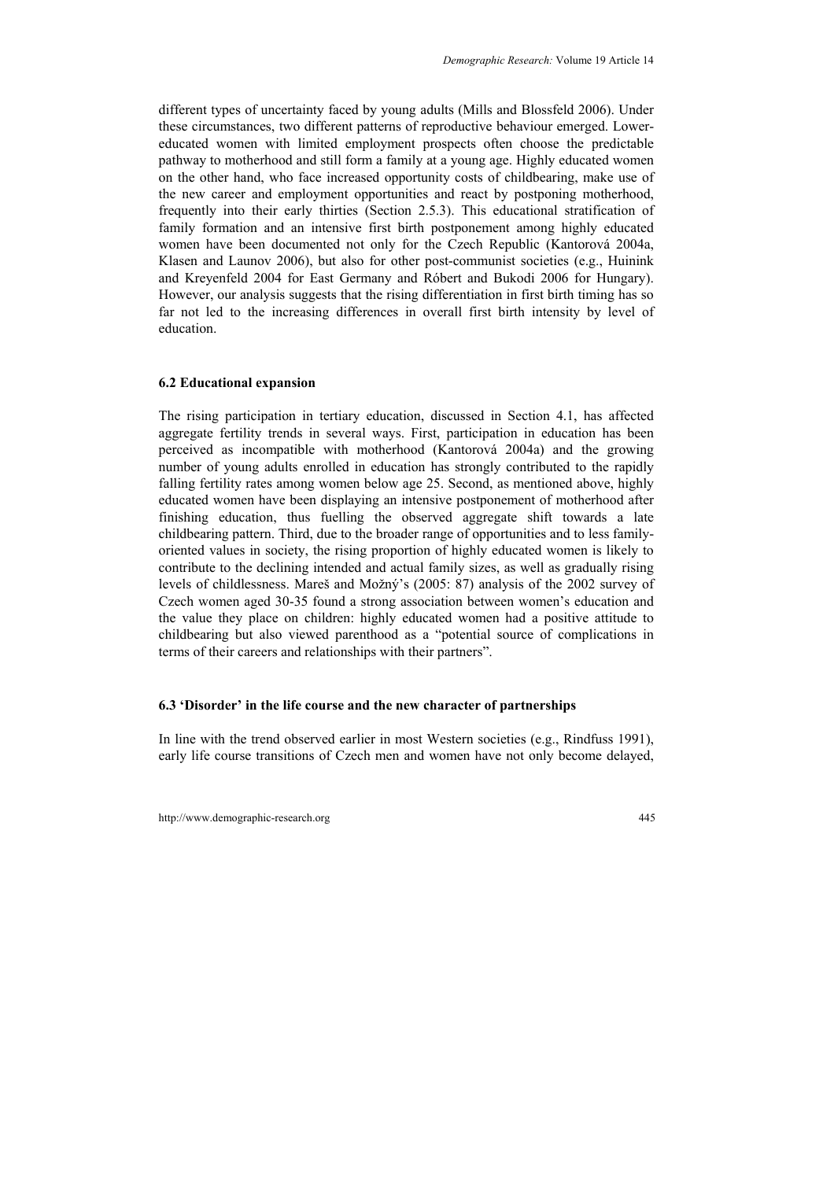different types of uncertainty faced by young adults (Mills and Blossfeld 2006). Under these circumstances, two different patterns of reproductive behaviour emerged. Lower-educated women with limited employment prospects often choose the predictable pathway to motherhood and still form a family at a young age. Highly educated women on the other hand, who face increased opportunity costs of childbearing, make use of the new career and employment opportunities and react by postponing motherhood, frequently into their early thirties (Section 2.5.3). This educational stratification of family formation and an intensive first birth postponement among highly educated women have been documented not only for the Czech Republic (Kantorová 2004a, Klasen and Launov 2006), but also for other post-communist societies (e.g., Huinink and Kreyenfeld 2004 for East Germany and Róbert and Bukodi 2006 for Hungary). However, our analysis suggests that the rising differentiation in first birth timing has so far not led to the increasing differences in overall first birth intensity by level of education.

### 6.2 Educational expansion

The rising participation in tertiary education, discussed in Section 4.1, has affected aggregate fertility trends in several ways. First, participation in education has been perceived as incompatible with motherhood (Kantorová 2004a) and the growing number of young adults enrolled in education has strongly contributed to the rapidly falling fertility rates among women below age 25. Second, as mentioned above, highly educated women have been displaying an intensive postponement of motherhood after finishing education, thus fuelling the observed aggregate shift towards a late childbearing pattern. Third, due to the broader range of opportunities and to less family-oriented values in society, the rising proportion of highly educated women is likely to contribute to the declining intended and actual family sizes, as well as gradually rising levels of childlessness. Mareš and Možný's (2005: 87) analysis of the 2002 survey of Czech women aged 30-35 found a strong association between women's education and the value they place on children: highly educated women had a positive attitude to childbearing but also viewed parenthood as a "potential source of complications in terms of their careers and relationships with their partners".

### 6.3 'Disorder' in the life course and the new character of partnerships

In line with the trend observed earlier in most Western societies (e.g., Rindfuss 1991), early life course transitions of Czech men and women have not only become delayed,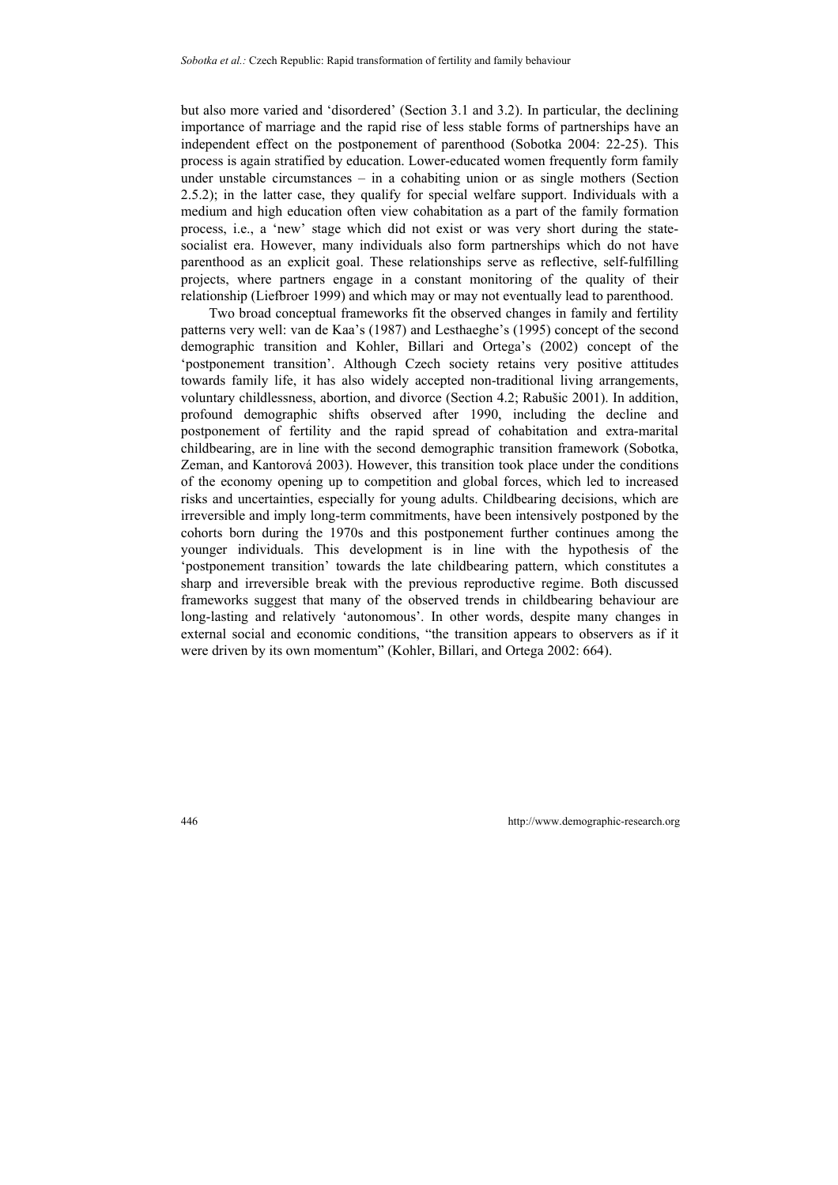but also more varied and 'disordered' (Section 3.1 and 3.2). In particular, the declining importance of marriage and the rapid rise of less stable forms of partnerships have an independent effect on the postponement of parenthood (Sobotka 2004: 22-25). This process is again stratified by education. Lower-educated women frequently form family under unstable circumstances – in a cohabiting union or as single mothers (Section 2.5.2); in the latter case, they qualify for special welfare support. Individuals with a medium and high education often view cohabitation as a part of the family formation process, i.e., a 'new' stage which did not exist or was very short during the state-socialist era. However, many individuals also form partnerships which do not have parenthood as an explicit goal. These relationships serve as reflective, self-fulfilling projects, where partners engage in a constant monitoring of the quality of their relationship (Liefbroer 1999) and which may or may not eventually lead to parenthood.

Two broad conceptual frameworks fit the observed changes in family and fertility patterns very well: van de Kaa's (1987) and Lesthaeghe's (1995) concept of the second demographic transition and Kohler, Billari and Ortega's (2002) concept of the 'postponement transition'. Although Czech society retains very positive attitudes towards family life, it has also widely accepted non-traditional living arrangements, voluntary childlessness, abortion, and divorce (Section 4.2; Rabušic 2001). In addition, profound demographic shifts observed after 1990, including the decline and postponement of fertility and the rapid spread of cohabitation and extra-marital childbearing, are in line with the second demographic transition framework (Sobotka, Zeman, and Kantorová 2003). However, this transition took place under the conditions of the economy opening up to competition and global forces, which led to increased risks and uncertainties, especially for young adults. Childbearing decisions, which are irreversible and imply long-term commitments, have been intensively postponed by the cohorts born during the 1970s and this postponement further continues among the younger individuals. This development is in line with the hypothesis of the 'postponement transition' towards the late childbearing pattern, which constitutes a sharp and irreversible break with the previous reproductive regime. Both discussed frameworks suggest that many of the observed trends in childbearing behaviour are long-lasting and relatively 'autonomous'. In other words, despite many changes in external social and economic conditions, "the transition appears to observers as if it were driven by its own momentum" (Kohler, Billari, and Ortega 2002: 664).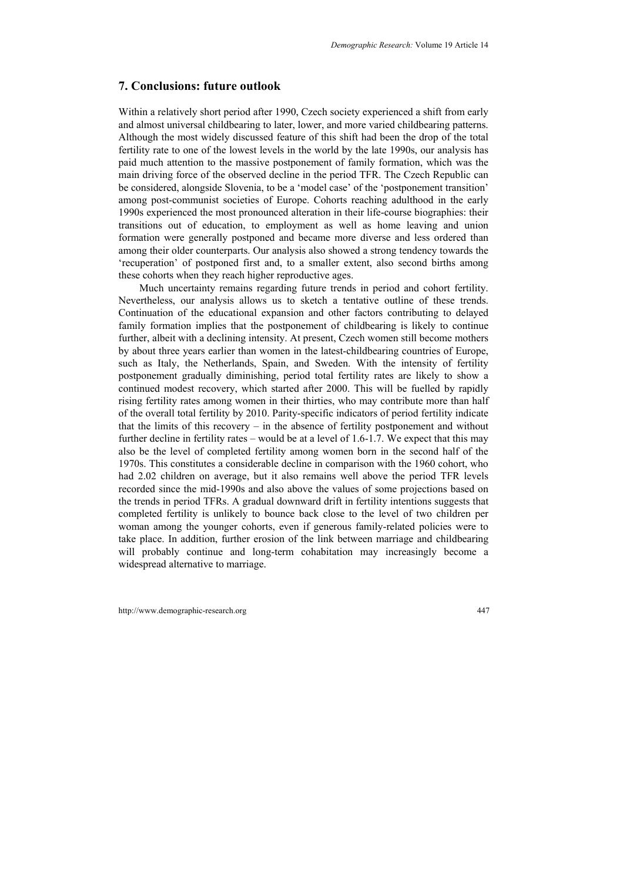## 7. Conclusions: future outlook

Within a relatively short period after 1990, Czech society experienced a shift from early and almost universal childbearing to later, lower, and more varied childbearing patterns. Although the most widely discussed feature of this shift had been the drop of the total fertility rate to one of the lowest levels in the world by the late 1990s, our analysis has paid much attention to the massive postponement of family formation, which was the main driving force of the observed decline in the period TFR. The Czech Republic can be considered, alongside Slovenia, to be a 'model case' of the 'postponement transition' among post-communist societies of Europe. Cohorts reaching adulthood in the early 1990s experienced the most pronounced alteration in their life-course biographies: their transitions out of education, to employment as well as home leaving and union formation were generally postponed and became more diverse and less ordered than among their older counterparts. Our analysis also showed a strong tendency towards the 'recuperation' of postponed first and, to a smaller extent, also second births among these cohorts when they reach higher reproductive ages.

Much uncertainty remains regarding future trends in period and cohort fertility. Nevertheless, our analysis allows us to sketch a tentative outline of these trends. Continuation of the educational expansion and other factors contributing to delayed family formation implies that the postponement of childbearing is likely to continue further, albeit with a declining intensity. At present, Czech women still become mothers by about three years earlier than women in the latest-childbearing countries of Europe, such as Italy, the Netherlands, Spain, and Sweden. With the intensity of fertility postponement gradually diminishing, period total fertility rates are likely to show a continued modest recovery, which started after 2000. This will be fuelled by rapidly rising fertility rates among women in their thirties, who may contribute more than half of the overall total fertility by 2010. Parity-specific indicators of period fertility indicate that the limits of this recovery – in the absence of fertility postponement and without further decline in fertility rates – would be at a level of 1.6-1.7. We expect that this may also be the level of completed fertility among women born in the second half of the 1970s. This constitutes a considerable decline in comparison with the 1960 cohort, who had 2.02 children on average, but it also remains well above the period TFR levels recorded since the mid-1990s and also above the values of some projections based on the trends in period TFRs. A gradual downward drift in fertility intentions suggests that completed fertility is unlikely to bounce back close to the level of two children per woman among the younger cohorts, even if generous family-related policies were to take place. In addition, further erosion of the link between marriage and childbearing will probably continue and long-term cohabitation may increasingly become a widespread alternative to marriage.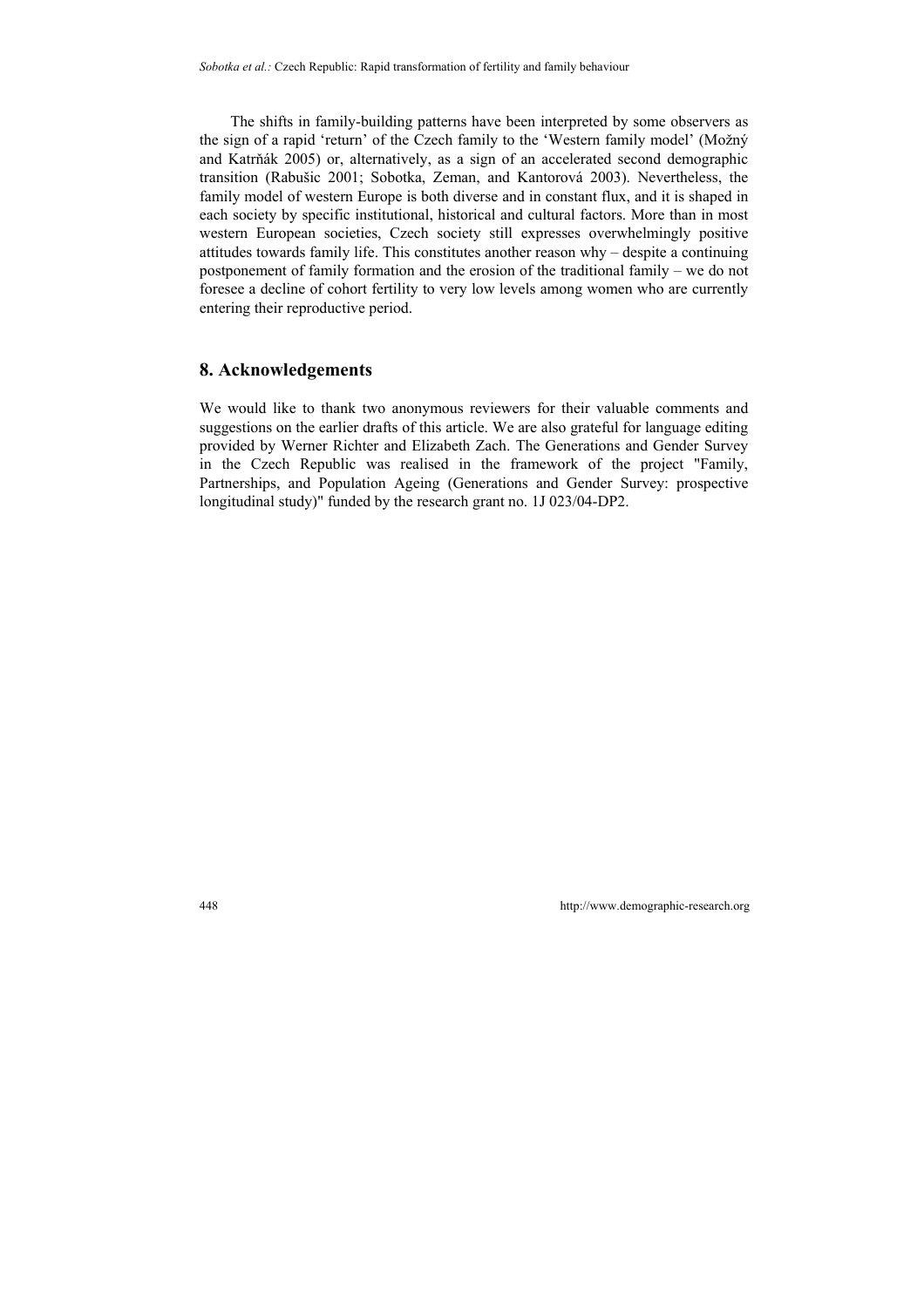The shifts in family-building patterns have been interpreted by some observers as the sign of a rapid 'return' of the Czech family to the 'Western family model' (Možný and Katrňák 2005) or, alternatively, as a sign of an accelerated second demographic transition (Rabušic 2001; Sobotka, Zeman, and Kantorová 2003). Nevertheless, the family model of western Europe is both diverse and in constant flux, and it is shaped in each society by specific institutional, historical and cultural factors. More than in most western European societies, Czech society still expresses overwhelmingly positive attitudes towards family life. This constitutes another reason why – despite a continuing postponement of family formation and the erosion of the traditional family – we do not foresee a decline of cohort fertility to very low levels among women who are currently entering their reproductive period.

## 8. Acknowledgements

We would like to thank two anonymous reviewers for their valuable comments and suggestions on the earlier drafts of this article. We are also grateful for language editing provided by Werner Richter and Elizabeth Zach. The Generations and Gender Survey in the Czech Republic was realised in the framework of the project "Family, Partnerships, and Population Ageing (Generations and Gender Survey: prospective longitudinal study)" funded by the research grant no. 1J 023/04-DP2.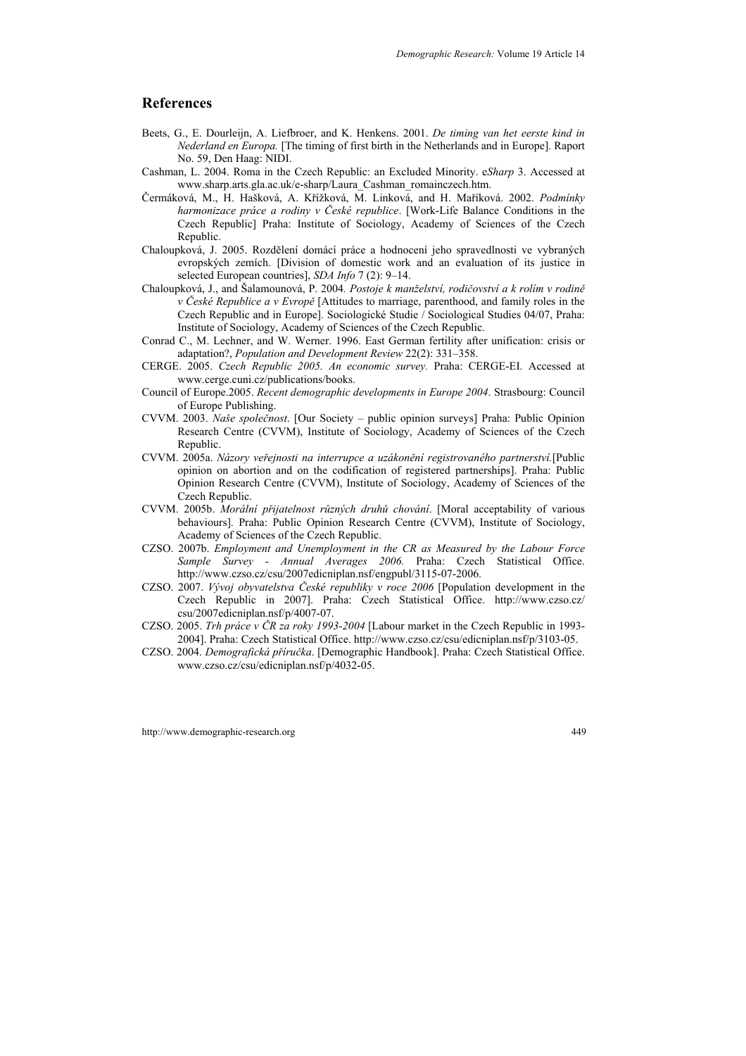## References

Beets, G., E. Dourleijn, A. Liefbroer, and K. Henkens. 2001. *De timing van het eerste kind in Nederland en Europa.* [The timing of first birth in the Netherlands and in Europe]. Raport No. 59, Den Haag: NIDI.

Cashman, L. 2004. Roma in the Czech Republic: an Excluded Minority. e*Sharp* 3. Accessed at www.sharp.arts.gla.ac.uk/e-sharp/Laura_Cashman_romainczech.htm.

Čermáková, M., H. Hašková, A. Křížková, M. Linková, and H. Maříková. 2002. *Podmínky harmonizace práce a rodiny v České republice*. [Work-Life Balance Conditions in the Czech Republic] Praha: Institute of Sociology, Academy of Sciences of the Czech Republic.

Chaloupková, J. 2005. Rozdělení domácí práce a hodnocení jeho spravedlnosti ve vybraných evropských zemích. [Division of domestic work and an evaluation of its justice in selected European countries], *SDA Info* 7 (2): 9–14.

Chaloupková, J., and Šalamounová, P. 2004*. Postoje k manželství, rodičovství a k rolím v rodině v České Republice a v Evropě* [Attitudes to marriage, parenthood, and family roles in the Czech Republic and in Europe]. Sociologické Studie / Sociological Studies 04/07, Praha: Institute of Sociology, Academy of Sciences of the Czech Republic.

Conrad C., M. Lechner, and W. Werner. 1996. East German fertility after unification: crisis or adaptation?, *Population and Development Review* 22(2): 331–358.

CERGE. 2005. *Czech Republic 2005. An economic survey.* Praha: CERGE-EI. Accessed at www.cerge.cuni.cz/publications/books.

Council of Europe.2005. *Recent demographic developments in Europe 2004*. Strasbourg: Council of Europe Publishing.

CVVM. 2003. *Naše společnost*. [Our Society – public opinion surveys] Praha: Public Opinion Research Centre (CVVM), Institute of Sociology, Academy of Sciences of the Czech Republic.

CVVM. 2005a. *Názory veřejnosti na interrupce a uzákonění registrovaného partnerství.*[Public opinion on abortion and on the codification of registered partnerships]. Praha: Public Opinion Research Centre (CVVM), Institute of Sociology, Academy of Sciences of the Czech Republic.

CVVM. 2005b. *Morální přijatelnost různých druhů chování*. [Moral acceptability of various behaviours]. Praha: Public Opinion Research Centre (CVVM), Institute of Sociology, Academy of Sciences of the Czech Republic.

CZSO. 2007b. *Employment and Unemployment in the CR as Measured by the Labour Force Sample Survey - Annual Averages 2006.* Praha: Czech Statistical Office. http://www.czso.cz/csu/2007edicniplan.nsf/engpubl/3115-07-2006.

CZSO. 2007. *Vývoj obyvatelstva České republiky v roce 2006* [Population development in the Czech Republic in 2007]. Praha: Czech Statistical Office. http://www.czso.cz/csu/2007edicniplan.nsf/p/4007-07.

CZSO. 2005. *Trh práce v ČR za roky 1993-2004* [Labour market in the Czech Republic in 1993-2004]. Praha: Czech Statistical Office. http://www.czso.cz/csu/edicniplan.nsf/p/3103-05.

CZSO. 2004. *Demografická příručka*. [Demographic Handbook]. Praha: Czech Statistical Office. www.czso.cz/csu/edicniplan.nsf/p/4032-05.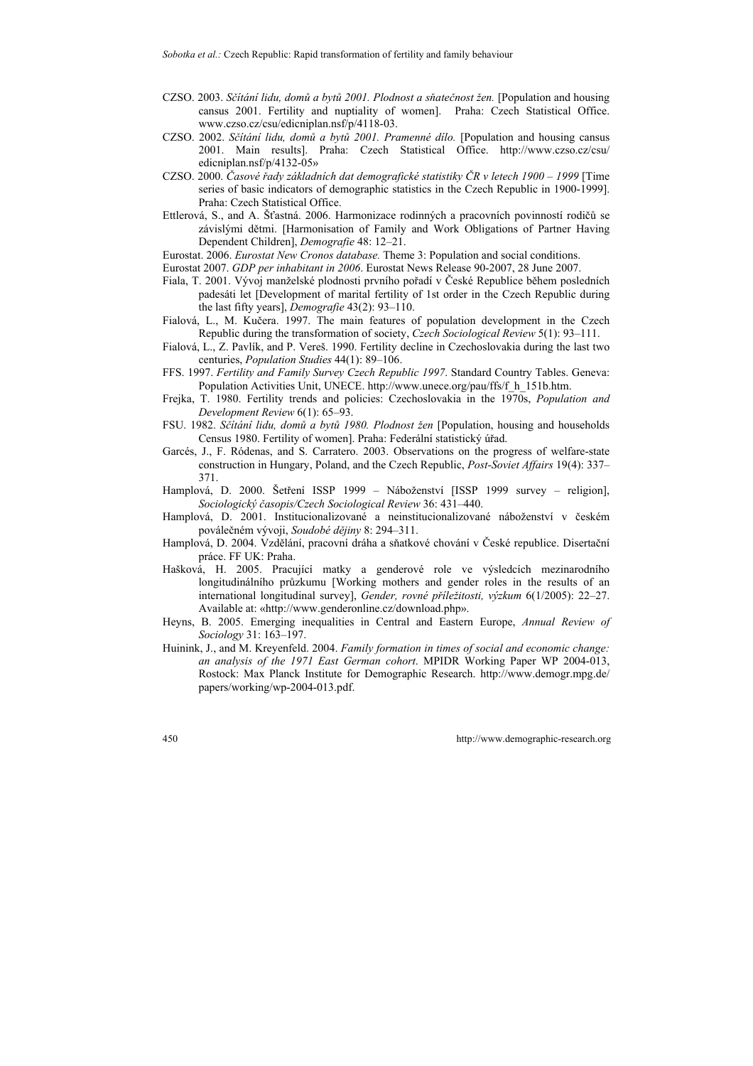CZSO. 2003. *Sčítání lidu, domů a bytů 2001. Plodnost a sňatečnost žen.* [Population and housing cansus 2001. Fertility and nuptiality of women]. Praha: Czech Statistical Office. www.czso.cz/csu/edicniplan.nsf/p/4118-03.

CZSO. 2002. *Sčítání lidu, domů a bytů 2001. Pramenné dílo.* [Population and housing cansus 2001. Main results]. Praha: Czech Statistical Office. http://www.czso.cz/csu/edicniplan.nsf/p/4132-05»

CZSO. 2000. *Časové řady základních dat demografické statistiky ČR v letech 1900 – 1999* [Time series of basic indicators of demographic statistics in the Czech Republic in 1900-1999]. Praha: Czech Statistical Office.

Ettlerová, S., and A. Šťastná. 2006. Harmonizace rodinných a pracovních povinností rodičů se závislými dětmi. [Harmonisation of Family and Work Obligations of Partner Having Dependent Children], *Demografie* 48: 12–21.

Eurostat. 2006. *Eurostat New Cronos database.* Theme 3: Population and social conditions.

Eurostat 2007. *GDP per inhabitant in 2006*. Eurostat News Release 90-2007, 28 June 2007.

Fiala, T. 2001. Vývoj manželské plodnosti prvního pořadí v České Republice během posledních padesáti let [Development of marital fertility of 1st order in the Czech Republic during the last fifty years], *Demografie* 43(2): 93–110.

Fialová, L., M. Kučera. 1997. The main features of population development in the Czech Republic during the transformation of society, *Czech Sociological Review* 5(1): 93–111.

Fialová, L., Z. Pavlík, and P. Vereš. 1990. Fertility decline in Czechoslovakia during the last two centuries, *Population Studies* 44(1): 89–106.

FFS. 1997. *Fertility and Family Survey Czech Republic 1997*. Standard Country Tables. Geneva: Population Activities Unit, UNECE. http://www.unece.org/pau/ffs/f_h_151b.htm.

Frejka, T. 1980. Fertility trends and policies: Czechoslovakia in the 1970s, *Population and Development Review* 6(1): 65–93.

FSU. 1982. *Sčítání lidu, domů a bytů 1980. Plodnost žen* [Population, housing and households Census 1980. Fertility of women]. Praha: Federální statistický úřad.

Garcés, J., F. Ródenas, and S. Carratero. 2003. Observations on the progress of welfare-state construction in Hungary, Poland, and the Czech Republic, *Post-Soviet Affairs* 19(4): 337–371.

Hamplová, D. 2000. Šetření ISSP 1999 – Náboženství [ISSP 1999 survey – religion], *Sociologický časopis/Czech Sociological Review* 36: 431–440.

Hamplová, D. 2001. Institucionalizované a neinstitucionalizované náboženství v českém poválečném vývoji, *Soudobé dějiny* 8: 294–311.

Hamplová, D. 2004. Vzdělání, pracovní dráha a sňatkové chování v České republice. Disertační práce. FF UK: Praha.

Hašková, H. 2005. Pracující matky a genderové role ve výsledcích mezinarodního longitudinálního průzkumu [Working mothers and gender roles in the results of an international longitudinal survey], *Gender, rovné příležitosti, výzkum* 6(1/2005): 22–27. Available at: «http://www.genderonline.cz/download.php».

Heyns, B. 2005. Emerging inequalities in Central and Eastern Europe, *Annual Review of Sociology* 31: 163–197.

Huinink, J., and M. Kreyenfeld. 2004. *Family formation in times of social and economic change: an analysis of the 1971 East German cohort*. MPIDR Working Paper WP 2004-013, Rostock: Max Planck Institute for Demographic Research. http://www.demogr.mpg.de/papers/working/wp-2004-013.pdf.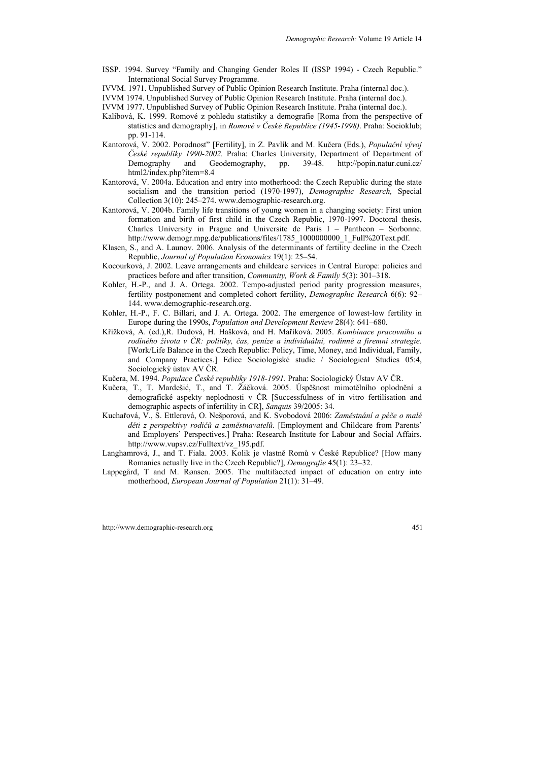ISSP. 1994. Survey "Family and Changing Gender Roles II (ISSP 1994) - Czech Republic." International Social Survey Programme.

IVVM. 1971. Unpublished Survey of Public Opinion Research Institute. Praha (internal doc.).

IVVM 1974. Unpublished Survey of Public Opinion Research Institute. Praha (internal doc.).

IVVM 1977. Unpublished Survey of Public Opinion Research Institute. Praha (internal doc.).

Kalibová, K. 1999. Romové z pohledu statistiky a demografie [Roma from the perspective of statistics and demography], in *Romové v České Republice (1945-1998)*. Praha: Socioklub; pp. 91-114.

Kantorová, V. 2002. Porodnost" [Fertility], in Z. Pavlík and M. Kučera (Eds.), *Populační vývoj České republiky 1990-2002.* Praha: Charles University, Department of Department of Demography and Geodemography, pp. 39-48. http://popin.natur.cuni.cz/html2/index.php?item=8.4

Kantorová, V. 2004a. Education and entry into motherhood: the Czech Republic during the state socialism and the transition period (1970-1997), *Demographic Research,* Special Collection 3(10): 245–274. www.demographic-research.org.

Kantorová, V. 2004b. Family life transitions of young women in a changing society: First union formation and birth of first child in the Czech Republic, 1970-1997. Doctoral thesis, Charles University in Prague and Universite de Paris I – Pantheon – Sorbonne. http://www.demogr.mpg.de/publications/files/1785_1000000000_1_Full%20Text.pdf.

Klasen, S., and A. Launov. 2006. Analysis of the determinants of fertility decline in the Czech Republic, *Journal of Population Economics* 19(1): 25–54.

Kocourková, J. 2002. Leave arrangements and childcare services in Central Europe: policies and practices before and after transition, *Community, Work & Family* 5(3): 301–318.

Kohler, H.-P., and J. A. Ortega. 2002. Tempo-adjusted period parity progression measures, fertility postponement and completed cohort fertility, *Demographic Research* 6(6): 92–144. www.demographic-research.org.

Kohler, H.-P., F. C. Billari, and J. A. Ortega. 2002. The emergence of lowest-low fertility in Europe during the 1990s, *Population and Development Review* 28(4): 641–680.

Křížková, A. (ed.),R. Dudová, H. Hašková, and H. Maříková. 2005. *Kombinace pracovního a rodiného života v ČR: politiky, čas, peníze a individuální, rodinné a firemní strategie.* [Work/Life Balance in the Czech Republic: Policy, Time, Money, and Individual, Family, and Company Practices.] Edice Sociologiské studie / Sociological Studies 05:4, Sociologický ústav AV ČR.

Kučera, M. 1994. *Populace České republiky 1918-1991.* Praha: Sociologický Ústav AV ČR.

Kučera, T., T. Mardešić, T., and T. Žáčková. 2005. Úspěšnost mimotělního oplodnění a demografické aspekty neplodnosti v ČR [Successfulness of in vitro fertilisation and demographic aspects of infertility in CR], *Sanquis* 39/2005: 34.

Kuchařová, V., S. Ettlerová, O. Nešporová, and K. Svobodová 2006: *Zaměstnání a péče o malé děti z perspektivy rodičů a zaměstnavatelů*. [Employment and Childcare from Parents' and Employers' Perspectives.] Praha: Research Institute for Labour and Social Affairs. http://www.vupsv.cz/Fulltext/vz_195.pdf.

Langhamrová, J., and T. Fiala. 2003. Kolik je vlastně Romů v České Republice? [How many Romanies actually live in the Czech Republic?], *Demografie* 45(1): 23–32.

Lappegård, T and M. Rønsen. 2005. The multifaceted impact of education on entry into motherhood, *European Journal of Population* 21(1): 31–49.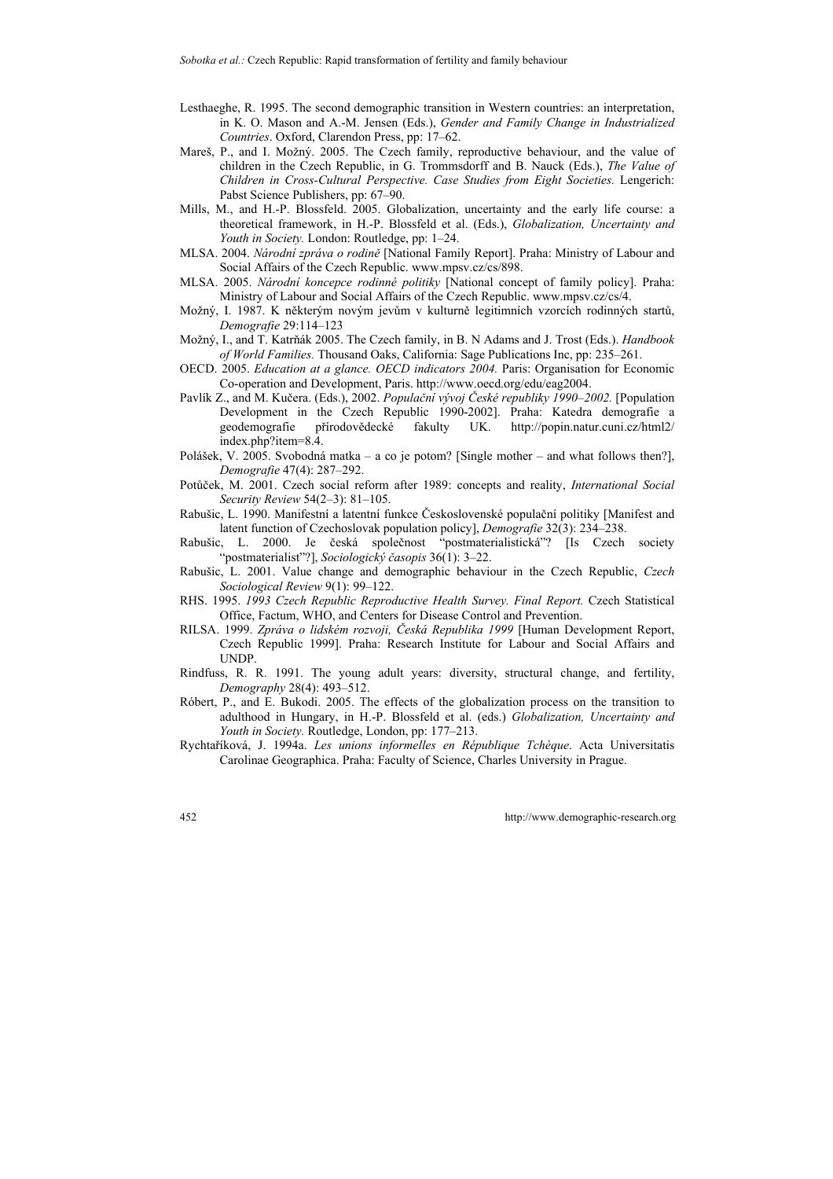Lesthaeghe, R. 1995. The second demographic transition in Western countries: an interpretation, in K. O. Mason and A.-M. Jensen (Eds.), *Gender and Family Change in Industrialized Countries*. Oxford, Clarendon Press, pp: 17–62.

Mareš, P., and I. Možný. 2005. The Czech family, reproductive behaviour, and the value of children in the Czech Republic, in G. Trommsdorff and B. Nauck (Eds.), *The Value of Children in Cross-Cultural Perspective. Case Studies from Eight Societies.* Lengerich: Pabst Science Publishers, pp: 67–90.

Mills, M., and H.-P. Blossfeld. 2005. Globalization, uncertainty and the early life course: a theoretical framework, in H.-P. Blossfeld et al. (Eds.), *Globalization, Uncertainty and Youth in Society.* London: Routledge, pp: 1–24.

MLSA. 2004. *Národní zpráva o rodině* [National Family Report]. Praha: Ministry of Labour and Social Affairs of the Czech Republic. www.mpsv.cz/cs/898.

MLSA. 2005. *Národní koncepce rodinné politiky* [National concept of family policy]. Praha: Ministry of Labour and Social Affairs of the Czech Republic. www.mpsv.cz/cs/4.

Možný, I. 1987. K některým novým jevům v kulturně legitimních vzorcích rodinných startů, *Demografie* 29:114–123

Možný, I., and T. Katrňák 2005. The Czech family, in B. N Adams and J. Trost (Eds.). *Handbook of World Families.* Thousand Oaks, California: Sage Publications Inc, pp: 235–261.

OECD. 2005. *Education at a glance. OECD indicators 2004.* Paris: Organisation for Economic Co-operation and Development, Paris. http://www.oecd.org/edu/eag2004.

Pavlík Z., and M. Kučera. (Eds.), 2002. *Populační vývoj České republiky 1990–2002.* [Population Development in the Czech Republic 1990-2002]. Praha: Katedra demografie a geodemografie přírodovědecké fakulty UK. http://popin.natur.cuni.cz/html2/index.php?item=8.4.

Polášek, V. 2005. Svobodná matka – a co je potom? [Single mother – and what follows then?], *Demografie* 47(4): 287–292.

Potůček, M. 2001. Czech social reform after 1989: concepts and reality, *International Social Security Review* 54(2–3): 81–105.

Rabušic, L. 1990. Manifestní a latentní funkce Československé populační politiky [Manifest and latent function of Czechoslovak population policy], *Demografie* 32(3): 234–238.

Rabušic, L. 2000. Je česká společnost "postmaterialistická"? [Is Czech society "postmaterialist"?], *Sociologický časopis* 36(1): 3–22.

Rabušic, L. 2001. Value change and demographic behaviour in the Czech Republic, *Czech Sociological Review* 9(1): 99–122.

RHS. 1995. *1993 Czech Republic Reproductive Health Survey. Final Report.* Czech Statistical Office, Factum, WHO, and Centers for Disease Control and Prevention.

RILSA. 1999. *Zpráva o lidském rozvoji, Česká Republika 1999* [Human Development Report, Czech Republic 1999]. Praha: Research Institute for Labour and Social Affairs and UNDP.

Rindfuss, R. R. 1991. The young adult years: diversity, structural change, and fertility, *Demography* 28(4): 493–512.

Róbert, P., and E. Bukodi. 2005. The effects of the globalization process on the transition to adulthood in Hungary, in H.-P. Blossfeld et al. (eds.) *Globalization, Uncertainty and Youth in Society.* Routledge, London, pp: 177–213.

Rychtaříková, J. 1994a. *Les unions informelles en République Tchèque*. Acta Universitatis Carolinae Geographica. Praha: Faculty of Science, Charles University in Prague.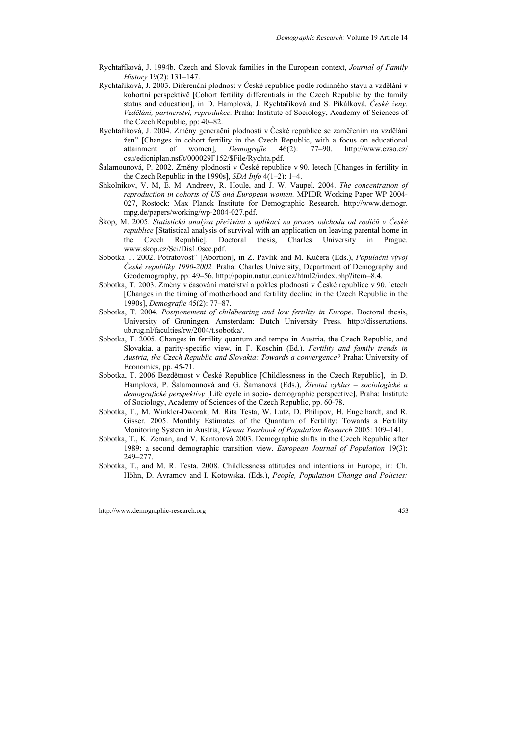Rychtaříková, J. 1994b. Czech and Slovak families in the European context, *Journal of Family History* 19(2): 131–147.

Rychtaříková, J. 2003. Diferenční plodnost v České republice podle rodinného stavu a vzdělání v kohortní perspektivě [Cohort fertility differentials in the Czech Republic by the family status and education], in D. Hamplová, J. Rychtaříková and S. Pikálková. *České ženy. Vzdělání, partnerství, reprodukce.* Praha: Institute of Sociology, Academy of Sciences of the Czech Republic, pp: 40–82.

Rychtaříková, J. 2004. Změny generační plodnosti v České republice se zaměřením na vzdělání žen" [Changes in cohort fertility in the Czech Republic, with a focus on educational attainment of women], *Demografie* 46(2): 77–90. http://www.czso.cz/csu/edicniplan.nsf/t/000029F152/$File/Rychta.pdf.

Šalamounová, P. 2002. Změny plodnosti v České republice v 90. letech [Changes in fertility in the Czech Republic in the 1990s], *SDA Info* 4(1–2): 1–4.

Shkolnikov, V. M, E. M. Andreev, R. Houle, and J. W. Vaupel. 2004. *The concentration of reproduction in cohorts of US and European women.* MPIDR Working Paper WP 2004-027, Rostock: Max Planck Institute for Demographic Research. http://www.demogr.mpg.de/papers/working/wp-2004-027.pdf.

Škop, M. 2005. *Statistická analýza přežívání s aplikací na proces odchodu od rodičů v České republice* [Statistical analysis of survival with an application on leaving parental home in the Czech Republic]. Doctoral thesis, Charles University in Prague. www.skop.cz/Sci/Dis1.0sec.pdf.

Sobotka T. 2002. Potratovost" [Abortion], in Z. Pavlík and M. Kučera (Eds.), *Populační vývoj České republiky 1990-2002.* Praha: Charles University, Department of Demography and Geodemography, pp: 49–56. http://popin.natur.cuni.cz/html2/index.php?item=8.4.

Sobotka, T. 2003. Změny v časování mateřství a pokles plodnosti v České republice v 90. letech [Changes in the timing of motherhood and fertility decline in the Czech Republic in the 1990s], *Demografie* 45(2): 77–87.

Sobotka, T. 2004. *Postponement of childbearing and low fertility in Europe*. Doctoral thesis, University of Groningen. Amsterdam: Dutch University Press. http://dissertations.ub.rug.nl/faculties/rw/2004/t.sobotka/.

Sobotka, T. 2005. Changes in fertility quantum and tempo in Austria, the Czech Republic, and Slovakia. a parity-specific view, in F. Koschin (Ed.). *Fertility and family trends in Austria, the Czech Republic and Slovakia: Towards a convergence?* Praha: University of Economics, pp. 45-71.

Sobotka, T. 2006 Bezdětnost v České Republice [Childlessness in the Czech Republic], in D. Hamplová, P. Šalamounová and G. Šamanová (Eds.), *Životní cyklus – sociologické a demografické perspektivy* [Life cycle in socio- demographic perspective], Praha: Institute of Sociology, Academy of Sciences of the Czech Republic, pp. 60-78.

Sobotka, T., M. Winkler-Dworak, M. Rita Testa, W. Lutz, D. Philipov, H. Engelhardt, and R. Gisser. 2005. Monthly Estimates of the Quantum of Fertility: Towards a Fertility Monitoring System in Austria, *Vienna Yearbook of Population Research* 2005: 109–141.

Sobotka, T., K. Zeman, and V. Kantorová 2003. Demographic shifts in the Czech Republic after 1989: a second demographic transition view. *European Journal of Population* 19(3): 249–277.

Sobotka, T., and M. R. Testa. 2008. Childlessness attitudes and intentions in Europe, in: Ch. Höhn, D. Avramov and I. Kotowska. (Eds.), *People, Population Change and Policies:*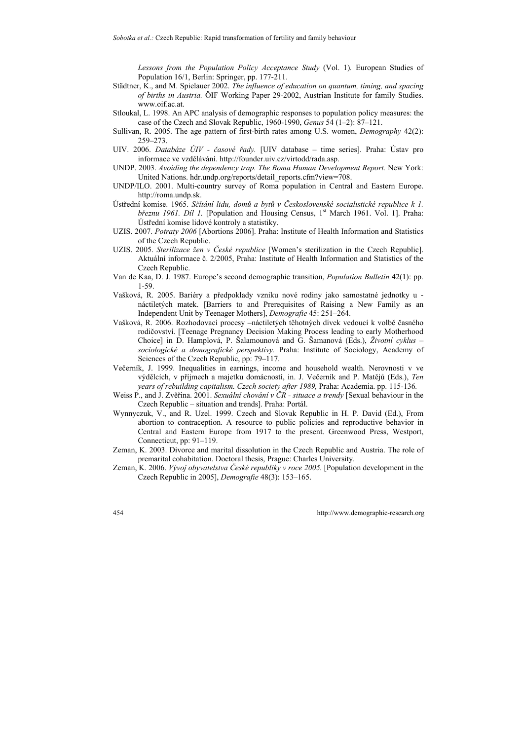*Lessons from the Population Policy Acceptance Study* (Vol. 1)*.* European Studies of Population 16/1, Berlin: Springer, pp. 177-211.

Städtner, K., and M. Spielauer 2002. *The influence of education on quantum, timing, and spacing of births in Austria.* ÖIF Working Paper 29-2002, Austrian Institute for family Studies. www.oif.ac.at.

Stloukal, L. 1998. An APC analysis of demographic responses to population policy measures: the case of the Czech and Slovak Republic, 1960-1990, *Genus* 54 (1–2): 87–121.

Sullivan, R. 2005. The age pattern of first-birth rates among U.S. women, *Demography* 42(2): 259–273.

UIV. 2006. *Databáze ÚIV - časové řady.* [UIV database – time series]. Praha: Ústav pro informace ve vzdělávání. http://founder.uiv.cz/virtodd/rada.asp.

UNDP. 2003. *Avoiding the dependency trap. The Roma Human Development Report.* New York: United Nations. hdr.undp.org/reports/detail_reports.cfm?view=708.

UNDP/ILO. 2001. Multi-country survey of Roma population in Central and Eastern Europe. http://roma.undp.sk.

Ústřední komise. 1965. *Sčítání lidu, domů a bytů v Československé socialistické republice k 1. březnu 1961. Díl 1.* [Population and Housing Census, 1st March 1961. Vol. 1]. Praha: Ústřední komise lidové kontroly a statistiky.

UZIS. 2007. *Potraty 2006* [Abortions 2006]. Praha: Institute of Health Information and Statistics of the Czech Republic.

UZIS. 2005. *Sterilizace žen v České republice* [Women's sterilization in the Czech Republic]. Aktuální informace č. 2/2005, Praha: Institute of Health Information and Statistics of the Czech Republic.

Van de Kaa, D. J. 1987. Europe's second demographic transition, *Population Bulletin* 42(1): pp. 1-59.

Vašková, R. 2005. Bariéry a předpoklady vzniku nové rodiny jako samostatné jednotky u - náctiletých matek. [Barriers to and Prerequisites of Raising a New Family as an Independent Unit by Teenager Mothers], *Demografie* 45: 251–264.

Vašková, R. 2006. Rozhodovací procesy –náctiletých těhotných dívek vedoucí k volbě časného rodičovství. [Teenage Pregnancy Decision Making Process leading to early Motherhood Choice] in D. Hamplová, P. Šalamounová and G. Šamanová (Eds.), *Životní cyklus – sociologické a demografické perspektivy.* Praha: Institute of Sociology, Academy of Sciences of the Czech Republic, pp: 79–117.

Večerník, J. 1999. Inequalities in earnings, income and household wealth. Nerovnosti v ve výdělcích, v příjmech a majetku domácností, in. J. Večerník and P. Matějů (Eds.), *Ten years of rebuilding capitalism. Czech society after 1989,* Praha: Academia. pp. 115-136*.*

Weiss P., and J. Zvěřina. 2001. *Sexuální chování v ČR - situace a trendy* [Sexual behaviour in the Czech Republic – situation and trends]. Praha: Portál.

Wynnyczuk, V., and R. Uzel. 1999. Czech and Slovak Republic in H. P. David (Ed.), From abortion to contraception. A resource to public policies and reproductive behavior in Central and Eastern Europe from 1917 to the present. Greenwood Press, Westport, Connecticut, pp: 91–119.

Zeman, K. 2003. Divorce and marital dissolution in the Czech Republic and Austria. The role of premarital cohabitation. Doctoral thesis, Prague: Charles University.

Zeman, K. 2006. *Vývoj obyvatelstva České republiky v roce 2005.* [Population development in the Czech Republic in 2005], *Demografie* 48(3): 153–165.